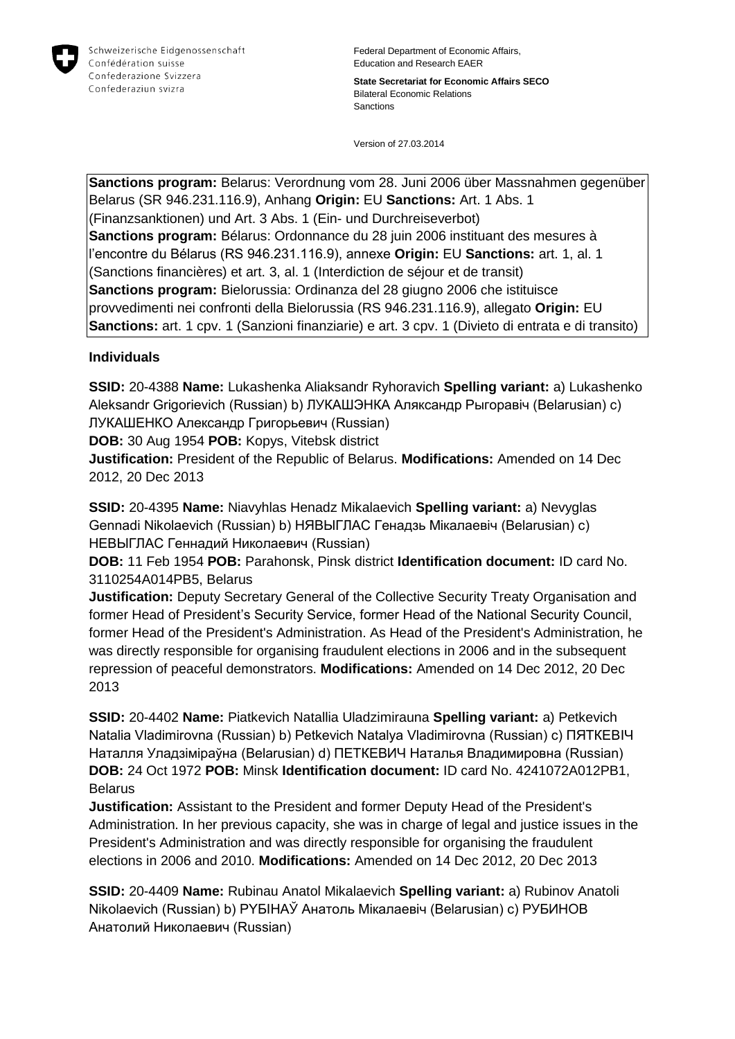Schweizerische Eidgenossenschaft
Confédération suisse
Confederazione Svizzera
Confederaziun svizra

Federal Department of Economic Affairs, Education and Research EAER

**State Secretariat for Economic Affairs SECO**
Bilateral Economic Relations
Sanctions

Version of 27.03.2014

**Sanctions program:** Belarus: Verordnung vom 28. Juni 2006 über Massnahmen gegenüber Belarus (SR 946.231.116.9), Anhang **Origin:** EU **Sanctions:** Art. 1 Abs. 1 (Finanzsanktionen) und Art. 3 Abs. 1 (Ein- und Durchreiseverbot)
**Sanctions program:** Bélarus: Ordonnance du 28 juin 2006 instituant des mesures à l'encontre du Bélarus (RS 946.231.116.9), annexe **Origin:** EU **Sanctions:** art. 1, al. 1 (Sanctions financières) et art. 3, al. 1 (Interdiction de séjour et de transit)
**Sanctions program:** Bielorussia: Ordinanza del 28 giugno 2006 che istituisce provvedimenti nei confronti della Bielorussia (RS 946.231.116.9), allegato **Origin:** EU **Sanctions:** art. 1 cpv. 1 (Sanzioni finanziarie) e art. 3 cpv. 1 (Divieto di entrata e di transito)

**Individuals**

**SSID:** 20-4388 **Name:** Lukashenka Aliaksandr Ryhoravich **Spelling variant:** a) Lukashenko Aleksandr Grigorievich (Russian) b) ЛУКАШЭНКА Аляксандр Рыгоравіч (Belarusian) c) ЛУКАШЕНКО Александр Григорьевич (Russian)
**DOB:** 30 Aug 1954 **POB:** Kopys, Vitebsk district
**Justification:** President of the Republic of Belarus. **Modifications:** Amended on 14 Dec 2012, 20 Dec 2013

**SSID:** 20-4395 **Name:** Niavyhlas Henadz Mikalaevich **Spelling variant:** a) Nevyglas Gennadi Nikolaevich (Russian) b) НЯВЫГЛАС Генадзь Мікалаевіч (Belarusian) c) НЕВЫГЛАС Геннадий Николаевич (Russian)
**DOB:** 11 Feb 1954 **POB:** Parahonsk, Pinsk district **Identification document:** ID card No. 3110254A014PB5, Belarus
**Justification:** Deputy Secretary General of the Collective Security Treaty Organisation and former Head of President's Security Service, former Head of the National Security Council, former Head of the President's Administration. As Head of the President's Administration, he was directly responsible for organising fraudulent elections in 2006 and in the subsequent repression of peaceful demonstrators. **Modifications:** Amended on 14 Dec 2012, 20 Dec 2013

**SSID:** 20-4402 **Name:** Piatkevich Natallia Uladzimirauna **Spelling variant:** a) Petkevich Natalia Vladimirovna (Russian) b) Petkevich Natalya Vladimirovna (Russian) c) ПЯТКЕВІЧ Наталля Уладзіміраўна (Belarusian) d) ПЕТКЕВИЧ Наталья Владимировна (Russian)
**DOB:** 24 Oct 1972 **POB:** Minsk **Identification document:** ID card No. 4241072A012PB1, Belarus
**Justification:** Assistant to the President and former Deputy Head of the President's Administration. In her previous capacity, she was in charge of legal and justice issues in the President's Administration and was directly responsible for organising the fraudulent elections in 2006 and 2010. **Modifications:** Amended on 14 Dec 2012, 20 Dec 2013

**SSID:** 20-4409 **Name:** Rubinau Anatol Mikalaevich **Spelling variant:** a) Rubinov Anatoli Nikolaevich (Russian) b) РУБІНАЎ Анатоль Мікалаевіч (Belarusian) c) РУБИНОВ Анатолий Николаевич (Russian)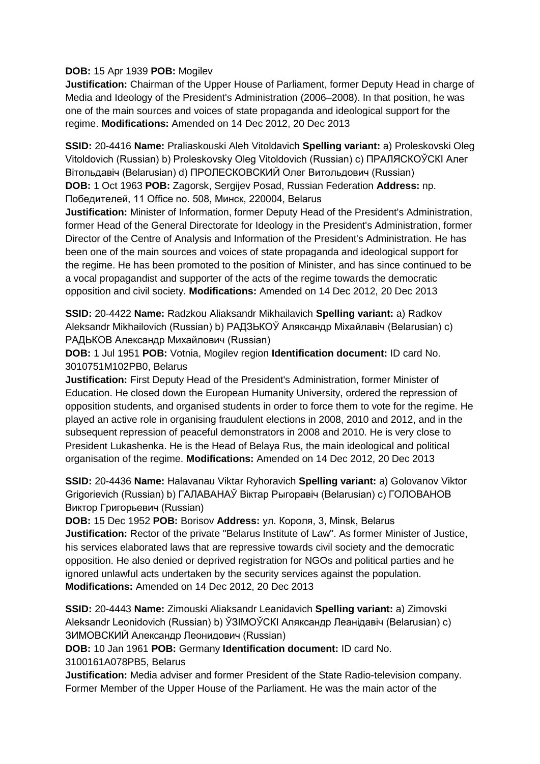**DOB:** 15 Apr 1939 **POB:** Mogilev
**Justification:** Chairman of the Upper House of Parliament, former Deputy Head in charge of Media and Ideology of the President's Administration (2006–2008). In that position, he was one of the main sources and voices of state propaganda and ideological support for the regime. **Modifications:** Amended on 14 Dec 2012, 20 Dec 2013

**SSID:** 20-4416 **Name:** Praliaskouski Aleh Vitoldavich **Spelling variant:** a) Proleskovski Oleg Vitoldovich (Russian) b) Proleskovsky Oleg Vitoldovich (Russian) c) ПРАЛЯСКОЎСКІ Алег Вітольдавіч (Belarusian) d) ПРОЛЕСКОВСКИЙ Олег Витольдович (Russian)
**DOB:** 1 Oct 1963 **POB:** Zagorsk, Sergijev Posad, Russian Federation **Address:** пр. Победителей, 11 Office no. 508, Минск, 220004, Belarus
**Justification:** Minister of Information, former Deputy Head of the President's Administration, former Head of the General Directorate for Ideology in the President's Administration, former Director of the Centre of Analysis and Information of the President's Administration. He has been one of the main sources and voices of state propaganda and ideological support for the regime. He has been promoted to the position of Minister, and has since continued to be a vocal propagandist and supporter of the acts of the regime towards the democratic opposition and civil society. **Modifications:** Amended on 14 Dec 2012, 20 Dec 2013

**SSID:** 20-4422 **Name:** Radzkou Aliaksandr Mikhailavich **Spelling variant:** a) Radkov Aleksandr Mikhailovich (Russian) b) РАДЗЬКОЎ Аляксандр Міхайлавіч (Belarusian) c) РАДЬКОВ Александр Михайлович (Russian)
**DOB:** 1 Jul 1951 **POB:** Votnia, Mogilev region **Identification document:** ID card No. 3010751M102PB0, Belarus
**Justification:** First Deputy Head of the President's Administration, former Minister of Education. He closed down the European Humanity University, ordered the repression of opposition students, and organised students in order to force them to vote for the regime. He played an active role in organising fraudulent elections in 2008, 2010 and 2012, and in the subsequent repression of peaceful demonstrators in 2008 and 2010. He is very close to President Lukashenka. He is the Head of Belaya Rus, the main ideological and political organisation of the regime. **Modifications:** Amended on 14 Dec 2012, 20 Dec 2013

**SSID:** 20-4436 **Name:** Halavanau Viktar Ryhoravich **Spelling variant:** a) Golovanov Viktor Grigorievich (Russian) b) ГАЛАВАНАЎ Віктар Рыгоравіч (Belarusian) c) ГОЛОВАНОВ Виктор Григорьевич (Russian)
**DOB:** 15 Dec 1952 **POB:** Borisov **Address:** ул. Короля, 3, Minsk, Belarus
**Justification:** Rector of the private "Belarus Institute of Law". As former Minister of Justice, his services elaborated laws that are repressive towards civil society and the democratic opposition. He also denied or deprived registration for NGOs and political parties and he ignored unlawful acts undertaken by the security services against the population. **Modifications:** Amended on 14 Dec 2012, 20 Dec 2013

**SSID:** 20-4443 **Name:** Zimouski Aliaksandr Leanidavich **Spelling variant:** a) Zimovski Aleksandr Leonidovich (Russian) b) ЎЗІМОЎСКІ Аляксандр Леанідавіч (Belarusian) c) ЗИМОВСКИЙ Александр Леонидович (Russian)
**DOB:** 10 Jan 1961 **POB:** Germany **Identification document:** ID card No. 3100161A078PB5, Belarus
**Justification:** Media adviser and former President of the State Radio-television company. Former Member of the Upper House of the Parliament. He was the main actor of the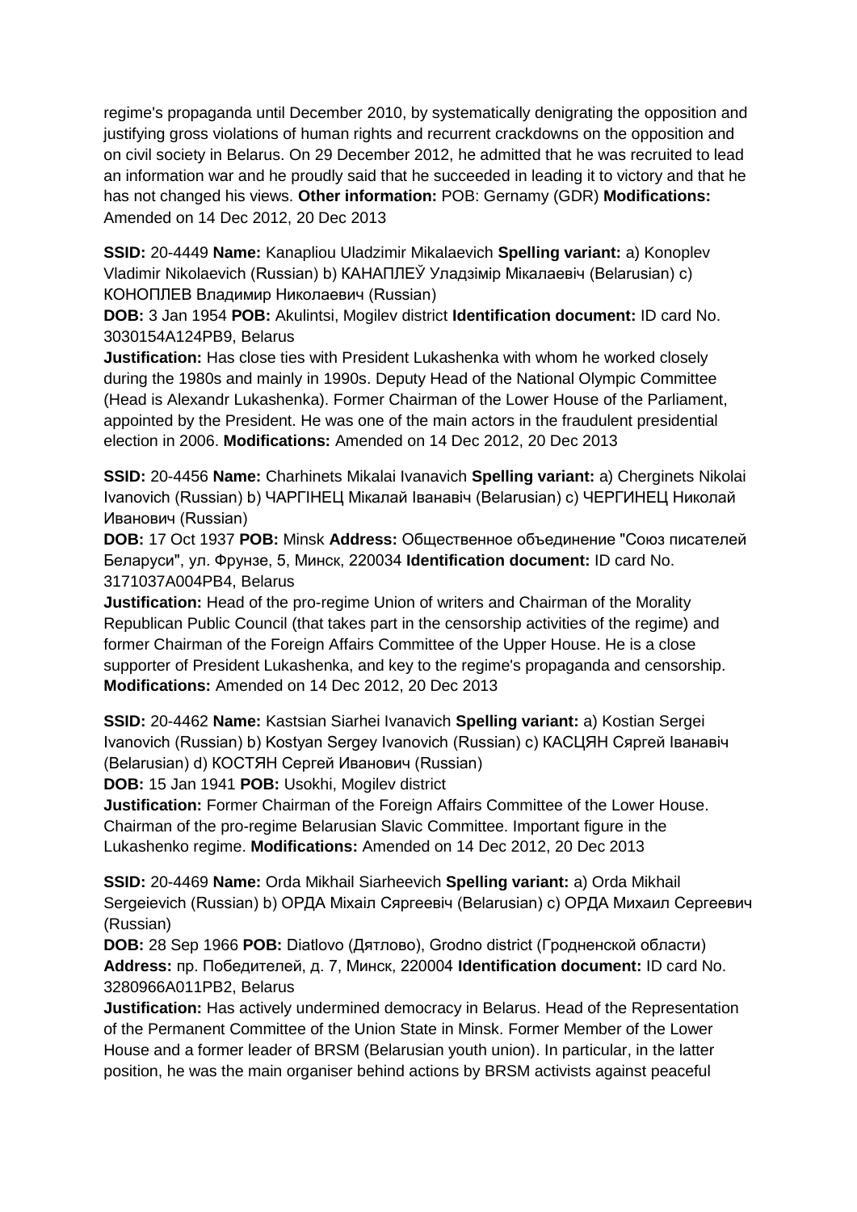regime's propaganda until December 2010, by systematically denigrating the opposition and justifying gross violations of human rights and recurrent crackdowns on the opposition and on civil society in Belarus. On 29 December 2012, he admitted that he was recruited to lead an information war and he proudly said that he succeeded in leading it to victory and that he has not changed his views. **Other information:** POB: Gernamy (GDR) **Modifications:** Amended on 14 Dec 2012, 20 Dec 2013

**SSID:** 20-4449 **Name:** Kanapliou Uladzimir Mikalaevich **Spelling variant:** a) Konoplev Vladimir Nikolaevich (Russian) b) КАНАПЛЕЎ Уладзімір Мікалаевіч (Belarusian) c) КОНОПЛЕВ Владимир Николаевич (Russian)
**DOB:** 3 Jan 1954 **POB:** Akulintsi, Mogilev district **Identification document:** ID card No. 3030154A124PB9, Belarus
**Justification:** Has close ties with President Lukashenka with whom he worked closely during the 1980s and mainly in 1990s. Deputy Head of the National Olympic Committee (Head is Alexandr Lukashenka). Former Chairman of the Lower House of the Parliament, appointed by the President. He was one of the main actors in the fraudulent presidential election in 2006. **Modifications:** Amended on 14 Dec 2012, 20 Dec 2013

**SSID:** 20-4456 **Name:** Charhinets Mikalai Ivanavich **Spelling variant:** a) Cherginets Nikolai Ivanovich (Russian) b) ЧАРГІНЕЦ Мікалай Іванавіч (Belarusian) c) ЧЕРГИНЕЦ Николай Иванович (Russian)
**DOB:** 17 Oct 1937 **POB:** Minsk **Address:** Общественное объединение "Союз писателей Беларуси", ул. Фрунзе, 5, Минск, 220034 **Identification document:** ID card No. 3171037A004PB4, Belarus
**Justification:** Head of the pro-regime Union of writers and Chairman of the Morality Republican Public Council (that takes part in the censorship activities of the regime) and former Chairman of the Foreign Affairs Committee of the Upper House. He is a close supporter of President Lukashenka, and key to the regime's propaganda and censorship. **Modifications:** Amended on 14 Dec 2012, 20 Dec 2013

**SSID:** 20-4462 **Name:** Kastsian Siarhei Ivanavich **Spelling variant:** a) Kostian Sergei Ivanovich (Russian) b) Kostyan Sergey Ivanovich (Russian) c) КАСЦЯН Сяргей Іванавіч (Belarusian) d) КОСТЯН Сергей Иванович (Russian)
**DOB:** 15 Jan 1941 **POB:** Usokhi, Mogilev district
**Justification:** Former Chairman of the Foreign Affairs Committee of the Lower House. Chairman of the pro-regime Belarusian Slavic Committee. Important figure in the Lukashenko regime. **Modifications:** Amended on 14 Dec 2012, 20 Dec 2013

**SSID:** 20-4469 **Name:** Orda Mikhail Siarheevich **Spelling variant:** a) Orda Mikhail Sergeievich (Russian) b) ОРДА Міхаіл Сяргеевіч (Belarusian) c) ОРДА Михаил Сергеевич (Russian)
**DOB:** 28 Sep 1966 **POB:** Diatlovo (Дятлово), Grodno district (Гродненской области) **Address:** пр. Победителей, д. 7, Минск, 220004 **Identification document:** ID card No. 3280966A011PB2, Belarus
**Justification:** Has actively undermined democracy in Belarus. Head of the Representation of the Permanent Committee of the Union State in Minsk. Former Member of the Lower House and a former leader of BRSM (Belarusian youth union). In particular, in the latter position, he was the main organiser behind actions by BRSM activists against peaceful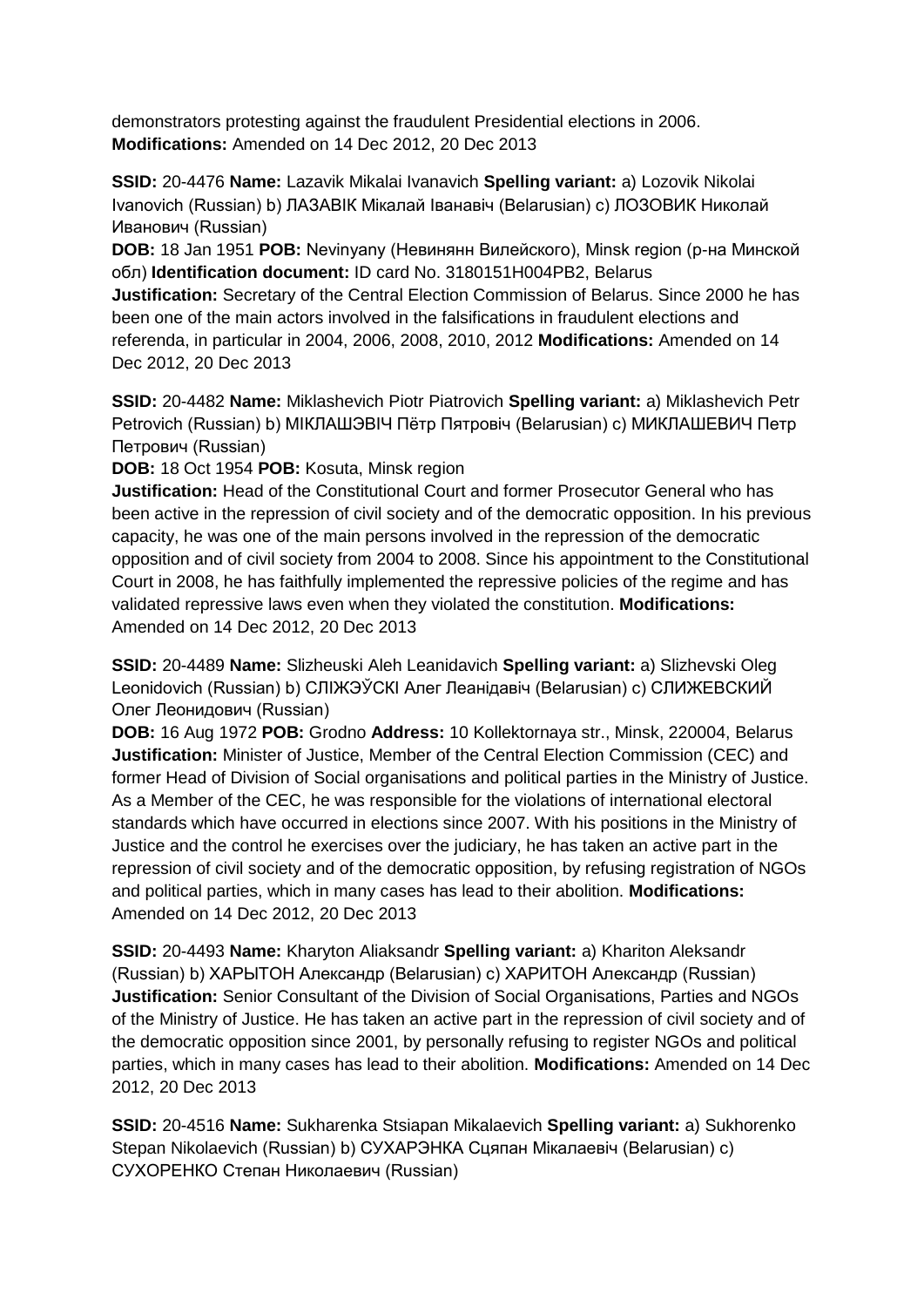demonstrators protesting against the fraudulent Presidential elections in 2006. **Modifications:** Amended on 14 Dec 2012, 20 Dec 2013

**SSID:** 20-4476 **Name:** Lazavik Mikalai Ivanavich **Spelling variant:** a) Lozovik Nikolai Ivanovich (Russian) b) ЛАЗАВIК Мiкалай Іванавiч (Belarusian) c) ЛОЗОВИК Николай Иванович (Russian)
**DOB:** 18 Jan 1951 **POB:** Nevinyany (Невинянн Вилейского), Minsk region (р-на Минской обл) **Identification document:** ID card No. 3180151H004PB2, Belarus
**Justification:** Secretary of the Central Election Commission of Belarus. Since 2000 he has been one of the main actors involved in the falsifications in fraudulent elections and referenda, in particular in 2004, 2006, 2008, 2010, 2012 **Modifications:** Amended on 14 Dec 2012, 20 Dec 2013

**SSID:** 20-4482 **Name:** Miklashevich Piotr Piatrovich **Spelling variant:** a) Miklashevich Petr Petrovich (Russian) b) МIКЛАШЭВIЧ Пётр Пятровiч (Belarusian) c) МИКЛАШЕВИЧ Петр Петрович (Russian)
**DOB:** 18 Oct 1954 **POB:** Kosuta, Minsk region
**Justification:** Head of the Constitutional Court and former Prosecutor General who has been active in the repression of civil society and of the democratic opposition. In his previous capacity, he was one of the main persons involved in the repression of the democratic opposition and of civil society from 2004 to 2008. Since his appointment to the Constitutional Court in 2008, he has faithfully implemented the repressive policies of the regime and has validated repressive laws even when they violated the constitution. **Modifications:** Amended on 14 Dec 2012, 20 Dec 2013

**SSID:** 20-4489 **Name:** Slizheuski Aleh Leanidavich **Spelling variant:** a) Slizhevski Oleg Leonidovich (Russian) b) СЛIЖЭЎСКI Алег Леанiдавiч (Belarusian) c) СЛИЖЕВСКИЙ Олег Леонидович (Russian)
**DOB:** 16 Aug 1972 **POB:** Grodno **Address:** 10 Kollektornaya str., Minsk, 220004, Belarus
**Justification:** Minister of Justice, Member of the Central Election Commission (CEC) and former Head of Division of Social organisations and political parties in the Ministry of Justice. As a Member of the CEC, he was responsible for the violations of international electoral standards which have occurred in elections since 2007. With his positions in the Ministry of Justice and the control he exercises over the judiciary, he has taken an active part in the repression of civil society and of the democratic opposition, by refusing registration of NGOs and political parties, which in many cases has lead to their abolition. **Modifications:** Amended on 14 Dec 2012, 20 Dec 2013

**SSID:** 20-4493 **Name:** Kharyton Aliaksandr **Spelling variant:** a) Khariton Aleksandr (Russian) b) ХАРЫТОН Александр (Belarusian) c) ХАРИТОН Александр (Russian)
**Justification:** Senior Consultant of the Division of Social Organisations, Parties and NGOs of the Ministry of Justice. He has taken an active part in the repression of civil society and of the democratic opposition since 2001, by personally refusing to register NGOs and political parties, which in many cases has lead to their abolition. **Modifications:** Amended on 14 Dec 2012, 20 Dec 2013

**SSID:** 20-4516 **Name:** Sukharenka Stsiapan Mikalaevich **Spelling variant:** a) Sukhorenko Stepan Nikolaevich (Russian) b) СУХАРЭНКА Сцяпан Мiкалаевiч (Belarusian) c) СУХОРЕНКО Степан Николаевич (Russian)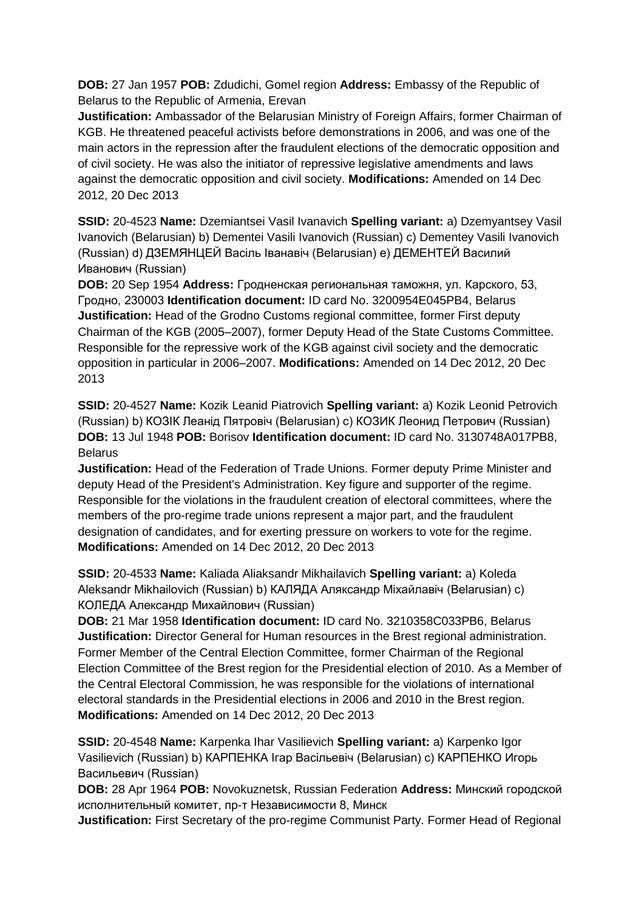**DOB:** 27 Jan 1957 **POB:** Zdudichi, Gomel region **Address:** Embassy of the Republic of Belarus to the Republic of Armenia, Erevan
**Justification:** Ambassador of the Belarusian Ministry of Foreign Affairs, former Chairman of KGB. He threatened peaceful activists before demonstrations in 2006, and was one of the main actors in the repression after the fraudulent elections of the democratic opposition and of civil society. He was also the initiator of repressive legislative amendments and laws against the democratic opposition and civil society. **Modifications:** Amended on 14 Dec 2012, 20 Dec 2013

**SSID:** 20-4523 **Name:** Dzemiantsei Vasil Ivanavich **Spelling variant:** a) Dzemyantsey Vasil Ivanovich (Belarusian) b) Dementei Vasili Ivanovich (Russian) c) Dementey Vasili Ivanovich (Russian) d) ДЗЕМЯНЦЕЙ Васіль Іванавіч (Belarusian) e) ДЕМЕНТЕЙ Василий Иванович (Russian)
**DOB:** 20 Sep 1954 **Address:** Гродненская региональная таможня, ул. Карского, 53, Гродно, 230003 **Identification document:** ID card No. 3200954E045PB4, Belarus
**Justification:** Head of the Grodno Customs regional committee, former First deputy Chairman of the KGB (2005–2007), former Deputy Head of the State Customs Committee. Responsible for the repressive work of the KGB against civil society and the democratic opposition in particular in 2006–2007. **Modifications:** Amended on 14 Dec 2012, 20 Dec 2013

**SSID:** 20-4527 **Name:** Kozik Leanid Piatrovich **Spelling variant:** a) Kozik Leonid Petrovich (Russian) b) КОЗІК Леанід Пятровіч (Belarusian) c) КОЗИК Леонид Петрович (Russian)
**DOB:** 13 Jul 1948 **POB:** Borisov **Identification document:** ID card No. 3130748A017PB8, Belarus
**Justification:** Head of the Federation of Trade Unions. Former deputy Prime Minister and deputy Head of the President's Administration. Key figure and supporter of the regime. Responsible for the violations in the fraudulent creation of electoral committees, where the members of the pro-regime trade unions represent a major part, and the fraudulent designation of candidates, and for exerting pressure on workers to vote for the regime. **Modifications:** Amended on 14 Dec 2012, 20 Dec 2013

**SSID:** 20-4533 **Name:** Kaliada Aliaksandr Mikhailavich **Spelling variant:** a) Koleda Aleksandr Mikhailovich (Russian) b) КАЛЯДА Аляксандр Міхайлавіч (Belarusian) c) КОЛЕДА Александр Михайлович (Russian)
**DOB:** 21 Mar 1958 **Identification document:** ID card No. 3210358C033PB6, Belarus
**Justification:** Director General for Human resources in the Brest regional administration. Former Member of the Central Election Committee, former Chairman of the Regional Election Committee of the Brest region for the Presidential election of 2010. As a Member of the Central Electoral Commission, he was responsible for the violations of international electoral standards in the Presidential elections in 2006 and 2010 in the Brest region. **Modifications:** Amended on 14 Dec 2012, 20 Dec 2013

**SSID:** 20-4548 **Name:** Karpenka Ihar Vasilievich **Spelling variant:** a) Karpenko Igor Vasilievich (Russian) b) КАРПЕНКА Ігар Васільевіч (Belarusian) c) КАРПЕНКО Игорь Васильевич (Russian)
**DOB:** 28 Apr 1964 **POB:** Novokuznetsk, Russian Federation **Address:** Минский городской исполнительный комитет, пр-т Независимости 8, Минск
**Justification:** First Secretary of the pro-regime Communist Party. Former Head of Regional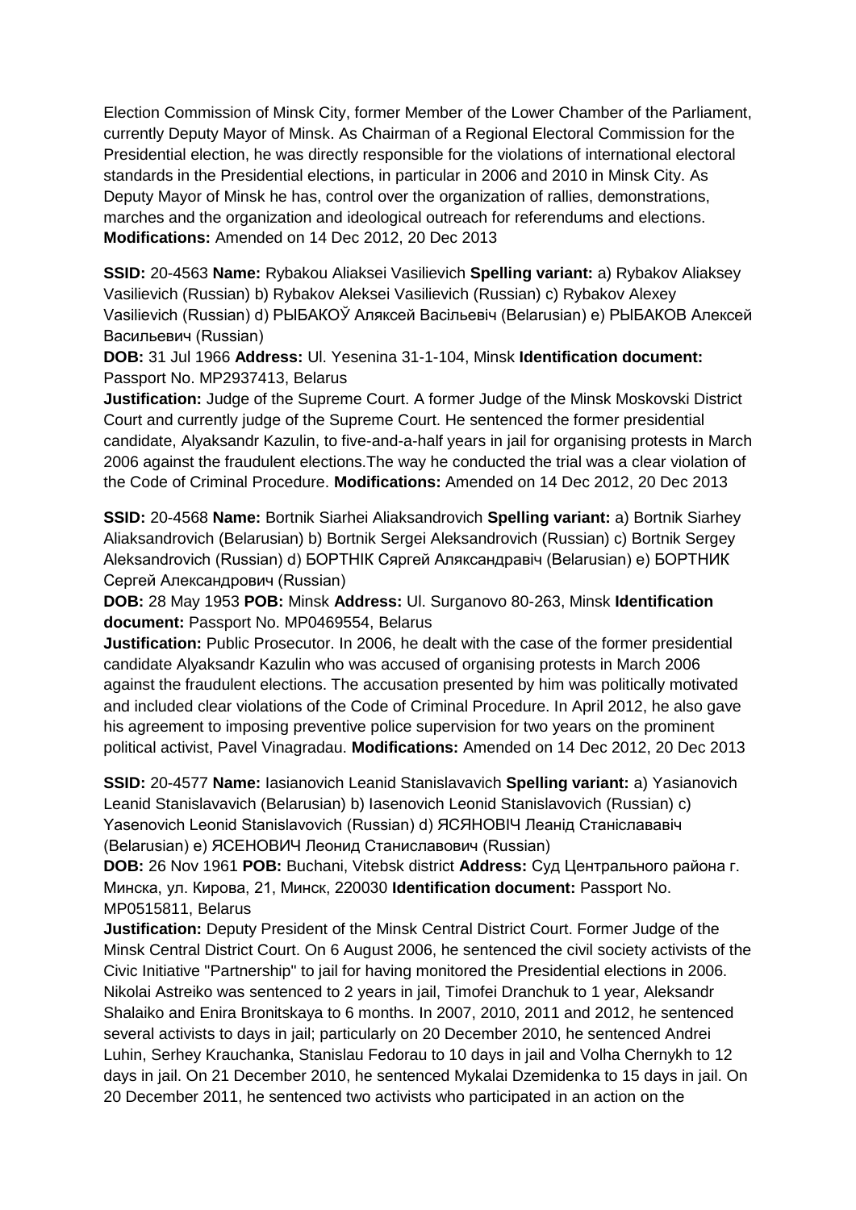Election Commission of Minsk City, former Member of the Lower Chamber of the Parliament, currently Deputy Mayor of Minsk. As Chairman of a Regional Electoral Commission for the Presidential election, he was directly responsible for the violations of international electoral standards in the Presidential elections, in particular in 2006 and 2010 in Minsk City. As Deputy Mayor of Minsk he has, control over the organization of rallies, demonstrations, marches and the organization and ideological outreach for referendums and elections. **Modifications:** Amended on 14 Dec 2012, 20 Dec 2013

**SSID:** 20-4563 **Name:** Rybakou Aliaksei Vasilievich **Spelling variant:** a) Rybakov Aliaksey Vasilievich (Russian) b) Rybakov Aleksei Vasilievich (Russian) c) Rybakov Alexey Vasilievich (Russian) d) РЫБАКОЎ Аляксей Васільевіч (Belarusian) e) РЫБАКОВ Алексей Васильевич (Russian)
**DOB:** 31 Jul 1966 **Address:** Ul. Yesenina 31-1-104, Minsk **Identification document:** Passport No. MP2937413, Belarus
**Justification:** Judge of the Supreme Court. A former Judge of the Minsk Moskovski District Court and currently judge of the Supreme Court. He sentenced the former presidential candidate, Alyaksandr Kazulin, to five-and-a-half years in jail for organising protests in March 2006 against the fraudulent elections.The way he conducted the trial was a clear violation of the Code of Criminal Procedure. **Modifications:** Amended on 14 Dec 2012, 20 Dec 2013

**SSID:** 20-4568 **Name:** Bortnik Siarhei Aliaksandrovich **Spelling variant:** a) Bortnik Siarhey Aliaksandrovich (Belarusian) b) Bortnik Sergei Aleksandrovich (Russian) c) Bortnik Sergey Aleksandrovich (Russian) d) БОРТНІК Сяргей Аляксандравіч (Belarusian) e) БОРТНИК Сергей Александрович (Russian)
**DOB:** 28 May 1953 **POB:** Minsk **Address:** Ul. Surganovo 80-263, Minsk **Identification document:** Passport No. MP0469554, Belarus
**Justification:** Public Prosecutor. In 2006, he dealt with the case of the former presidential candidate Alyaksandr Kazulin who was accused of organising protests in March 2006 against the fraudulent elections. The accusation presented by him was politically motivated and included clear violations of the Code of Criminal Procedure. In April 2012, he also gave his agreement to imposing preventive police supervision for two years on the prominent political activist, Pavel Vinagradau. **Modifications:** Amended on 14 Dec 2012, 20 Dec 2013

**SSID:** 20-4577 **Name:** Iasianovich Leanid Stanislavavich **Spelling variant:** a) Yasianovich Leanid Stanislavavich (Belarusian) b) Iasenovich Leonid Stanislavovich (Russian) c) Yasenovich Leonid Stanislavovich (Russian) d) ЯСЯНОВІЧ Леанід Станіслававіч (Belarusian) e) ЯСЕНОВИЧ Леонид Станиславович (Russian)
**DOB:** 26 Nov 1961 **POB:** Buchani, Vitebsk district **Address:** Суд Центрального района г. Минска, ул. Кирова, 21, Минск, 220030 **Identification document:** Passport No. MP0515811, Belarus
**Justification:** Deputy President of the Minsk Central District Court. Former Judge of the Minsk Central District Court. On 6 August 2006, he sentenced the civil society activists of the Civic Initiative "Partnership" to jail for having monitored the Presidential elections in 2006. Nikolai Astreiko was sentenced to 2 years in jail, Timofei Dranchuk to 1 year, Aleksandr Shalaiko and Enira Bronitskaya to 6 months. In 2007, 2010, 2011 and 2012, he sentenced several activists to days in jail; particularly on 20 December 2010, he sentenced Andrei Luhin, Serhey Krauchanka, Stanislau Fedorau to 10 days in jail and Volha Chernykh to 12 days in jail. On 21 December 2010, he sentenced Mykalai Dzemidenka to 15 days in jail. On 20 December 2011, he sentenced two activists who participated in an action on the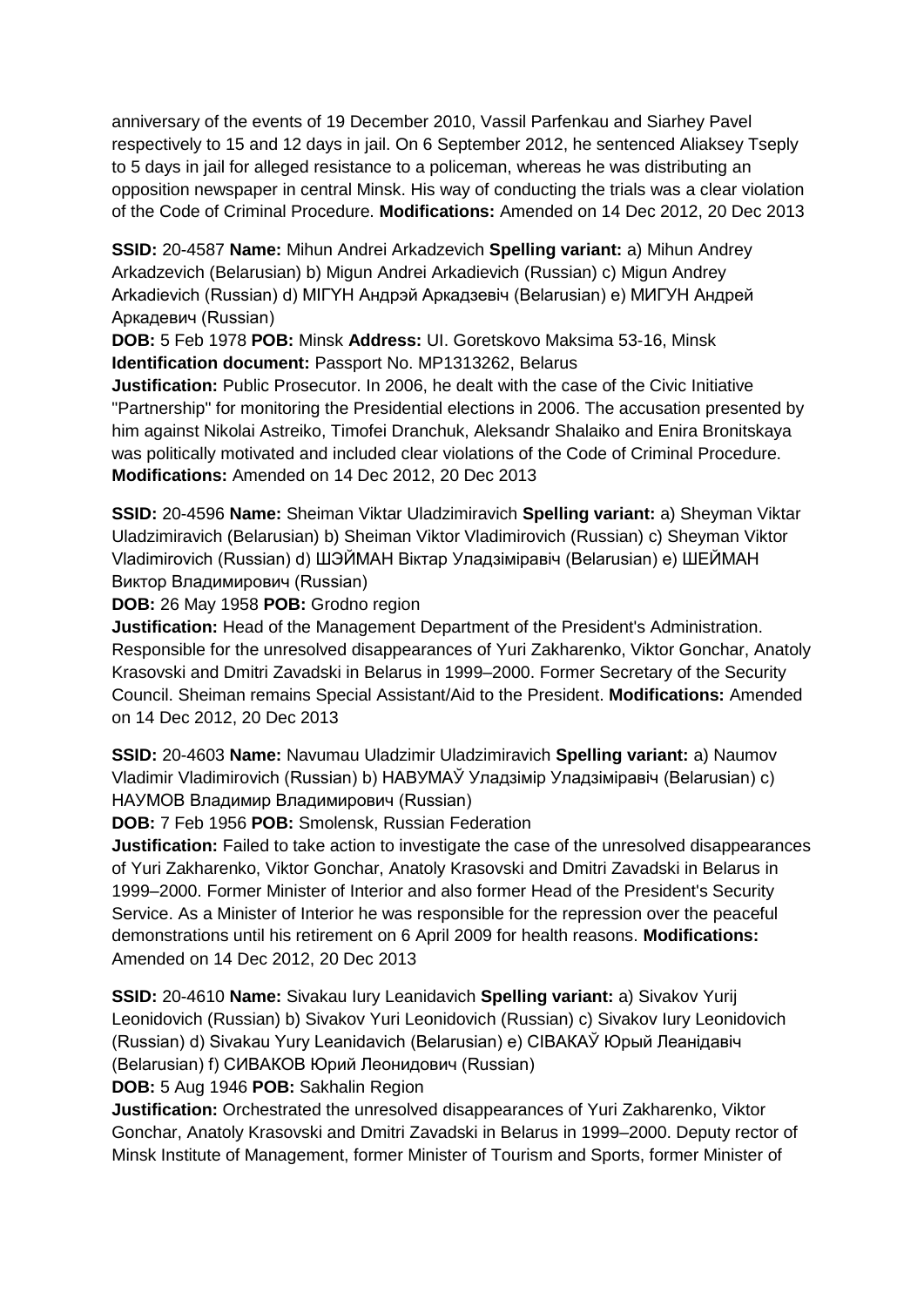anniversary of the events of 19 December 2010, Vassil Parfenkau and Siarhey Pavel respectively to 15 and 12 days in jail. On 6 September 2012, he sentenced Aliaksey Tseply to 5 days in jail for alleged resistance to a policeman, whereas he was distributing an opposition newspaper in central Minsk. His way of conducting the trials was a clear violation of the Code of Criminal Procedure. **Modifications:** Amended on 14 Dec 2012, 20 Dec 2013

**SSID:** 20-4587 **Name:** Mihun Andrei Arkadzevich **Spelling variant:** a) Mihun Andrey Arkadzevich (Belarusian) b) Migun Andrei Arkadievich (Russian) c) Migun Andrey Arkadievich (Russian) d) МІГУН Андрэй Аркадзевіч (Belarusian) e) МИГУН Андрей Аркадевич (Russian)
**DOB:** 5 Feb 1978 **POB:** Minsk **Address:** Ul. Goretskovo Maksima 53-16, Minsk
**Identification document:** Passport No. MP1313262, Belarus
**Justification:** Public Prosecutor. In 2006, he dealt with the case of the Civic Initiative "Partnership" for monitoring the Presidential elections in 2006. The accusation presented by him against Nikolai Astreiko, Timofei Dranchuk, Aleksandr Shalaiko and Enira Bronitskaya was politically motivated and included clear violations of the Code of Criminal Procedure. **Modifications:** Amended on 14 Dec 2012, 20 Dec 2013

**SSID:** 20-4596 **Name:** Sheiman Viktar Uladzimiravich **Spelling variant:** a) Sheyman Viktar Uladzimiravich (Belarusian) b) Sheiman Viktor Vladimirovich (Russian) c) Sheyman Viktor Vladimirovich (Russian) d) ШЭЙМАН Віктар Уладзіміравіч (Belarusian) e) ШЕЙМАН Виктор Владимирович (Russian)
**DOB:** 26 May 1958 **POB:** Grodno region
**Justification:** Head of the Management Department of the President's Administration. Responsible for the unresolved disappearances of Yuri Zakharenko, Viktor Gonchar, Anatoly Krasovski and Dmitri Zavadski in Belarus in 1999–2000. Former Secretary of the Security Council. Sheiman remains Special Assistant/Aid to the President. **Modifications:** Amended on 14 Dec 2012, 20 Dec 2013

**SSID:** 20-4603 **Name:** Navumau Uladzimir Uladzimiravich **Spelling variant:** a) Naumov Vladimir Vladimirovich (Russian) b) НАВУМАЎ Уладзімір Уладзіміравіч (Belarusian) c) НАУМОВ Владимир Владимирович (Russian)
**DOB:** 7 Feb 1956 **POB:** Smolensk, Russian Federation
**Justification:** Failed to take action to investigate the case of the unresolved disappearances of Yuri Zakharenko, Viktor Gonchar, Anatoly Krasovski and Dmitri Zavadski in Belarus in 1999–2000. Former Minister of Interior and also former Head of the President's Security Service. As a Minister of Interior he was responsible for the repression over the peaceful demonstrations until his retirement on 6 April 2009 for health reasons. **Modifications:** Amended on 14 Dec 2012, 20 Dec 2013

**SSID:** 20-4610 **Name:** Sivakau Iury Leanidavich **Spelling variant:** a) Sivakov Yurij Leonidovich (Russian) b) Sivakov Yuri Leonidovich (Russian) c) Sivakov Iury Leonidovich (Russian) d) Sivakau Yury Leanidavich (Belarusian) e) СІВАКАЎ Юрый Леанідавіч (Belarusian) f) СИВАКОВ Юрий Леонидович (Russian)
**DOB:** 5 Aug 1946 **POB:** Sakhalin Region
**Justification:** Orchestrated the unresolved disappearances of Yuri Zakharenko, Viktor Gonchar, Anatoly Krasovski and Dmitri Zavadski in Belarus in 1999–2000. Deputy rector of Minsk Institute of Management, former Minister of Tourism and Sports, former Minister of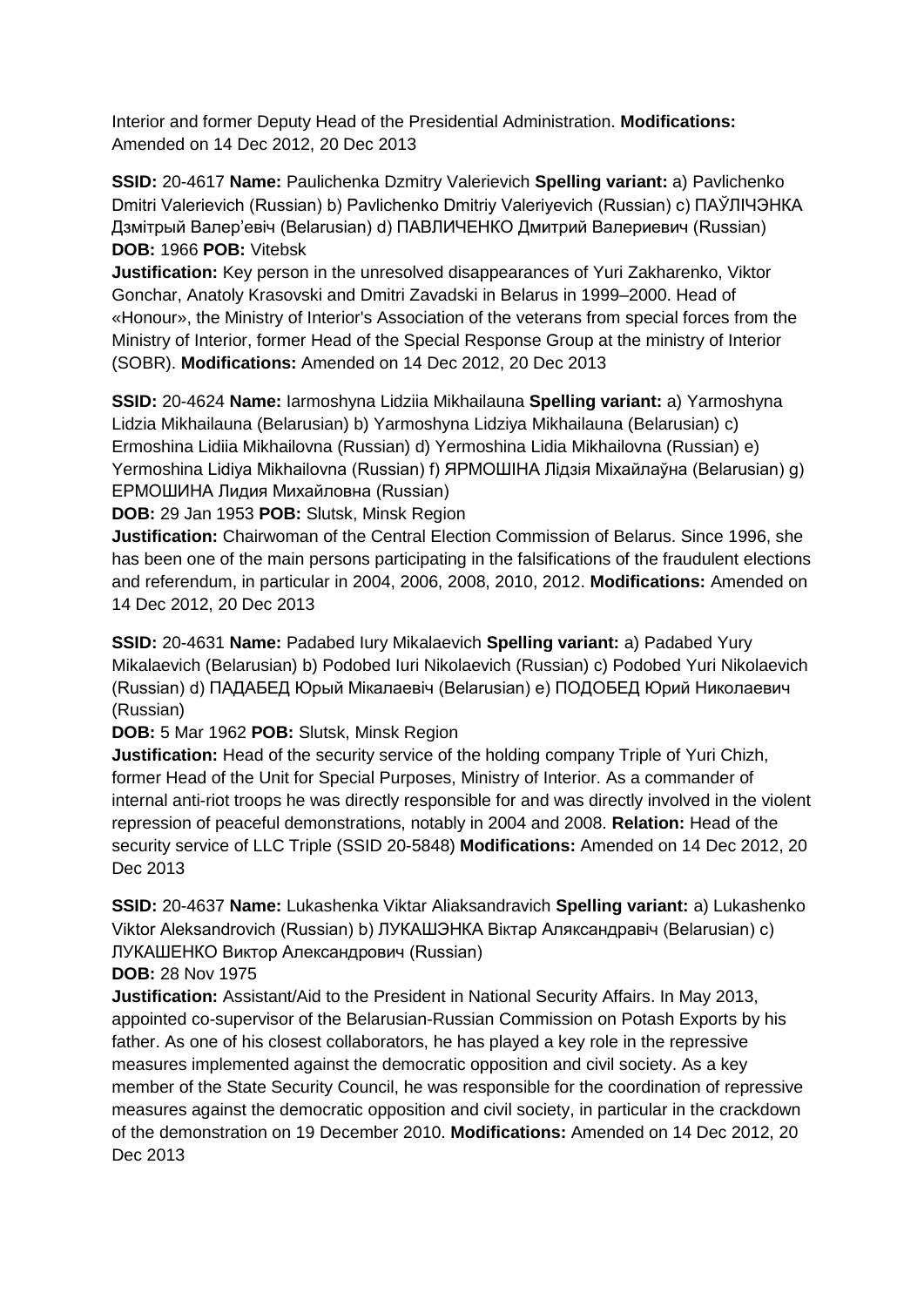Interior and former Deputy Head of the Presidential Administration. **Modifications:** Amended on 14 Dec 2012, 20 Dec 2013

**SSID:** 20-4617 **Name:** Paulichenka Dzmitry Valerievich **Spelling variant:** a) Pavlichenko Dmitri Valerievich (Russian) b) Pavlichenko Dmitriy Valeriyevich (Russian) c) ПАЎЛІЧЭНКА Дзмітрый Валер'евіч (Belarusian) d) ПАВЛИЧЕНКО Дмитрий Валериевич (Russian) **DOB:** 1966 **POB:** Vitebsk

**Justification:** Key person in the unresolved disappearances of Yuri Zakharenko, Viktor Gonchar, Anatoly Krasovski and Dmitri Zavadski in Belarus in 1999–2000. Head of «Honour», the Ministry of Interior's Association of the veterans from special forces from the Ministry of Interior, former Head of the Special Response Group at the ministry of Interior (SOBR). **Modifications:** Amended on 14 Dec 2012, 20 Dec 2013

**SSID:** 20-4624 **Name:** Iarmoshyna Lidziia Mikhailauna **Spelling variant:** a) Yarmoshyna Lidzia Mikhailauna (Belarusian) b) Yarmoshyna Lidziya Mikhailauna (Belarusian) c) Ermoshina Lidiia Mikhailovna (Russian) d) Yermoshina Lidia Mikhailovna (Russian) e) Yermoshina Lidiya Mikhailovna (Russian) f) ЯРМОШІНА Лідзія Міхайлаўна (Belarusian) g) ЕРМОШИНА Лидия Михайловна (Russian)

**DOB:** 29 Jan 1953 **POB:** Slutsk, Minsk Region

**Justification:** Chairwoman of the Central Election Commission of Belarus. Since 1996, she has been one of the main persons participating in the falsifications of the fraudulent elections and referendum, in particular in 2004, 2006, 2008, 2010, 2012. **Modifications:** Amended on 14 Dec 2012, 20 Dec 2013

**SSID:** 20-4631 **Name:** Padabed Iury Mikalaevich **Spelling variant:** a) Padabed Yury Mikalaevich (Belarusian) b) Podobed Iuri Nikolaevich (Russian) c) Podobed Yuri Nikolaevich (Russian) d) ПАДАБЕД Юрый Мікалаевіч (Belarusian) e) ПОДОБЕД Юрий Николаевич (Russian)

**DOB:** 5 Mar 1962 **POB:** Slutsk, Minsk Region

**Justification:** Head of the security service of the holding company Triple of Yuri Chizh, former Head of the Unit for Special Purposes, Ministry of Interior. As a commander of internal anti-riot troops he was directly responsible for and was directly involved in the violent repression of peaceful demonstrations, notably in 2004 and 2008. **Relation:** Head of the security service of LLC Triple (SSID 20-5848) **Modifications:** Amended on 14 Dec 2012, 20 Dec 2013

**SSID:** 20-4637 **Name:** Lukashenka Viktar Aliaksandravich **Spelling variant:** a) Lukashenko Viktor Aleksandrovich (Russian) b) ЛУКАШЭНКА Віктар Аляксандравіч (Belarusian) c) ЛУКАШЕНКО Виктор Александрович (Russian)

**DOB:** 28 Nov 1975

**Justification:** Assistant/Aid to the President in National Security Affairs. In May 2013, appointed co-supervisor of the Belarusian-Russian Commission on Potash Exports by his father. As one of his closest collaborators, he has played a key role in the repressive measures implemented against the democratic opposition and civil society. As a key member of the State Security Council, he was responsible for the coordination of repressive measures against the democratic opposition and civil society, in particular in the crackdown of the demonstration on 19 December 2010. **Modifications:** Amended on 14 Dec 2012, 20 Dec 2013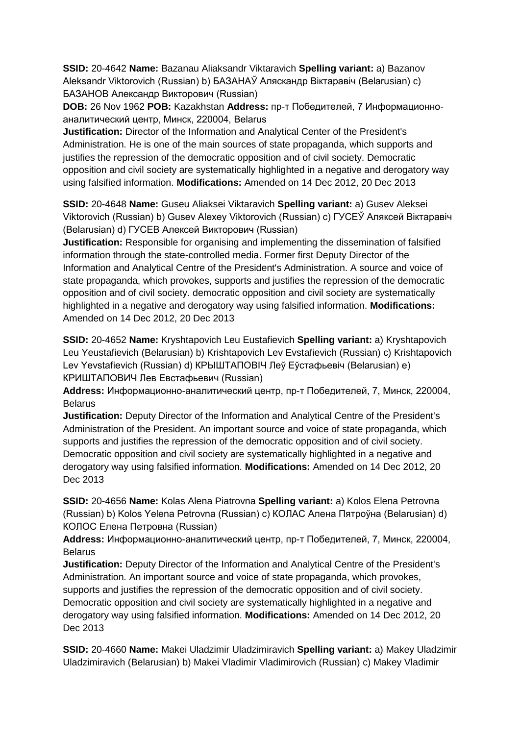**SSID:** 20-4642 **Name:** Bazanau Aliaksandr Viktaravich **Spelling variant:** a) Bazanov Aleksandr Viktorovich (Russian) b) БАЗАНАЎ Аляскандр Віктаравіч (Belarusian) c) БАЗАНОВ Александр Викторович (Russian)
**DOB:** 26 Nov 1962 **POB:** Kazakhstan **Address:** пр-т Победителей, 7 Информационно-аналитический центр, Минск, 220004, Belarus
**Justification:** Director of the Information and Analytical Center of the President's Administration. He is one of the main sources of state propaganda, which supports and justifies the repression of the democratic opposition and of civil society. Democratic opposition and civil society are systematically highlighted in a negative and derogatory way using falsified information. **Modifications:** Amended on 14 Dec 2012, 20 Dec 2013

**SSID:** 20-4648 **Name:** Guseu Aliaksei Viktaravich **Spelling variant:** a) Gusev Aleksei Viktorovich (Russian) b) Gusev Alexey Viktorovich (Russian) c) ГУСЕЎ Аляксей Віктаравіч (Belarusian) d) ГУСЕВ Алексей Викторович (Russian)
**Justification:** Responsible for organising and implementing the dissemination of falsified information through the state-controlled media. Former first Deputy Director of the Information and Analytical Centre of the President's Administration. A source and voice of state propaganda, which provokes, supports and justifies the repression of the democratic opposition and of civil society. democratic opposition and civil society are systematically highlighted in a negative and derogatory way using falsified information. **Modifications:** Amended on 14 Dec 2012, 20 Dec 2013

**SSID:** 20-4652 **Name:** Kryshtapovich Leu Eustafievich **Spelling variant:** a) Kryshtapovich Leu Yeustafievich (Belarusian) b) Krishtapovich Lev Evstafievich (Russian) c) Krishtapovich Lev Yevstafievich (Russian) d) КРЫШТАПОВІЧ Леў Еўстафьевіч (Belarusian) e) КРИШТАПОВИЧ Лев Евстафьевич (Russian)
**Address:** Информационно-аналитический центр, пр-т Победителей, 7, Минск, 220004, Belarus
**Justification:** Deputy Director of the Information and Analytical Centre of the President's Administration of the President. An important source and voice of state propaganda, which supports and justifies the repression of the democratic opposition and of civil society. Democratic opposition and civil society are systematically highlighted in a negative and derogatory way using falsified information. **Modifications:** Amended on 14 Dec 2012, 20 Dec 2013

**SSID:** 20-4656 **Name:** Kolas Alena Piatrovna **Spelling variant:** a) Kolos Elena Petrovna (Russian) b) Kolos Yelena Petrovna (Russian) c) КОЛАС Алена Пятроўна (Belarusian) d) КОЛОС Елена Петровна (Russian)
**Address:** Информационно-аналитический центр, пр-т Победителей, 7, Минск, 220004, Belarus
**Justification:** Deputy Director of the Information and Analytical Centre of the President's Administration. An important source and voice of state propaganda, which provokes, supports and justifies the repression of the democratic opposition and of civil society. Democratic opposition and civil society are systematically highlighted in a negative and derogatory way using falsified information. **Modifications:** Amended on 14 Dec 2012, 20 Dec 2013

**SSID:** 20-4660 **Name:** Makei Uladzimir Uladzimiravich **Spelling variant:** a) Makey Uladzimir Uladzimiravich (Belarusian) b) Makei Vladimir Vladimirovich (Russian) c) Makey Vladimir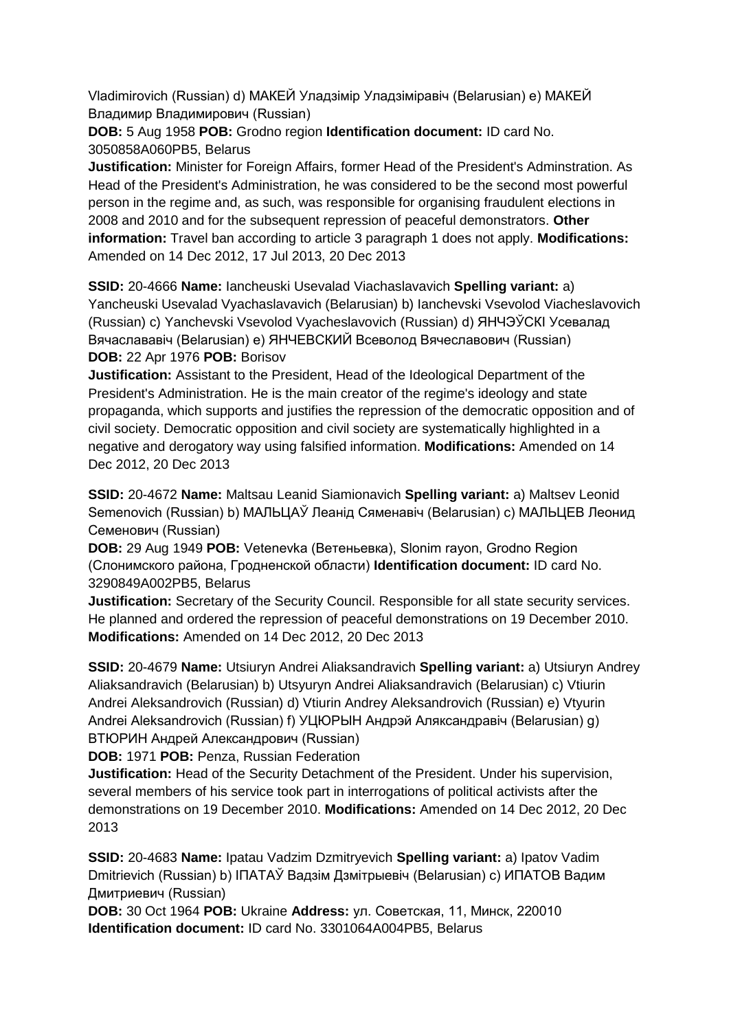Vladimirovich (Russian) d) МАКЕЙ Уладзімір Уладзіміравіч (Belarusian) e) МАКЕЙ Владимир Владимирович (Russian)
**DOB:** 5 Aug 1958 **POB:** Grodno region **Identification document:** ID card No. 3050858A060PB5, Belarus
**Justification:** Minister for Foreign Affairs, former Head of the President's Adminstration. As Head of the President's Administration, he was considered to be the second most powerful person in the regime and, as such, was responsible for organising fraudulent elections in 2008 and 2010 and for the subsequent repression of peaceful demonstrators. **Other information:** Travel ban according to article 3 paragraph 1 does not apply. **Modifications:** Amended on 14 Dec 2012, 17 Jul 2013, 20 Dec 2013

**SSID:** 20-4666 **Name:** Iancheuski Usevalad Viachaslavavich **Spelling variant:** a) Yancheuski Usevalad Vyachaslavavich (Belarusian) b) Ianchevski Vsevolod Viacheslavovich (Russian) c) Yanchevski Vsevolod Vyacheslavovich (Russian) d) ЯНЧЭЎСКІ Усевалад Вячаслававіч (Belarusian) e) ЯНЧЕВСКИЙ Всеволод Вячеславович (Russian)
**DOB:** 22 Apr 1976 **POB:** Borisov
**Justification:** Assistant to the President, Head of the Ideological Department of the President's Administration. He is the main creator of the regime's ideology and state propaganda, which supports and justifies the repression of the democratic opposition and of civil society. Democratic opposition and civil society are systematically highlighted in a negative and derogatory way using falsified information. **Modifications:** Amended on 14 Dec 2012, 20 Dec 2013

**SSID:** 20-4672 **Name:** Maltsau Leanid Siamionavich **Spelling variant:** a) Maltsev Leonid Semenovich (Russian) b) МАЛЬЦАЎ Леанід Сяменавіч (Belarusian) c) МАЛЬЦЕВ Леонид Семенович (Russian)
**DOB:** 29 Aug 1949 **POB:** Vetenevka (Ветеньевка), Slonim rayon, Grodno Region (Слонимского района, Гродненской области) **Identification document:** ID card No. 3290849A002PB5, Belarus
**Justification:** Secretary of the Security Council. Responsible for all state security services. He planned and ordered the repression of peaceful demonstrations on 19 December 2010. **Modifications:** Amended on 14 Dec 2012, 20 Dec 2013

**SSID:** 20-4679 **Name:** Utsiuryn Andrei Aliaksandravich **Spelling variant:** a) Utsiuryn Andrey Aliaksandravich (Belarusian) b) Utsyuryn Andrei Aliaksandravich (Belarusian) c) Vtiurin Andrei Aleksandrovich (Russian) d) Vtiurin Andrey Aleksandrovich (Russian) e) Vtyurin Andrei Aleksandrovich (Russian) f) УЦЮРЫН Андрэй Аляксандравіч (Belarusian) g) ВТЮРИН Андрей Александрович (Russian)
**DOB:** 1971 **POB:** Penza, Russian Federation
**Justification:** Head of the Security Detachment of the President. Under his supervision, several members of his service took part in interrogations of political activists after the demonstrations on 19 December 2010. **Modifications:** Amended on 14 Dec 2012, 20 Dec 2013

**SSID:** 20-4683 **Name:** Ipatau Vadzim Dzmitryevich **Spelling variant:** a) Ipatov Vadim Dmitrievich (Russian) b) ІПАТАЎ Вадзім Дзмітрыевіч (Belarusian) c) ИПАТОВ Вадим Дмитриевич (Russian)
**DOB:** 30 Oct 1964 **POB:** Ukraine **Address:** ул. Советская, 11, Минск, 220010 **Identification document:** ID card No. 3301064A004PB5, Belarus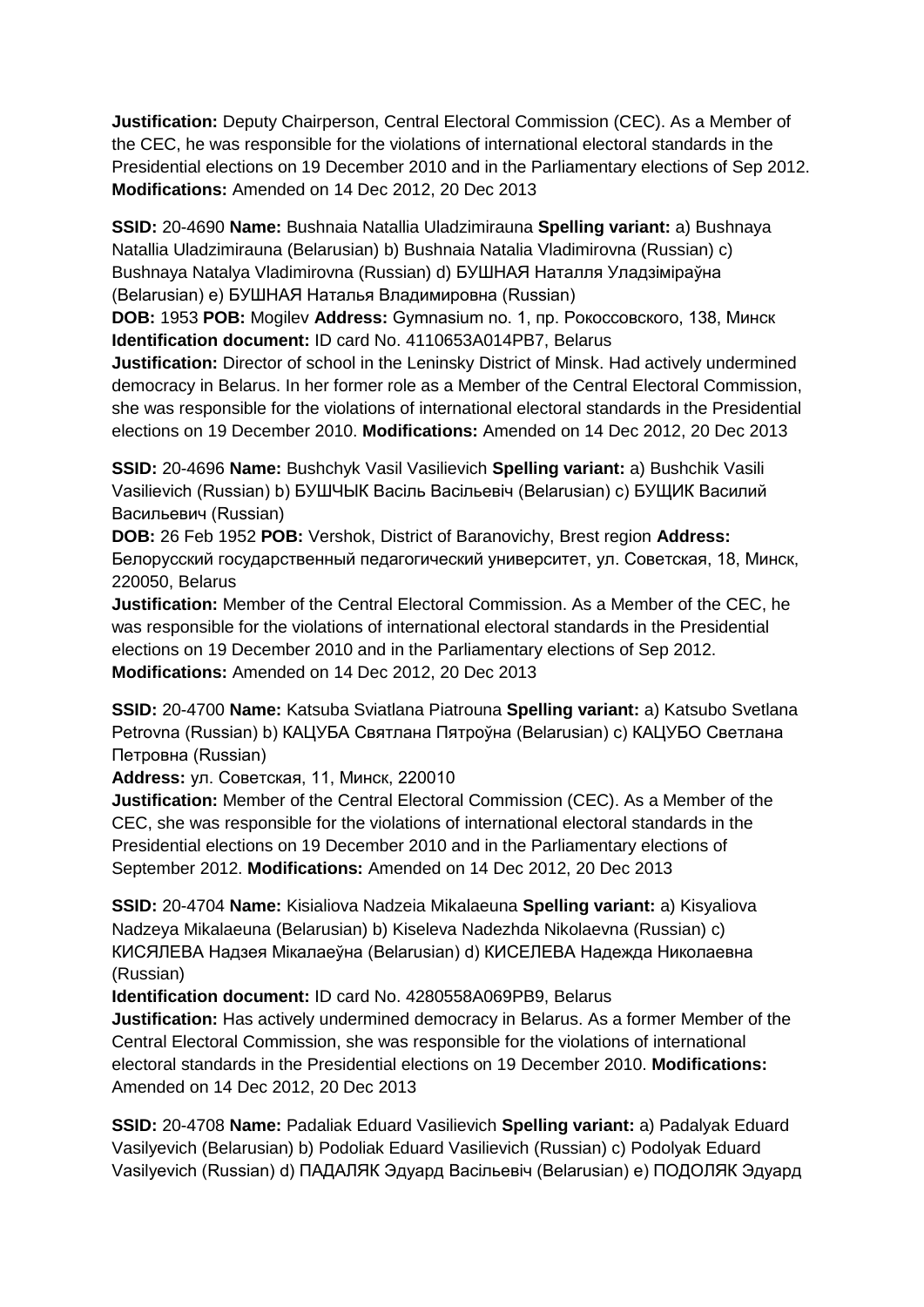**Justification:** Deputy Chairperson, Central Electoral Commission (CEC). As a Member of the CEC, he was responsible for the violations of international electoral standards in the Presidential elections on 19 December 2010 and in the Parliamentary elections of Sep 2012. **Modifications:** Amended on 14 Dec 2012, 20 Dec 2013

**SSID:** 20-4690 **Name:** Bushnaia Natallia Uladzimirauna **Spelling variant:** a) Bushnaya Natallia Uladzimirauna (Belarusian) b) Bushnaia Natalia Vladimirovna (Russian) c) Bushnaya Natalya Vladimirovna (Russian) d) БУШНАЯ Наталля Уладзіміраўна (Belarusian) e) БУШНАЯ Наталья Владимировна (Russian)
**DOB:** 1953 **POB:** Mogilev **Address:** Gymnasium no. 1, пр. Рокоссовского, 138, Минск
**Identification document:** ID card No. 4110653A014PB7, Belarus
**Justification:** Director of school in the Leninsky District of Minsk. Had actively undermined democracy in Belarus. In her former role as a Member of the Central Electoral Commission, she was responsible for the violations of international electoral standards in the Presidential elections on 19 December 2010. **Modifications:** Amended on 14 Dec 2012, 20 Dec 2013

**SSID:** 20-4696 **Name:** Bushchyk Vasil Vasilievich **Spelling variant:** a) Bushchik Vasili Vasilievich (Russian) b) БУШЧЫК Васіль Васільевіч (Belarusian) c) БУЩИК Василий Васильевич (Russian)
**DOB:** 26 Feb 1952 **POB:** Vershok, District of Baranovichy, Brest region **Address:** Белорусский государственный педагогический университет, ул. Советская, 18, Минск, 220050, Belarus
**Justification:** Member of the Central Electoral Commission. As a Member of the CEC, he was responsible for the violations of international electoral standards in the Presidential elections on 19 December 2010 and in the Parliamentary elections of Sep 2012. **Modifications:** Amended on 14 Dec 2012, 20 Dec 2013

**SSID:** 20-4700 **Name:** Katsuba Sviatlana Piatrouna **Spelling variant:** a) Katsubo Svetlana Petrovna (Russian) b) КАЦУБА Святлана Пятроўна (Belarusian) c) КАЦУБО Светлана Петровна (Russian)
**Address:** ул. Советская, 11, Минск, 220010
**Justification:** Member of the Central Electoral Commission (CEC). As a Member of the CEC, she was responsible for the violations of international electoral standards in the Presidential elections on 19 December 2010 and in the Parliamentary elections of September 2012. **Modifications:** Amended on 14 Dec 2012, 20 Dec 2013

**SSID:** 20-4704 **Name:** Kisialiova Nadzeia Mikalaeuna **Spelling variant:** a) Kisyaliova Nadzeya Mikalaeuna (Belarusian) b) Kiseleva Nadezhda Nikolaevna (Russian) c) КИСЯЛЕВА Надзея Мікалаеўна (Belarusian) d) КИСЕЛЕВА Надежда Николаевна (Russian)
**Identification document:** ID card No. 4280558A069PB9, Belarus
**Justification:** Has actively undermined democracy in Belarus. As a former Member of the Central Electoral Commission, she was responsible for the violations of international electoral standards in the Presidential elections on 19 December 2010. **Modifications:** Amended on 14 Dec 2012, 20 Dec 2013

**SSID:** 20-4708 **Name:** Padaliak Eduard Vasilievich **Spelling variant:** a) Padalyak Eduard Vasilyevich (Belarusian) b) Podoliak Eduard Vasilievich (Russian) c) Podolyak Eduard Vasilyevich (Russian) d) ПАДАЛЯК Эдуард Васільевіч (Belarusian) e) ПОДОЛЯК Эдуард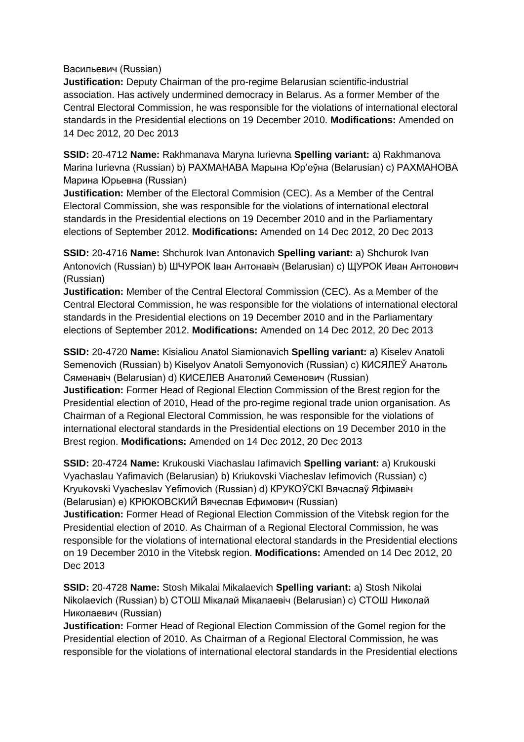Васильевич (Russian)
**Justification:** Deputy Chairman of the pro-regime Belarusian scientific-industrial association. Has actively undermined democracy in Belarus. As a former Member of the Central Electoral Commission, he was responsible for the violations of international electoral standards in the Presidential elections on 19 December 2010. **Modifications:** Amended on 14 Dec 2012, 20 Dec 2013

**SSID:** 20-4712 **Name:** Rakhmanava Maryna Iurievna **Spelling variant:** a) Rakhmanova Marina Iurievna (Russian) b) РАХМАНАВА Марына Юр'еўна (Belarusian) c) РАХМАНОВА Марина Юрьевна (Russian)
**Justification:** Member of the Electoral Commision (CEC). As a Member of the Central Electoral Commission, she was responsible for the violations of international electoral standards in the Presidential elections on 19 December 2010 and in the Parliamentary elections of September 2012. **Modifications:** Amended on 14 Dec 2012, 20 Dec 2013

**SSID:** 20-4716 **Name:** Shchurok Ivan Antonavich **Spelling variant:** a) Shchurok Ivan Antonovich (Russian) b) ШЧУРОК Іван Антонавіч (Belarusian) c) ЩУРОК Иван Антонович (Russian)
**Justification:** Member of the Central Electoral Commission (CEC). As a Member of the Central Electoral Commission, he was responsible for the violations of international electoral standards in the Presidential elections on 19 December 2010 and in the Parliamentary elections of September 2012. **Modifications:** Amended on 14 Dec 2012, 20 Dec 2013

**SSID:** 20-4720 **Name:** Kisialiou Anatol Siamionavich **Spelling variant:** a) Kiselev Anatoli Semenovich (Russian) b) Kiselyov Anatoli Semyonovich (Russian) c) КИСЯЛЕЎ Анатоль Сяменавіч (Belarusian) d) КИСЕЛЕВ Анатолий Семенович (Russian)
**Justification:** Former Head of Regional Election Commission of the Brest region for the Presidential election of 2010, Head of the pro-regime regional trade union organisation. As Chairman of a Regional Electoral Commission, he was responsible for the violations of international electoral standards in the Presidential elections on 19 December 2010 in the Brest region. **Modifications:** Amended on 14 Dec 2012, 20 Dec 2013

**SSID:** 20-4724 **Name:** Krukouski Viachaslau Iafimavich **Spelling variant:** a) Krukouski Vyachaslau Yafimavich (Belarusian) b) Kriukovski Viacheslav Iefimovich (Russian) c) Kryukovski Vyacheslav Yefimovich (Russian) d) КРУКОЎСКІ Вячаслаў Яфімавіч (Belarusian) e) КРЮКОВСКИЙ Вячеслав Ефимович (Russian)
**Justification:** Former Head of Regional Election Commission of the Vitebsk region for the Presidential election of 2010. As Chairman of a Regional Electoral Commission, he was responsible for the violations of international electoral standards in the Presidential elections on 19 December 2010 in the Vitebsk region. **Modifications:** Amended on 14 Dec 2012, 20 Dec 2013

**SSID:** 20-4728 **Name:** Stosh Mikalai Mikalaevich **Spelling variant:** a) Stosh Nikolai Nikolaevich (Russian) b) СТОШ Мікалай Мікалаевіч (Belarusian) c) СТОШ Николай Николаевич (Russian)
**Justification:** Former Head of Regional Election Commission of the Gomel region for the Presidential election of 2010. As Chairman of a Regional Electoral Commission, he was responsible for the violations of international electoral standards in the Presidential elections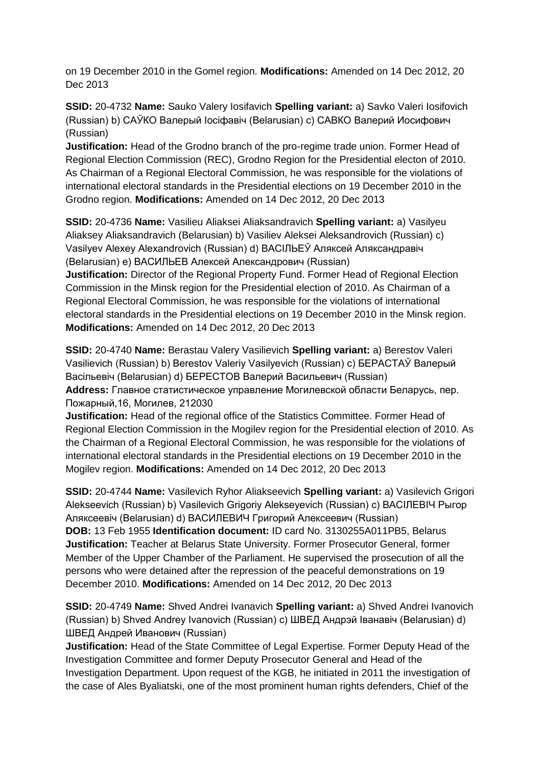on 19 December 2010 in the Gomel region. **Modifications:** Amended on 14 Dec 2012, 20 Dec 2013

**SSID:** 20-4732 **Name:** Sauko Valery Iosifavich **Spelling variant:** a) Savko Valeri Iosifovich (Russian) b) САЎКО Валерый Іосіфавіч (Belarusian) c) САВКО Валерий Иосифович (Russian)
**Justification:** Head of the Grodno branch of the pro-regime trade union. Former Head of Regional Election Commission (REC), Grodno Region for the Presidential electon of 2010. As Chairman of a Regional Electoral Commission, he was responsible for the violations of international electoral standards in the Presidential elections on 19 December 2010 in the Grodno region. **Modifications:** Amended on 14 Dec 2012, 20 Dec 2013

**SSID:** 20-4736 **Name:** Vasilieu Aliaksei Aliaksandravich **Spelling variant:** a) Vasilyeu Aliaksey Aliaksandravich (Belarusian) b) Vasiliev Aleksei Aleksandrovich (Russian) c) Vasilyev Alexey Alexandrovich (Russian) d) ВАСІЛЬЕЎ Аляксей Аляксандравіч (Belarusian) e) ВАСИЛЬЕВ Алексей Александрович (Russian)
**Justification:** Director of the Regional Property Fund. Former Head of Regional Election Commission in the Minsk region for the Presidential election of 2010. As Chairman of a Regional Electoral Commission, he was responsible for the violations of international electoral standards in the Presidential elections on 19 December 2010 in the Minsk region. **Modifications:** Amended on 14 Dec 2012, 20 Dec 2013

**SSID:** 20-4740 **Name:** Berastau Valery Vasilievich **Spelling variant:** a) Berestov Valeri Vasilievich (Russian) b) Berestov Valeriy Vasilyevich (Russian) c) БЕРАСТАЎ Валерый Васільевіч (Belarusian) d) БЕРЕСТОВ Валерий Васильевич (Russian)
**Address:** Главное статистическое управление Могилевской области Беларусь, пер. Пожарный,16, Могилев, 212030
**Justification:** Head of the regional office of the Statistics Committee. Former Head of Regional Election Commission in the Mogilev region for the Presidential election of 2010. As the Chairman of a Regional Electoral Commission, he was responsible for the violations of international electoral standards in the Presidential elections on 19 December 2010 in the Mogilev region. **Modifications:** Amended on 14 Dec 2012, 20 Dec 2013

**SSID:** 20-4744 **Name:** Vasilevich Ryhor Aliakseevich **Spelling variant:** a) Vasilevich Grigori Alekseevich (Russian) b) Vasilevich Grigoriy Alekseyevich (Russian) c) ВАСІЛЕВІЧ Рыгор Аляксеевіч (Belarusian) d) ВАСИЛЕВИЧ Григорий Алексеевич (Russian)
**DOB:** 13 Feb 1955 **Identification document:** ID card No. 3130255A011PB5, Belarus
**Justification:** Teacher at Belarus State University. Former Prosecutor General, former Member of the Upper Chamber of the Parliament. He supervised the prosecution of all the persons who were detained after the repression of the peaceful demonstrations on 19 December 2010. **Modifications:** Amended on 14 Dec 2012, 20 Dec 2013

**SSID:** 20-4749 **Name:** Shved Andrei Ivanavich **Spelling variant:** a) Shved Andrei Ivanovich (Russian) b) Shved Andrey Ivanovich (Russian) c) ШВЕД Андрэй Іванавіч (Belarusian) d) ШВЕД Андрей Иванович (Russian)
**Justification:** Head of the State Committee of Legal Expertise. Former Deputy Head of the Investigation Committee and former Deputy Prosecutor General and Head of the Investigation Department. Upon request of the KGB, he initiated in 2011 the investigation of the case of Ales Byaliatski, one of the most prominent human rights defenders, Chief of the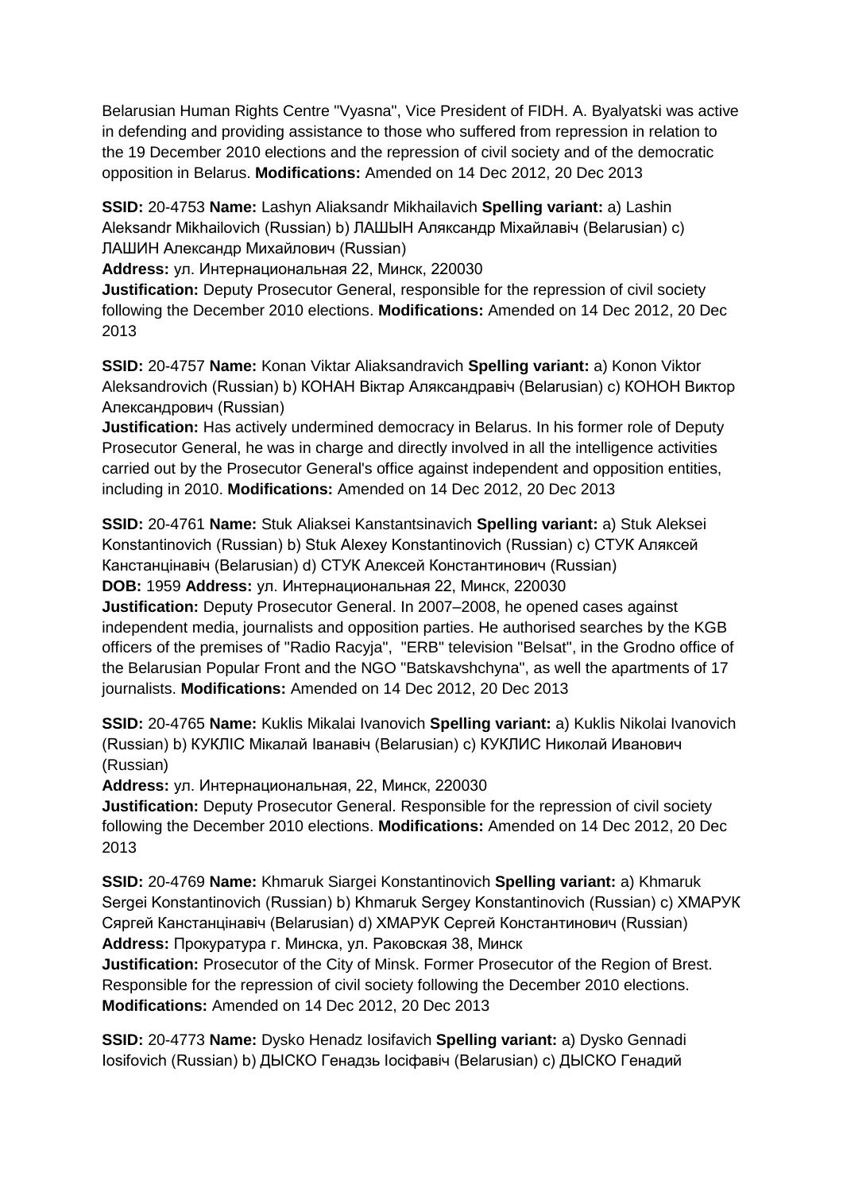Belarusian Human Rights Centre "Vyasna", Vice President of FIDH. A. Byalyatski was active in defending and providing assistance to those who suffered from repression in relation to the 19 December 2010 elections and the repression of civil society and of the democratic opposition in Belarus. **Modifications:** Amended on 14 Dec 2012, 20 Dec 2013

**SSID:** 20-4753 **Name:** Lashyn Aliaksandr Mikhailavich **Spelling variant:** a) Lashin Aleksandr Mikhailovich (Russian) b) ЛАШЫН Аляксандр Міхайлавіч (Belarusian) c) ЛАШИН Александр Михайлович (Russian)
**Address:** ул. Интернациональная 22, Минск, 220030
**Justification:** Deputy Prosecutor General, responsible for the repression of civil society following the December 2010 elections. **Modifications:** Amended on 14 Dec 2012, 20 Dec 2013

**SSID:** 20-4757 **Name:** Konan Viktar Aliaksandravich **Spelling variant:** a) Konon Viktor Aleksandrovich (Russian) b) КОНАН Віктар Аляксандравіч (Belarusian) c) КОНОН Виктор Александрович (Russian)
**Justification:** Has actively undermined democracy in Belarus. In his former role of Deputy Prosecutor General, he was in charge and directly involved in all the intelligence activities carried out by the Prosecutor General's office against independent and opposition entities, including in 2010. **Modifications:** Amended on 14 Dec 2012, 20 Dec 2013

**SSID:** 20-4761 **Name:** Stuk Aliaksei Kanstantsinavich **Spelling variant:** a) Stuk Aleksei Konstantinovich (Russian) b) Stuk Alexey Konstantinovich (Russian) c) СТУК Аляксей Канстанцінавіч (Belarusian) d) СТУК Алексей Константинович (Russian)
**DOB:** 1959 **Address:** ул. Интернациональная 22, Минск, 220030
**Justification:** Deputy Prosecutor General. In 2007–2008, he opened cases against independent media, journalists and opposition parties. He authorised searches by the KGB officers of the premises of "Radio Racyja", "ERB" television "Belsat", in the Grodno office of the Belarusian Popular Front and the NGO "Batskavshchyna", as well the apartments of 17 journalists. **Modifications:** Amended on 14 Dec 2012, 20 Dec 2013

**SSID:** 20-4765 **Name:** Kuklis Mikalai Ivanovich **Spelling variant:** a) Kuklis Nikolai Ivanovich (Russian) b) КУКЛІС Мікалай Іванавіч (Belarusian) c) КУКЛИС Николай Иванович (Russian)
**Address:** ул. Интернациональная, 22, Минск, 220030
**Justification:** Deputy Prosecutor General. Responsible for the repression of civil society following the December 2010 elections. **Modifications:** Amended on 14 Dec 2012, 20 Dec 2013

**SSID:** 20-4769 **Name:** Khmaruk Siargei Konstantinovich **Spelling variant:** a) Khmaruk Sergei Konstantinovich (Russian) b) Khmaruk Sergey Konstantinovich (Russian) c) ХМАРУК Сяргей Канстанцінавіч (Belarusian) d) ХМАРУК Сергей Константинович (Russian)
**Address:** Прокуратура г. Минска, ул. Раковская 38, Минск
**Justification:** Prosecutor of the City of Minsk. Former Prosecutor of the Region of Brest. Responsible for the repression of civil society following the December 2010 elections. **Modifications:** Amended on 14 Dec 2012, 20 Dec 2013

**SSID:** 20-4773 **Name:** Dysko Henadz Iosifavich **Spelling variant:** a) Dysko Gennadi Iosifovich (Russian) b) ДЫСКО Генадзь Іосіфавіч (Belarusian) c) ДЫСКО Генадий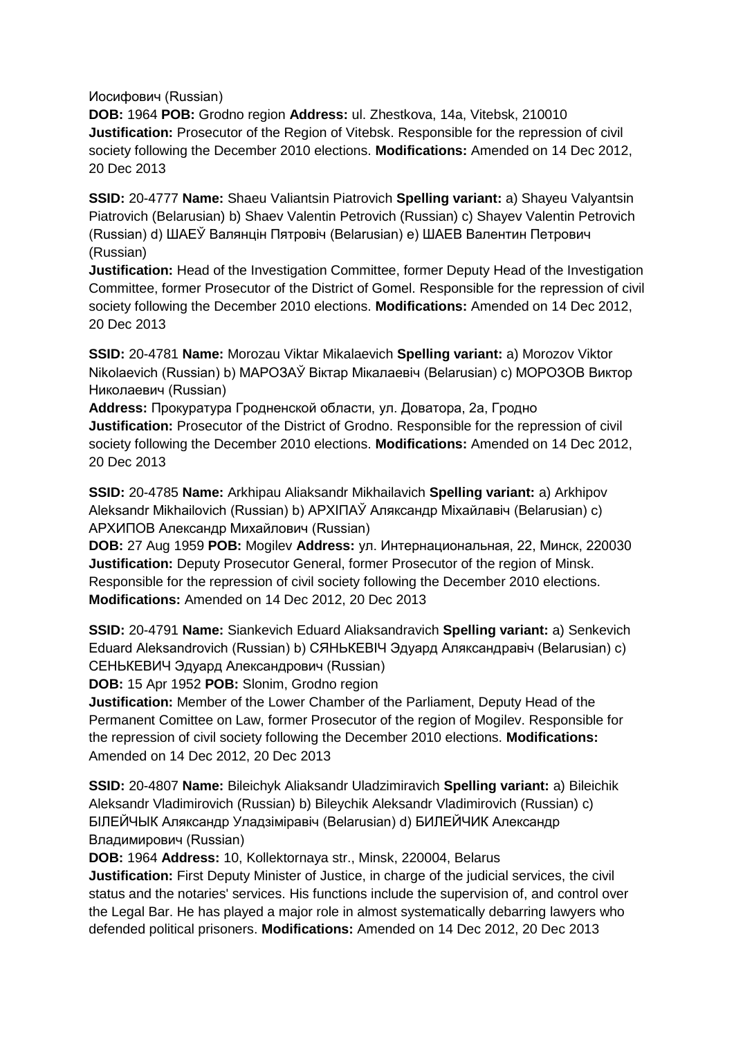Иосифович (Russian)

**DOB:** 1964 **POB:** Grodno region **Address:** ul. Zhestkova, 14a, Vitebsk, 210010 **Justification:** Prosecutor of the Region of Vitebsk. Responsible for the repression of civil society following the December 2010 elections. **Modifications:** Amended on 14 Dec 2012, 20 Dec 2013

**SSID:** 20-4777 **Name:** Shaeu Valiantsin Piatrovich **Spelling variant:** a) Shayeu Valyantsin Piatrovich (Belarusian) b) Shaev Valentin Petrovich (Russian) c) Shayev Valentin Petrovich (Russian) d) ШАЕЎ Валянцін Пятровіч (Belarusian) e) ШАЕВ Валентин Петрович (Russian)

**Justification:** Head of the Investigation Committee, former Deputy Head of the Investigation Committee, former Prosecutor of the District of Gomel. Responsible for the repression of civil society following the December 2010 elections. **Modifications:** Amended on 14 Dec 2012, 20 Dec 2013

**SSID:** 20-4781 **Name:** Morozau Viktar Mikalaevich **Spelling variant:** a) Morozov Viktor Nikolaevich (Russian) b) МАРОЗАЎ Віктар Мікалаевіч (Belarusian) c) МОРОЗОВ Виктор Николаевич (Russian)

**Address:** Прокуратура Гродненской области, ул. Доватора, 2а, Гродно **Justification:** Prosecutor of the District of Grodno. Responsible for the repression of civil society following the December 2010 elections. **Modifications:** Amended on 14 Dec 2012, 20 Dec 2013

**SSID:** 20-4785 **Name:** Arkhipau Aliaksandr Mikhailavich **Spelling variant:** a) Arkhipov Aleksandr Mikhailovich (Russian) b) АРХІПАЎ Аляксандр Міхайлавіч (Belarusian) c) АРХИПОВ Александр Михайлович (Russian)

**DOB:** 27 Aug 1959 **POB:** Mogilev **Address:** ул. Интернациональная, 22, Минск, 220030 **Justification:** Deputy Prosecutor General, former Prosecutor of the region of Minsk. Responsible for the repression of civil society following the December 2010 elections. **Modifications:** Amended on 14 Dec 2012, 20 Dec 2013

**SSID:** 20-4791 **Name:** Siankevich Eduard Aliaksandravich **Spelling variant:** a) Senkevich Eduard Aleksandrovich (Russian) b) СЯНЬКЕВІЧ Эдуард Аляксандравіч (Belarusian) c) СЕНЬКЕВИЧ Эдуард Александрович (Russian)

**DOB:** 15 Apr 1952 **POB:** Slonim, Grodno region

**Justification:** Member of the Lower Chamber of the Parliament, Deputy Head of the Permanent Comittee on Law, former Prosecutor of the region of Mogilev. Responsible for the repression of civil society following the December 2010 elections. **Modifications:** Amended on 14 Dec 2012, 20 Dec 2013

**SSID:** 20-4807 **Name:** Bileichyk Aliaksandr Uladzimiravich **Spelling variant:** a) Bileichik Aleksandr Vladimirovich (Russian) b) Bileychik Aleksandr Vladimirovich (Russian) c) БІЛЕЙЧЫК Аляксандр Уладзіміравіч (Belarusian) d) БИЛЕЙЧИК Александр Владимирович (Russian)

**DOB:** 1964 **Address:** 10, Kollektornaya str., Minsk, 220004, Belarus **Justification:** First Deputy Minister of Justice, in charge of the judicial services, the civil status and the notaries' services. His functions include the supervision of, and control over the Legal Bar. He has played a major role in almost systematically debarring lawyers who defended political prisoners. **Modifications:** Amended on 14 Dec 2012, 20 Dec 2013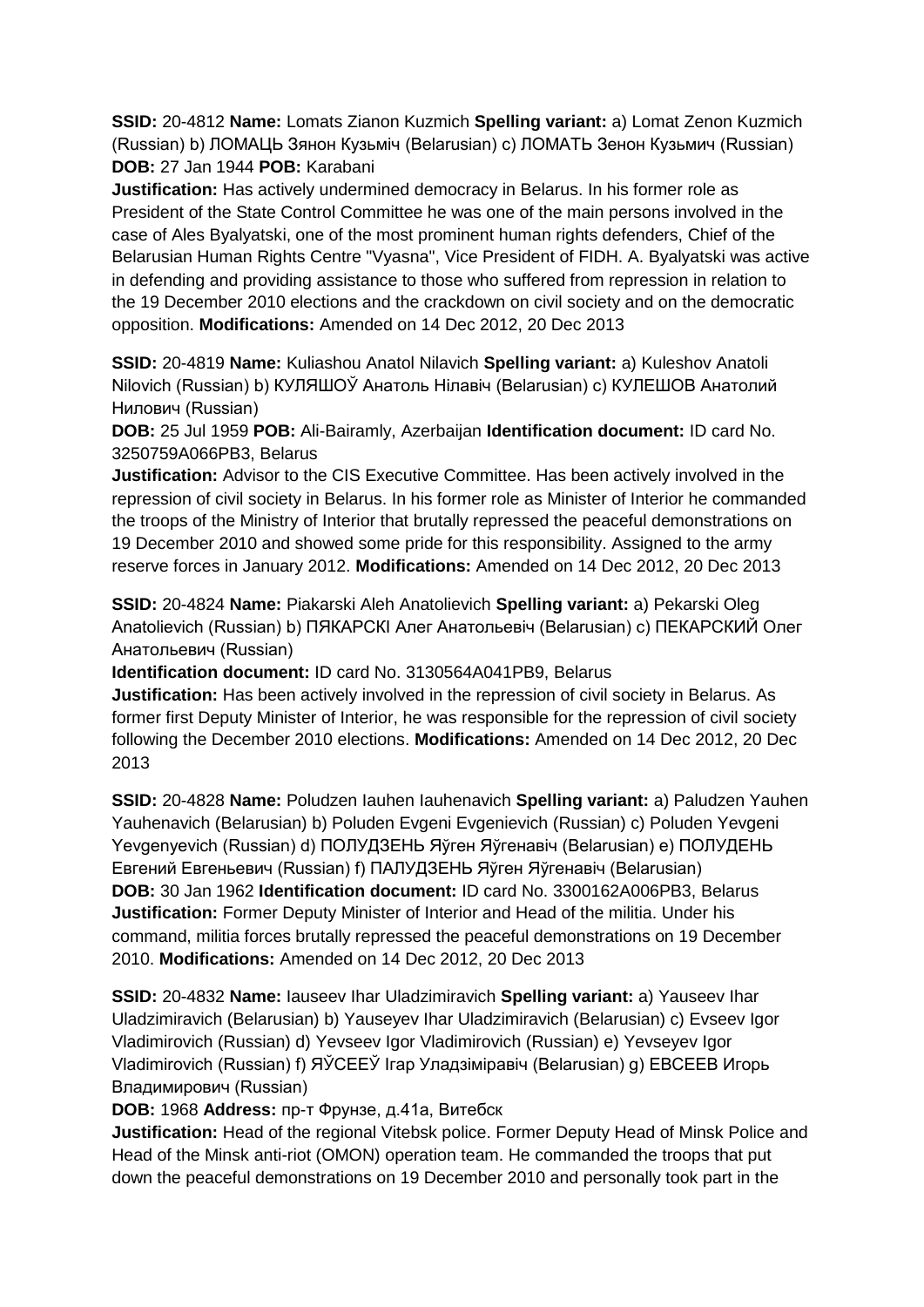**SSID:** 20-4812 **Name:** Lomats Zianon Kuzmich **Spelling variant:** a) Lomat Zenon Kuzmich (Russian) b) ЛОМАЦЬ Зянон Кузьміч (Belarusian) c) ЛОМАТЬ Зенон Кузьмич (Russian) **DOB:** 27 Jan 1944 **POB:** Karabani

**Justification:** Has actively undermined democracy in Belarus. In his former role as President of the State Control Committee he was one of the main persons involved in the case of Ales Byalyatski, one of the most prominent human rights defenders, Chief of the Belarusian Human Rights Centre "Vyasna", Vice President of FIDH. A. Byalyatski was active in defending and providing assistance to those who suffered from repression in relation to the 19 December 2010 elections and the crackdown on civil society and on the democratic opposition. **Modifications:** Amended on 14 Dec 2012, 20 Dec 2013

**SSID:** 20-4819 **Name:** Kuliashou Anatol Nilavich **Spelling variant:** a) Kuleshov Anatoli Nilovich (Russian) b) КУЛЯШОЎ Анатоль Нілавіч (Belarusian) c) КУЛЕШОВ Анатолий Нилович (Russian)

**DOB:** 25 Jul 1959 **POB:** Ali-Bairamly, Azerbaijan **Identification document:** ID card No. 3250759A066PB3, Belarus

**Justification:** Advisor to the CIS Executive Committee. Has been actively involved in the repression of civil society in Belarus. In his former role as Minister of Interior he commanded the troops of the Ministry of Interior that brutally repressed the peaceful demonstrations on 19 December 2010 and showed some pride for this responsibility. Assigned to the army reserve forces in January 2012. **Modifications:** Amended on 14 Dec 2012, 20 Dec 2013

**SSID:** 20-4824 **Name:** Piakarski Aleh Anatolievich **Spelling variant:** a) Pekarski Oleg Anatolievich (Russian) b) ПЯКАРСКІ Алег Анатольевіч (Belarusian) c) ПЕКАРСКИЙ Олег Анатольевич (Russian)

**Identification document:** ID card No. 3130564A041PB9, Belarus

**Justification:** Has been actively involved in the repression of civil society in Belarus. As former first Deputy Minister of Interior, he was responsible for the repression of civil society following the December 2010 elections. **Modifications:** Amended on 14 Dec 2012, 20 Dec 2013

**SSID:** 20-4828 **Name:** Poludzen Iauhen Iauhenavich **Spelling variant:** a) Paludzen Yauhen Yauhenavich (Belarusian) b) Poluden Evgeni Evgenievich (Russian) c) Poluden Yevgeni Yevgenyevich (Russian) d) ПОЛУДЗЕНЬ Яўген Яўгенавіч (Belarusian) e) ПОЛУДЕНЬ Евгений Евгеньевич (Russian) f) ПАЛУДЗЕНЬ Яўген Яўгенавіч (Belarusian)
**DOB:** 30 Jan 1962 **Identification document:** ID card No. 3300162A006PB3, Belarus
**Justification:** Former Deputy Minister of Interior and Head of the militia. Under his command, militia forces brutally repressed the peaceful demonstrations on 19 December 2010. **Modifications:** Amended on 14 Dec 2012, 20 Dec 2013

**SSID:** 20-4832 **Name:** Iauseev Ihar Uladzimiravich **Spelling variant:** a) Yauseev Ihar Uladzimiravich (Belarusian) b) Yauseyev Ihar Uladzimiravich (Belarusian) c) Evseev Igor Vladimirovich (Russian) d) Yevseev Igor Vladimirovich (Russian) e) Yevseyev Igor Vladimirovich (Russian) f) ЯЎСЕЕЎ Ігар Уладзіміравіч (Belarusian) g) ЕВСЕЕВ Игорь Владимирович (Russian)

**DOB:** 1968 **Address:** пр-т Фрунзе, д.41а, Витебск

**Justification:** Head of the regional Vitebsk police. Former Deputy Head of Minsk Police and Head of the Minsk anti-riot (OMON) operation team. He commanded the troops that put down the peaceful demonstrations on 19 December 2010 and personally took part in the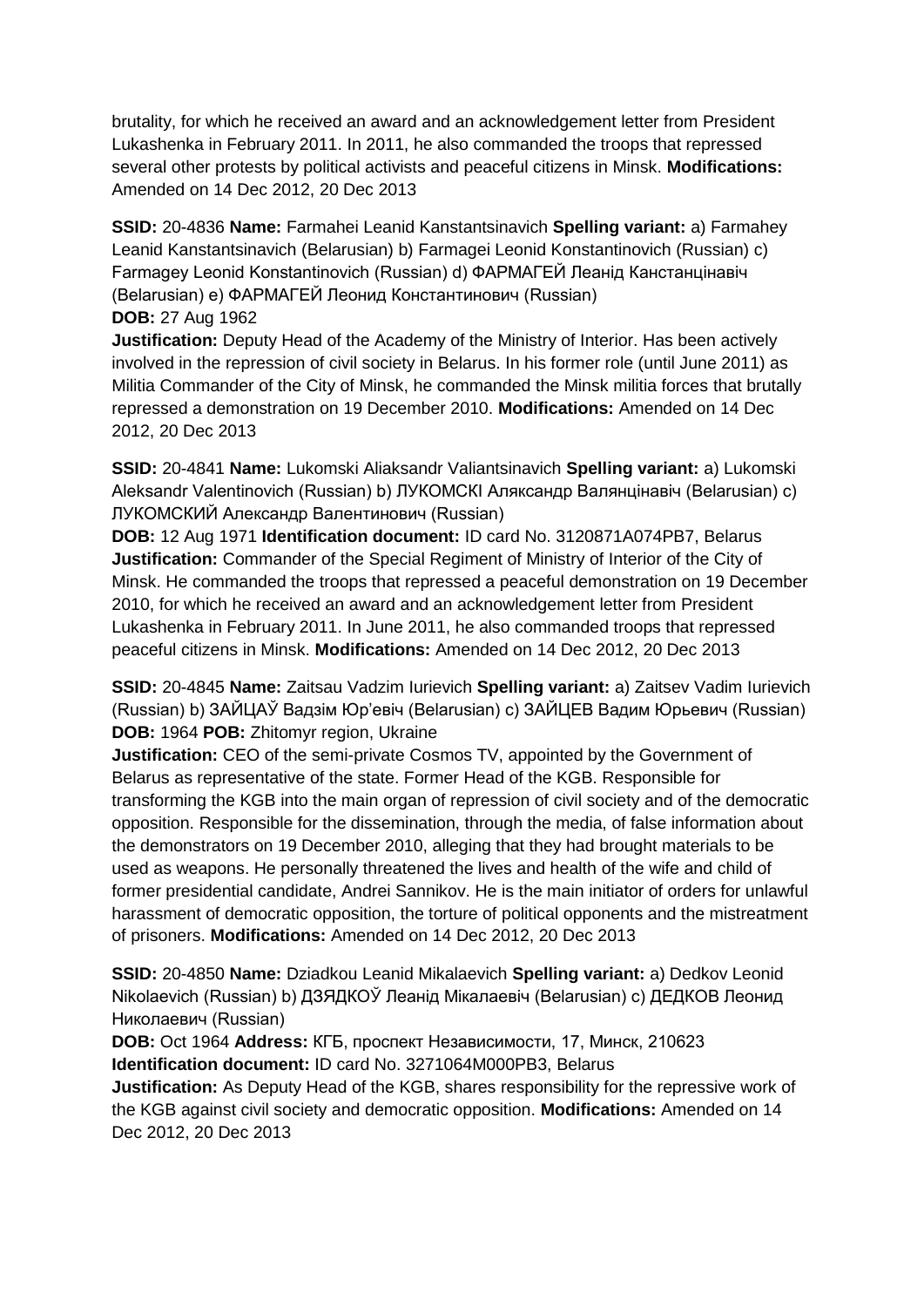brutality, for which he received an award and an acknowledgement letter from President Lukashenka in February 2011. In 2011, he also commanded the troops that repressed several other protests by political activists and peaceful citizens in Minsk. **Modifications:** Amended on 14 Dec 2012, 20 Dec 2013

**SSID:** 20-4836 **Name:** Farmahei Leanid Kanstantsinavich **Spelling variant:** a) Farmahey Leanid Kanstantsinavich (Belarusian) b) Farmagei Leonid Konstantinovich (Russian) c) Farmagey Leonid Konstantinovich (Russian) d) ФАРМАГЕЙ Леанід Канстанцінавіч (Belarusian) e) ФАРМАГЕЙ Леонид Константинович (Russian)
**DOB:** 27 Aug 1962
**Justification:** Deputy Head of the Academy of the Ministry of Interior. Has been actively involved in the repression of civil society in Belarus. In his former role (until June 2011) as Militia Commander of the City of Minsk, he commanded the Minsk militia forces that brutally repressed a demonstration on 19 December 2010. **Modifications:** Amended on 14 Dec 2012, 20 Dec 2013

**SSID:** 20-4841 **Name:** Lukomski Aliaksandr Valiantsinavich **Spelling variant:** a) Lukomski Aleksandr Valentinovich (Russian) b) ЛУКОМСКІ Аляксандр Валянцінавіч (Belarusian) c) ЛУКОМСКИЙ Александр Валентинович (Russian)
**DOB:** 12 Aug 1971 **Identification document:** ID card No. 3120871A074PB7, Belarus
**Justification:** Commander of the Special Regiment of Ministry of Interior of the City of Minsk. He commanded the troops that repressed a peaceful demonstration on 19 December 2010, for which he received an award and an acknowledgement letter from President Lukashenka in February 2011. In June 2011, he also commanded troops that repressed peaceful citizens in Minsk. **Modifications:** Amended on 14 Dec 2012, 20 Dec 2013

**SSID:** 20-4845 **Name:** Zaitsau Vadzim Iurievich **Spelling variant:** a) Zaitsev Vadim Iurievich (Russian) b) ЗАЙЦАЎ Вадзім Юр'евіч (Belarusian) c) ЗАЙЦЕВ Вадим Юрьевич (Russian)
**DOB:** 1964 **POB:** Zhitomyr region, Ukraine
**Justification:** CEO of the semi-private Cosmos TV, appointed by the Government of Belarus as representative of the state. Former Head of the KGB. Responsible for transforming the KGB into the main organ of repression of civil society and of the democratic opposition. Responsible for the dissemination, through the media, of false information about the demonstrators on 19 December 2010, alleging that they had brought materials to be used as weapons. He personally threatened the lives and health of the wife and child of former presidential candidate, Andrei Sannikov. He is the main initiator of orders for unlawful harassment of democratic opposition, the torture of political opponents and the mistreatment of prisoners. **Modifications:** Amended on 14 Dec 2012, 20 Dec 2013

**SSID:** 20-4850 **Name:** Dziadkou Leanid Mikalaevich **Spelling variant:** a) Dedkov Leonid Nikolaevich (Russian) b) ДЗЯДКОЎ Леанід Мікалаевіч (Belarusian) c) ДЕДКОВ Леонид Николаевич (Russian)
**DOB:** Oct 1964 **Address:** КГБ, проспект Независимости, 17, Минск, 210623
**Identification document:** ID card No. 3271064M000PB3, Belarus
**Justification:** As Deputy Head of the KGB, shares responsibility for the repressive work of the KGB against civil society and democratic opposition. **Modifications:** Amended on 14 Dec 2012, 20 Dec 2013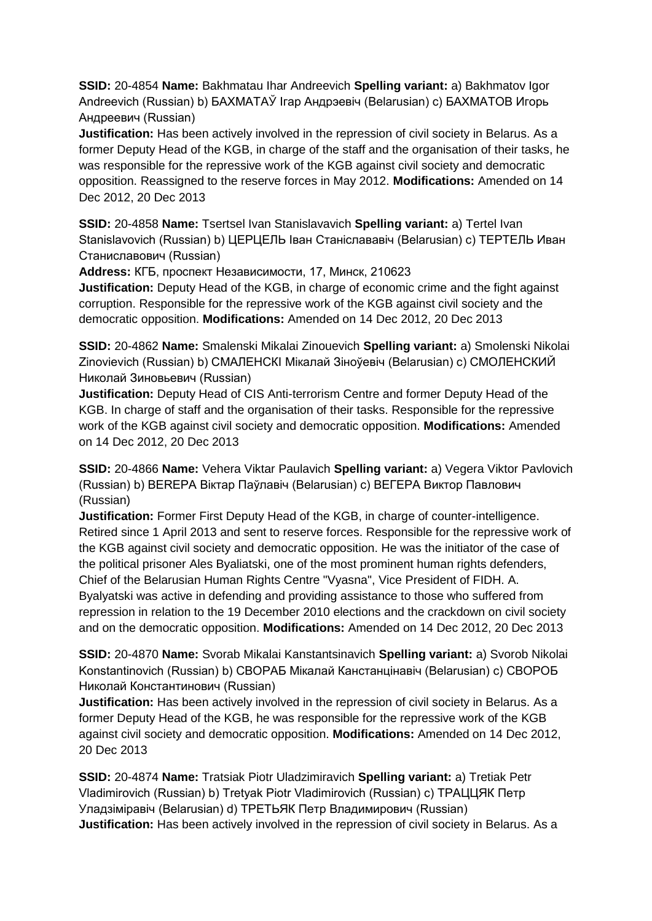**SSID:** 20-4854 **Name:** Bakhmatau Ihar Andreevich **Spelling variant:** a) Bakhmatov Igor Andreevich (Russian) b) БАХМАТАЎ Ігар Андрэевіч (Belarusian) c) БАХМАТОВ Игорь Андреевич (Russian)
**Justification:** Has been actively involved in the repression of civil society in Belarus. As a former Deputy Head of the KGB, in charge of the staff and the organisation of their tasks, he was responsible for the repressive work of the KGB against civil society and democratic opposition. Reassigned to the reserve forces in May 2012. **Modifications:** Amended on 14 Dec 2012, 20 Dec 2013

**SSID:** 20-4858 **Name:** Tsertsel Ivan Stanislavavich **Spelling variant:** a) Tertel Ivan Stanislovovich (Russian) b) ЦЕРЦЕЛЬ Іван Станіслававіч (Belarusian) c) ТЕРТЕЛЬ Иван Станиславович (Russian)
**Address:** КГБ, проспект Независимости, 17, Минск, 210623
**Justification:** Deputy Head of the KGB, in charge of economic crime and the fight against corruption. Responsible for the repressive work of the KGB against civil society and the democratic opposition. **Modifications:** Amended on 14 Dec 2012, 20 Dec 2013

**SSID:** 20-4862 **Name:** Smalenski Mikalai Zinouevich **Spelling variant:** a) Smolenski Nikolai Zinovievich (Russian) b) СМАЛЕНСКІ Мікалай Зіноўевіч (Belarusian) c) СМОЛЕНСКИЙ Николай Зиновьевич (Russian)
**Justification:** Deputy Head of CIS Anti-terrorism Centre and former Deputy Head of the KGB. In charge of staff and the organisation of their tasks. Responsible for the repressive work of the KGB against civil society and democratic opposition. **Modifications:** Amended on 14 Dec 2012, 20 Dec 2013

**SSID:** 20-4866 **Name:** Vehera Viktar Paulavich **Spelling variant:** a) Vegera Viktor Pavlovich (Russian) b) ВЕГЕРА Віктар Паўлавіч (Belarusian) c) ВЕГЕРА Виктор Павлович (Russian)
**Justification:** Former First Deputy Head of the KGB, in charge of counter-intelligence. Retired since 1 April 2013 and sent to reserve forces. Responsible for the repressive work of the KGB against civil society and democratic opposition. He was the initiator of the case of the political prisoner Ales Byaliatski, one of the most prominent human rights defenders, Chief of the Belarusian Human Rights Centre "Vyasna", Vice President of FIDH. A. Byalyatski was active in defending and providing assistance to those who suffered from repression in relation to the 19 December 2010 elections and the crackdown on civil society and on the democratic opposition. **Modifications:** Amended on 14 Dec 2012, 20 Dec 2013

**SSID:** 20-4870 **Name:** Svorab Mikalai Kanstantsinavich **Spelling variant:** a) Svorob Nikolai Konstantinovich (Russian) b) СВОРАБ Мікалай Канстанцінавіч (Belarusian) c) СВОРОБ Николай Константинович (Russian)
**Justification:** Has been actively involved in the repression of civil society in Belarus. As a former Deputy Head of the KGB, he was responsible for the repressive work of the KGB against civil society and democratic opposition. **Modifications:** Amended on 14 Dec 2012, 20 Dec 2013

**SSID:** 20-4874 **Name:** Tratsiak Piotr Uladzimiravich **Spelling variant:** a) Tretiak Petr Vladimirovich (Russian) b) Tretyak Piotr Vladimirovich (Russian) c) ТРАЦЦЯК Петр Уладзіміравіч (Belarusian) d) ТРЕТЬЯК Петр Владимирович (Russian)
**Justification:** Has been actively involved in the repression of civil society in Belarus. As a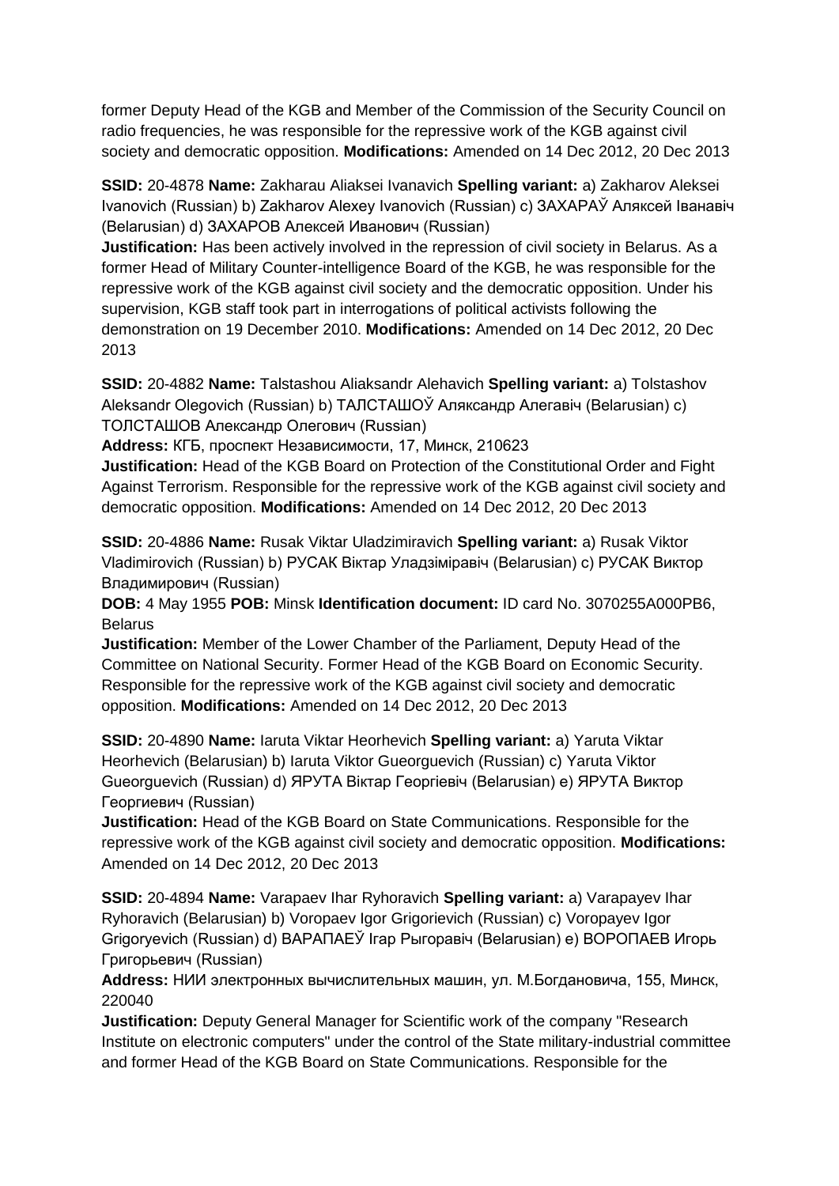former Deputy Head of the KGB and Member of the Commission of the Security Council on radio frequencies, he was responsible for the repressive work of the KGB against civil society and democratic opposition. **Modifications:** Amended on 14 Dec 2012, 20 Dec 2013

**SSID:** 20-4878 **Name:** Zakharau Aliaksei Ivanavich **Spelling variant:** a) Zakharov Aleksei Ivanovich (Russian) b) Zakharov Alexey Ivanovich (Russian) c) ЗАХАРАЎ Аляксей Іванавіч (Belarusian) d) ЗАХАРОВ Алексей Иванович (Russian)
**Justification:** Has been actively involved in the repression of civil society in Belarus. As a former Head of Military Counter-intelligence Board of the KGB, he was responsible for the repressive work of the KGB against civil society and the democratic opposition. Under his supervision, KGB staff took part in interrogations of political activists following the demonstration on 19 December 2010. **Modifications:** Amended on 14 Dec 2012, 20 Dec 2013

**SSID:** 20-4882 **Name:** Talstashou Aliaksandr Alehavich **Spelling variant:** a) Tolstashov Aleksandr Olegovich (Russian) b) ТАЛСТАШОЎ Аляксандр Алегавіч (Belarusian) c) ТОЛСТАШОВ Александр Олегович (Russian)
**Address:** КГБ, проспект Независимости, 17, Минск, 210623
**Justification:** Head of the KGB Board on Protection of the Constitutional Order and Fight Against Terrorism. Responsible for the repressive work of the KGB against civil society and democratic opposition. **Modifications:** Amended on 14 Dec 2012, 20 Dec 2013

**SSID:** 20-4886 **Name:** Rusak Viktar Uladzimiravich **Spelling variant:** a) Rusak Viktor Vladimirovich (Russian) b) РУСАК Віктар Уладзіміравіч (Belarusian) c) РУСАК Виктор Владимирович (Russian)
**DOB:** 4 May 1955 **POB:** Minsk **Identification document:** ID card No. 3070255A000PB6, Belarus
**Justification:** Member of the Lower Chamber of the Parliament, Deputy Head of the Committee on National Security. Former Head of the KGB Board on Economic Security. Responsible for the repressive work of the KGB against civil society and democratic opposition. **Modifications:** Amended on 14 Dec 2012, 20 Dec 2013

**SSID:** 20-4890 **Name:** Iaruta Viktar Heorhevich **Spelling variant:** a) Yaruta Viktar Heorhevich (Belarusian) b) Iaruta Viktor Gueorguevich (Russian) c) Yaruta Viktor Gueorguevich (Russian) d) ЯРУТА Віктар Георгіевіч (Belarusian) e) ЯРУТА Виктор Георгиевич (Russian)
**Justification:** Head of the KGB Board on State Communications. Responsible for the repressive work of the KGB against civil society and democratic opposition. **Modifications:** Amended on 14 Dec 2012, 20 Dec 2013

**SSID:** 20-4894 **Name:** Varapaev Ihar Ryhoravich **Spelling variant:** a) Varapayev Ihar Ryhoravich (Belarusian) b) Voropaev Igor Grigorievich (Russian) c) Voropayev Igor Grigoryevich (Russian) d) ВАРАПАЕЎ Ігар Рыгоравіч (Belarusian) e) ВОРОПАЕВ Игорь Григорьевич (Russian)
**Address:** НИИ электронных вычислительных машин, ул. М.Богдановича, 155, Минск, 220040
**Justification:** Deputy General Manager for Scientific work of the company "Research Institute on electronic computers" under the control of the State military-industrial committee and former Head of the KGB Board on State Communications. Responsible for the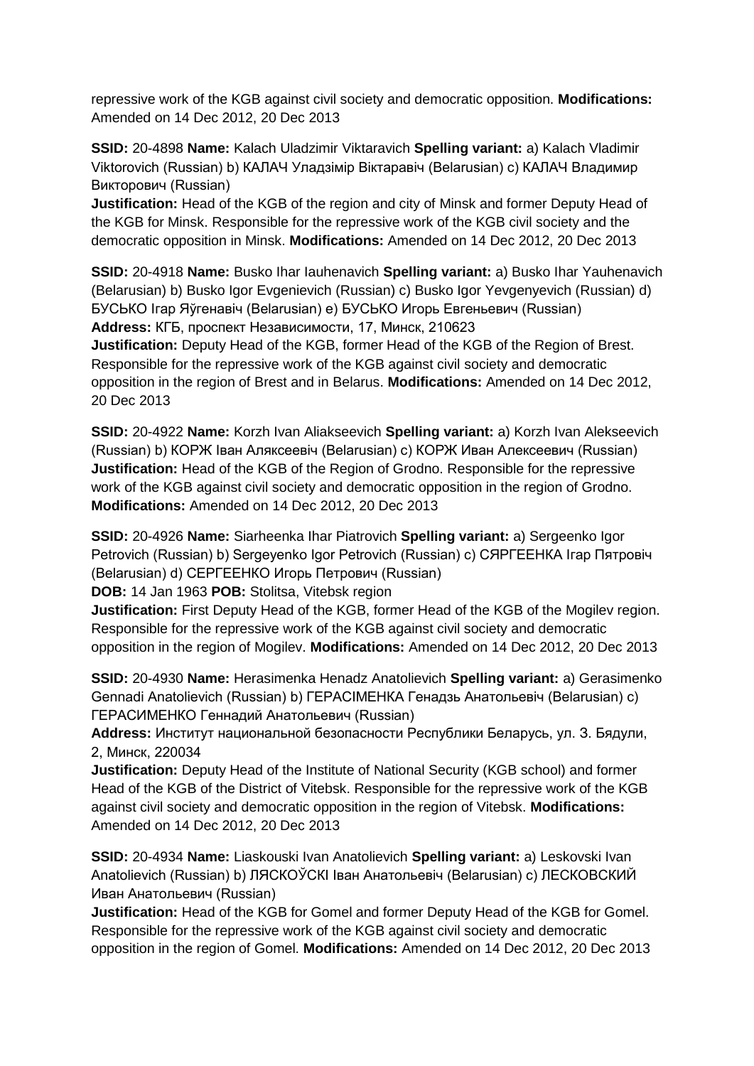repressive work of the KGB against civil society and democratic opposition. **Modifications:** Amended on 14 Dec 2012, 20 Dec 2013

**SSID:** 20-4898 **Name:** Kalach Uladzimir Viktaravich **Spelling variant:** a) Kalach Vladimir Viktorovich (Russian) b) КАЛАЧ Уладзiмiр Вiктаравiч (Belarusian) c) КАЛАЧ Владимир Викторович (Russian)
**Justification:** Head of the KGB of the region and city of Minsk and former Deputy Head of the KGB for Minsk. Responsible for the repressive work of the KGB civil society and the democratic opposition in Minsk. **Modifications:** Amended on 14 Dec 2012, 20 Dec 2013

**SSID:** 20-4918 **Name:** Busko Ihar Iauhenavich **Spelling variant:** a) Busko Ihar Yauhenavich (Belarusian) b) Busko Igor Evgenievich (Russian) c) Busko Igor Yevgenyevich (Russian) d) БУСЬКО Iгар Яўгенавiч (Belarusian) e) БУСЬКО Игорь Евгеньевич (Russian)
**Address:** КГБ, проспект Независимости, 17, Минск, 210623
**Justification:** Deputy Head of the KGB, former Head of the KGB of the Region of Brest. Responsible for the repressive work of the KGB against civil society and democratic opposition in the region of Brest and in Belarus. **Modifications:** Amended on 14 Dec 2012, 20 Dec 2013

**SSID:** 20-4922 **Name:** Korzh Ivan Aliakseevich **Spelling variant:** a) Korzh Ivan Alekseevich (Russian) b) КОРЖ Iван Аляксеевiч (Belarusian) c) КОРЖ Иван Алексеевич (Russian)
**Justification:** Head of the KGB of the Region of Grodno. Responsible for the repressive work of the KGB against civil society and democratic opposition in the region of Grodno. **Modifications:** Amended on 14 Dec 2012, 20 Dec 2013

**SSID:** 20-4926 **Name:** Siarheenka Ihar Piatrovich **Spelling variant:** a) Sergeenko Igor Petrovich (Russian) b) Sergeyenko Igor Petrovich (Russian) c) СЯРГЕЕНКА Iгар Пятровiч (Belarusian) d) СЕРГЕЕНКО Игорь Петрович (Russian)
**DOB:** 14 Jan 1963 **POB:** Stolitsa, Vitebsk region
**Justification:** First Deputy Head of the KGB, former Head of the KGB of the Mogilev region. Responsible for the repressive work of the KGB against civil society and democratic opposition in the region of Mogilev. **Modifications:** Amended on 14 Dec 2012, 20 Dec 2013

**SSID:** 20-4930 **Name:** Herasimenka Henadz Anatolievich **Spelling variant:** a) Gerasimenko Gennadi Anatolievich (Russian) b) ГЕРАСIМЕНКА Генадзь Анатольевiч (Belarusian) c) ГЕРАСИМЕНКО Геннадий Анатольевич (Russian)
**Address:** Институт национальной безопасности Республики Беларусь, ул. З. Бядули, 2, Минск, 220034
**Justification:** Deputy Head of the Institute of National Security (KGB school) and former Head of the KGB of the District of Vitebsk. Responsible for the repressive work of the KGB against civil society and democratic opposition in the region of Vitebsk. **Modifications:** Amended on 14 Dec 2012, 20 Dec 2013

**SSID:** 20-4934 **Name:** Liaskouski Ivan Anatolievich **Spelling variant:** a) Leskovski Ivan Anatolievich (Russian) b) ЛЯСКОЎСКI Iван Анатольевiч (Belarusian) c) ЛЕСКОВСКИЙ Иван Анатольевич (Russian)
**Justification:** Head of the KGB for Gomel and former Deputy Head of the KGB for Gomel. Responsible for the repressive work of the KGB against civil society and democratic opposition in the region of Gomel. **Modifications:** Amended on 14 Dec 2012, 20 Dec 2013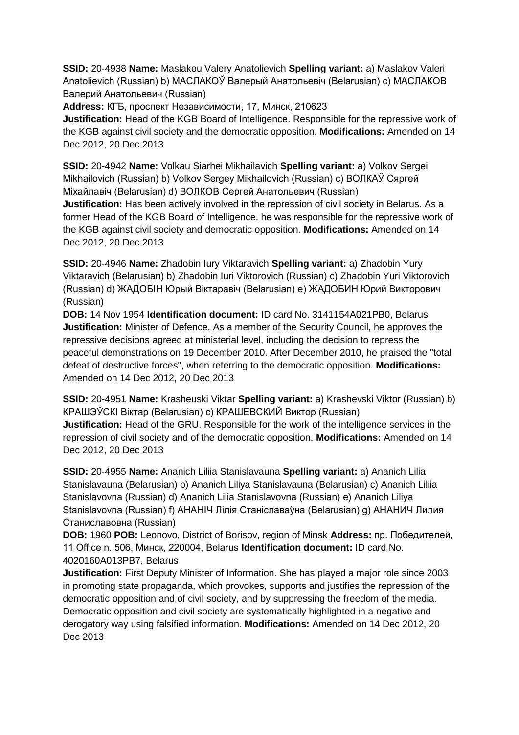**SSID:** 20-4938 **Name:** Maslakou Valery Anatolievich **Spelling variant:** a) Maslakov Valeri Anatolievich (Russian) b) МАСЛАКОЎ Валерый Анатольевіч (Belarusian) c) МАСЛАКОВ Валерий Анатольевич (Russian)
**Address:** КГБ, проспект Независимости, 17, Минск, 210623
**Justification:** Head of the KGB Board of Intelligence. Responsible for the repressive work of the KGB against civil society and the democratic opposition. **Modifications:** Amended on 14 Dec 2012, 20 Dec 2013

**SSID:** 20-4942 **Name:** Volkau Siarhei Mikhailavich **Spelling variant:** a) Volkov Sergei Mikhailovich (Russian) b) Volkov Sergey Mikhailovich (Russian) c) ВОЛКАЎ Сяргей Міхайлавіч (Belarusian) d) ВОЛКОВ Сергей Анатольевич (Russian)
**Justification:** Has been actively involved in the repression of civil society in Belarus. As a former Head of the KGB Board of Intelligence, he was responsible for the repressive work of the KGB against civil society and democratic opposition. **Modifications:** Amended on 14 Dec 2012, 20 Dec 2013

**SSID:** 20-4946 **Name:** Zhadobin Iury Viktaravich **Spelling variant:** a) Zhadobin Yury Viktaravich (Belarusian) b) Zhadobin Iuri Viktorovich (Russian) c) Zhadobin Yuri Viktorovich (Russian) d) ЖАДОБІН Юрый Віктаравіч (Belarusian) e) ЖАДОБИН Юрий Викторович (Russian)
**DOB:** 14 Nov 1954 **Identification document:** ID card No. 3141154A021PB0, Belarus
**Justification:** Minister of Defence. As a member of the Security Council, he approves the repressive decisions agreed at ministerial level, including the decision to repress the peaceful demonstrations on 19 December 2010. After December 2010, he praised the "total defeat of destructive forces", when referring to the democratic opposition. **Modifications:** Amended on 14 Dec 2012, 20 Dec 2013

**SSID:** 20-4951 **Name:** Krasheuski Viktar **Spelling variant:** a) Krashevski Viktor (Russian) b) КРАШЭЎСКІ Віктар (Belarusian) c) КРАШЕВСКИЙ Виктор (Russian)
**Justification:** Head of the GRU. Responsible for the work of the intelligence services in the repression of civil society and of the democratic opposition. **Modifications:** Amended on 14 Dec 2012, 20 Dec 2013

**SSID:** 20-4955 **Name:** Ananich Liliia Stanislavauna **Spelling variant:** a) Ananich Lilia Stanislavauna (Belarusian) b) Ananich Liliya Stanislavauna (Belarusian) c) Ananich Liliia Stanislavovna (Russian) d) Ananich Lilia Stanislavovna (Russian) e) Ananich Liliya Stanislavovna (Russian) f) АНАНІЧ Лілія Станіславаўна (Belarusian) g) АНАНИЧ Лилия Станиславовна (Russian)
**DOB:** 1960 **POB:** Leonovo, District of Borisov, region of Minsk **Address:** пр. Победителей, 11 Office n. 506, Минск, 220004, Belarus **Identification document:** ID card No. 4020160A013PB7, Belarus
**Justification:** First Deputy Minister of Information. She has played a major role since 2003 in promoting state propaganda, which provokes, supports and justifies the repression of the democratic opposition and of civil society, and by suppressing the freedom of the media. Democratic opposition and civil society are systematically highlighted in a negative and derogatory way using falsified information. **Modifications:** Amended on 14 Dec 2012, 20 Dec 2013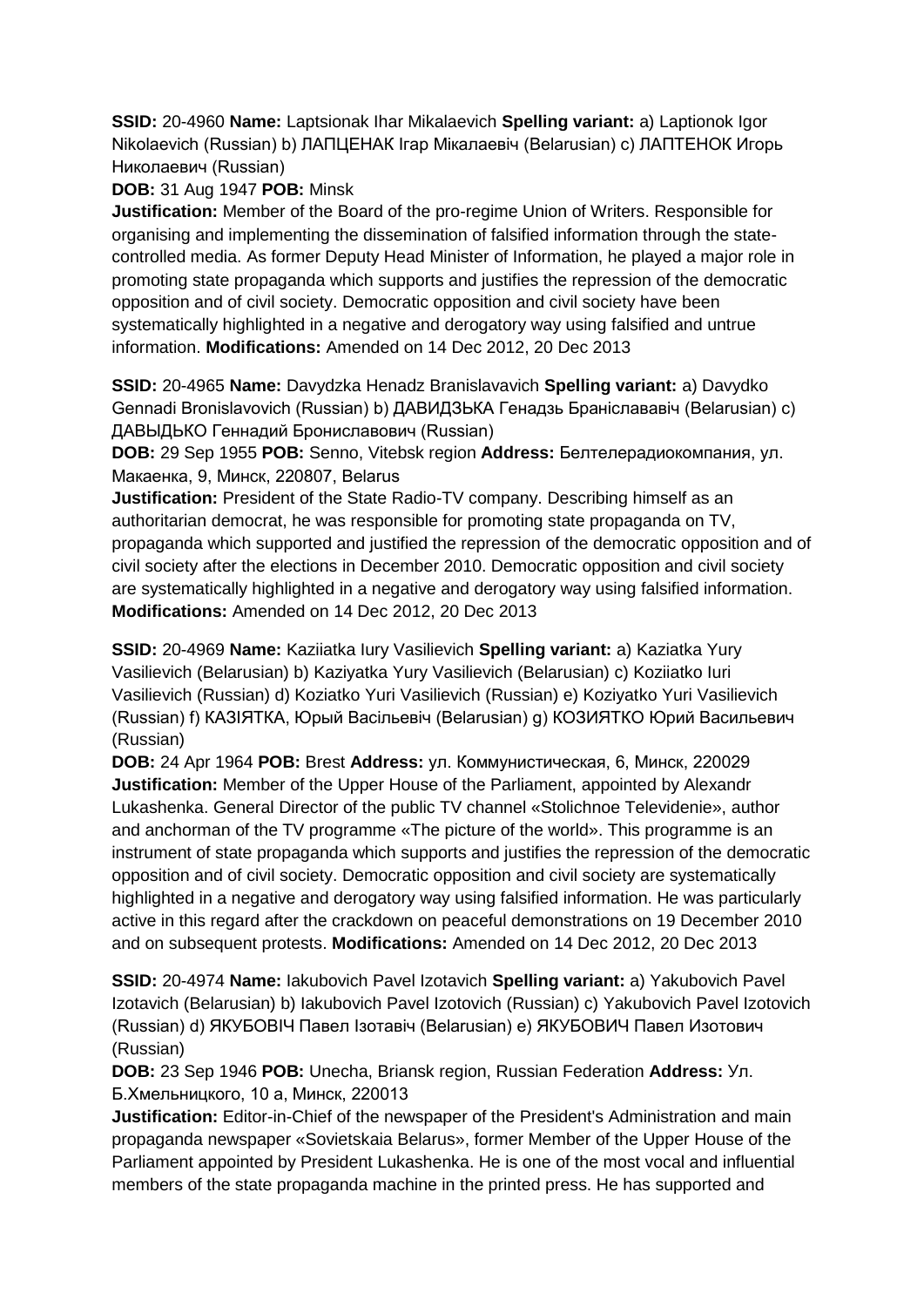**SSID:** 20-4960 **Name:** Laptsionak Ihar Mikalaevich **Spelling variant:** a) Laptionok Igor Nikolaevich (Russian) b) ЛАПЦЕНАК Ігар Мікалаевіч (Belarusian) c) ЛАПТЕНОК Игорь Николаевич (Russian)

**DOB:** 31 Aug 1947 **POB:** Minsk

**Justification:** Member of the Board of the pro-regime Union of Writers. Responsible for organising and implementing the dissemination of falsified information through the state-controlled media. As former Deputy Head Minister of Information, he played a major role in promoting state propaganda which supports and justifies the repression of the democratic opposition and of civil society. Democratic opposition and civil society have been systematically highlighted in a negative and derogatory way using falsified and untrue information. **Modifications:** Amended on 14 Dec 2012, 20 Dec 2013

**SSID:** 20-4965 **Name:** Davydzka Henadz Branislavavich **Spelling variant:** a) Davydko Gennadi Bronislavovich (Russian) b) ДАВИДЗЬКА Генадзь Браніслававіч (Belarusian) c) ДАВЫДЬКО Геннадий Брониславович (Russian)

**DOB:** 29 Sep 1955 **POB:** Senno, Vitebsk region **Address:** Белтелерадиокомпания, ул. Макаенка, 9, Минск, 220807, Belarus

**Justification:** President of the State Radio-TV company. Describing himself as an authoritarian democrat, he was responsible for promoting state propaganda on TV, propaganda which supported and justified the repression of the democratic opposition and of civil society after the elections in December 2010. Democratic opposition and civil society are systematically highlighted in a negative and derogatory way using falsified information. **Modifications:** Amended on 14 Dec 2012, 20 Dec 2013

**SSID:** 20-4969 **Name:** Kaziiatka Iury Vasilievich **Spelling variant:** a) Kaziatka Yury Vasilievich (Belarusian) b) Kaziyatka Yury Vasilievich (Belarusian) c) Koziiatko Iuri Vasilievich (Russian) d) Koziatko Yuri Vasilievich (Russian) e) Koziyatko Yuri Vasilievich (Russian) f) КАЗІЯТКА, Юрый Васільевіч (Belarusian) g) КОЗИЯТКО Юрий Васильевич (Russian)

**DOB:** 24 Apr 1964 **POB:** Brest **Address:** ул. Коммунистическая, 6, Минск, 220029

**Justification:** Member of the Upper House of the Parliament, appointed by Alexandr Lukashenka. General Director of the public TV channel «Stolichnoe Televidenie», author and anchorman of the TV programme «The picture of the world». This programme is an instrument of state propaganda which supports and justifies the repression of the democratic opposition and of civil society. Democratic opposition and civil society are systematically highlighted in a negative and derogatory way using falsified information. He was particularly active in this regard after the crackdown on peaceful demonstrations on 19 December 2010 and on subsequent protests. **Modifications:** Amended on 14 Dec 2012, 20 Dec 2013

**SSID:** 20-4974 **Name:** Iakubovich Pavel Izotavich **Spelling variant:** a) Yakubovich Pavel Izotavich (Belarusian) b) Iakubovich Pavel Izotovich (Russian) c) Yakubovich Pavel Izotovich (Russian) d) ЯКУБОВІЧ Павел Ізотавіч (Belarusian) e) ЯКУБОВИЧ Павел Изотович (Russian)

**DOB:** 23 Sep 1946 **POB:** Unecha, Briansk region, Russian Federation **Address:** Ул. Б.Хмельницкого, 10 а, Минск, 220013

**Justification:** Editor-in-Chief of the newspaper of the President's Administration and main propaganda newspaper «Sovietskaia Belarus», former Member of the Upper House of the Parliament appointed by President Lukashenka. He is one of the most vocal and influential members of the state propaganda machine in the printed press. He has supported and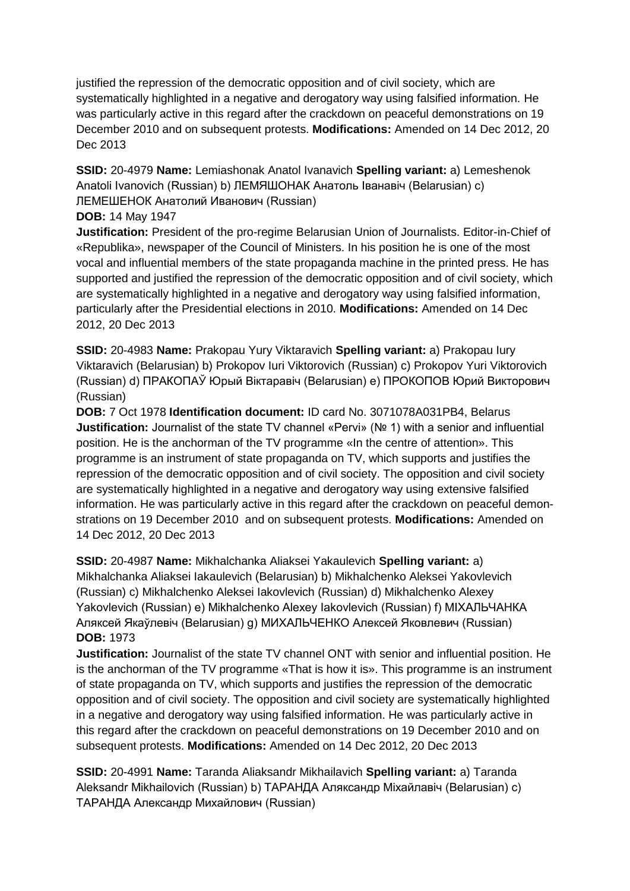justified the repression of the democratic opposition and of civil society, which are systematically highlighted in a negative and derogatory way using falsified information. He was particularly active in this regard after the crackdown on peaceful demonstrations on 19 December 2010 and on subsequent protests. **Modifications:** Amended on 14 Dec 2012, 20 Dec 2013

**SSID:** 20-4979 **Name:** Lemiashonak Anatol Ivanavich **Spelling variant:** a) Lemeshenok Anatoli Ivanovich (Russian) b) ЛЕМЯШОНАК Анатоль Iванавiч (Belarusian) c) ЛЕМЕШЕНОК Анатолий Иванович (Russian)
**DOB:** 14 May 1947
**Justification:** President of the pro-regime Belarusian Union of Journalists. Editor-in-Chief of «Republika», newspaper of the Council of Ministers. In his position he is one of the most vocal and influential members of the state propaganda machine in the printed press. He has supported and justified the repression of the democratic opposition and of civil society, which are systematically highlighted in a negative and derogatory way using falsified information, particularly after the Presidential elections in 2010. **Modifications:** Amended on 14 Dec 2012, 20 Dec 2013

**SSID:** 20-4983 **Name:** Prakopau Yury Viktaravich **Spelling variant:** a) Prakopau Iury Viktaravich (Belarusian) b) Prokopov Iuri Viktorovich (Russian) c) Prokopov Yuri Viktorovich (Russian) d) ПРАКОПАЎ Юрый Віктаравіч (Belarusian) e) ПРОКОПОВ Юрий Викторович (Russian)
**DOB:** 7 Oct 1978 **Identification document:** ID card No. 3071078A031PB4, Belarus
**Justification:** Journalist of the state TV channel «Pervi» (№ 1) with a senior and influential position. He is the anchorman of the TV programme «In the centre of attention». This programme is an instrument of state propaganda on TV, which supports and justifies the repression of the democratic opposition and of civil society. The opposition and civil society are systematically highlighted in a negative and derogatory way using extensive falsified information. He was particularly active in this regard after the crackdown on peaceful demonstrations on 19 December 2010 and on subsequent protests. **Modifications:** Amended on 14 Dec 2012, 20 Dec 2013

**SSID:** 20-4987 **Name:** Mikhalchanka Aliaksei Yakaulevich **Spelling variant:** a) Mikhalchanka Aliaksei Iakaulevich (Belarusian) b) Mikhalchenko Aleksei Yakovlevich (Russian) c) Mikhalchenko Aleksei Iakovlevich (Russian) d) Mikhalchenko Alexey Yakovlevich (Russian) e) Mikhalchenko Alexey Iakovlevich (Russian) f) МІХАЛЬЧАНКА Аляксей Якаўлевіч (Belarusian) g) МИХАЛЬЧЕНКО Алексей Яковлевич (Russian)
**DOB:** 1973
**Justification:** Journalist of the state TV channel ONT with senior and influential position. He is the anchorman of the TV programme «That is how it is». This programme is an instrument of state propaganda on TV, which supports and justifies the repression of the democratic opposition and of civil society. The opposition and civil society are systematically highlighted in a negative and derogatory way using falsified information. He was particularly active in this regard after the crackdown on peaceful demonstrations on 19 December 2010 and on subsequent protests. **Modifications:** Amended on 14 Dec 2012, 20 Dec 2013

**SSID:** 20-4991 **Name:** Taranda Aliaksandr Mikhailavich **Spelling variant:** a) Taranda Aleksandr Mikhailovich (Russian) b) ТАРАНДА Аляксандр Міхайлавіч (Belarusian) c) ТАРАНДА Александр Михайлович (Russian)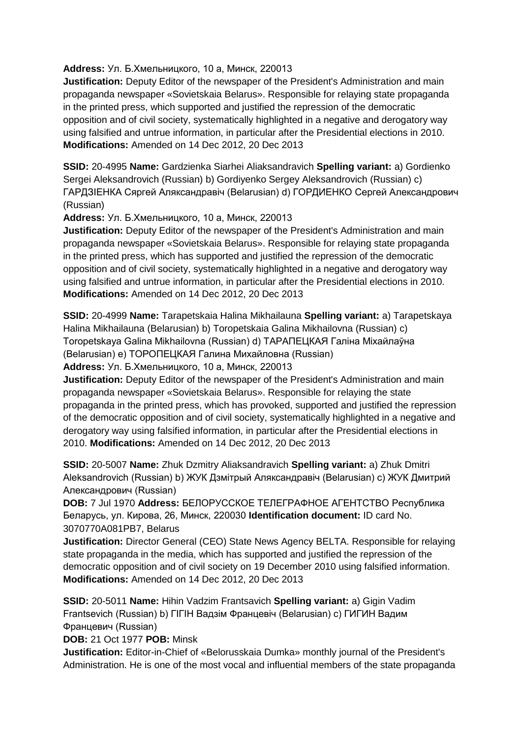**Address:** Ул. Б.Хмельницкого, 10 а, Минск, 220013
**Justification:** Deputy Editor of the newspaper of the President's Administration and main propaganda newspaper «Sovietskaia Belarus». Responsible for relaying state propaganda in the printed press, which supported and justified the repression of the democratic opposition and of civil society, systematically highlighted in a negative and derogatory way using falsified and untrue information, in particular after the Presidential elections in 2010.
**Modifications:** Amended on 14 Dec 2012, 20 Dec 2013

**SSID:** 20-4995 **Name:** Gardzienka Siarhei Aliaksandravich **Spelling variant:** a) Gordienko Sergei Aleksandrovich (Russian) b) Gordiyenko Sergey Aleksandrovich (Russian) c) ГАРДЗІЕНКА Сяргей Аляксандравіч (Belarusian) d) ГОРДИЕНКО Сергей Александрович (Russian)
**Address:** Ул. Б.Хмельницкого, 10 а, Минск, 220013
**Justification:** Deputy Editor of the newspaper of the President's Administration and main propaganda newspaper «Sovietskaia Belarus». Responsible for relaying state propaganda in the printed press, which has supported and justified the repression of the democratic opposition and of civil society, systematically highlighted in a negative and derogatory way using falsified and untrue information, in particular after the Presidential elections in 2010.
**Modifications:** Amended on 14 Dec 2012, 20 Dec 2013

**SSID:** 20-4999 **Name:** Tarapetskaia Halina Mikhailauna **Spelling variant:** a) Tarapetskaya Halina Mikhailauna (Belarusian) b) Toropetskaia Galina Mikhailovna (Russian) c) Toropetskaya Galina Mikhailovna (Russian) d) ТАРАПЕЦКАЯ Галіна Міхайлаўна (Belarusian) e) ТОРОПЕЦКАЯ Галина Михайловна (Russian)
**Address:** Ул. Б.Хмельницкого, 10 а, Минск, 220013
**Justification:** Deputy Editor of the newspaper of the President's Administration and main propaganda newspaper «Sovietskaia Belarus». Responsible for relaying the state propaganda in the printed press, which has provoked, supported and justified the repression of the democratic opposition and of civil society, systematically highlighted in a negative and derogatory way using falsified information, in particular after the Presidential elections in 2010. **Modifications:** Amended on 14 Dec 2012, 20 Dec 2013

**SSID:** 20-5007 **Name:** Zhuk Dzmitry Aliaksandravich **Spelling variant:** a) Zhuk Dmitri Aleksandrovich (Russian) b) ЖУК Дзмітрый Аляксандравіч (Belarusian) c) ЖУК Дмитрий Александрович (Russian)
**DOB:** 7 Jul 1970 **Address:** БЕЛОРУССКОЕ ТЕЛЕГРАФНОЕ АГЕНТСТВО Республика Беларусь, ул. Кирова, 26, Минск, 220030 **Identification document:** ID card No. 3070770A081PB7, Belarus
**Justification:** Director General (CEO) State News Agency BELTA. Responsible for relaying state propaganda in the media, which has supported and justified the repression of the democratic opposition and of civil society on 19 December 2010 using falsified information.
**Modifications:** Amended on 14 Dec 2012, 20 Dec 2013

**SSID:** 20-5011 **Name:** Hihin Vadzim Frantsavich **Spelling variant:** a) Gigin Vadim Frantsevich (Russian) b) ГІГІН Вадзім Францевіч (Belarusian) c) ГИГИН Вадим Францевич (Russian)
**DOB:** 21 Oct 1977 **POB:** Minsk
**Justification:** Editor-in-Chief of «Belorusskaia Dumka» monthly journal of the President's Administration. He is one of the most vocal and influential members of the state propaganda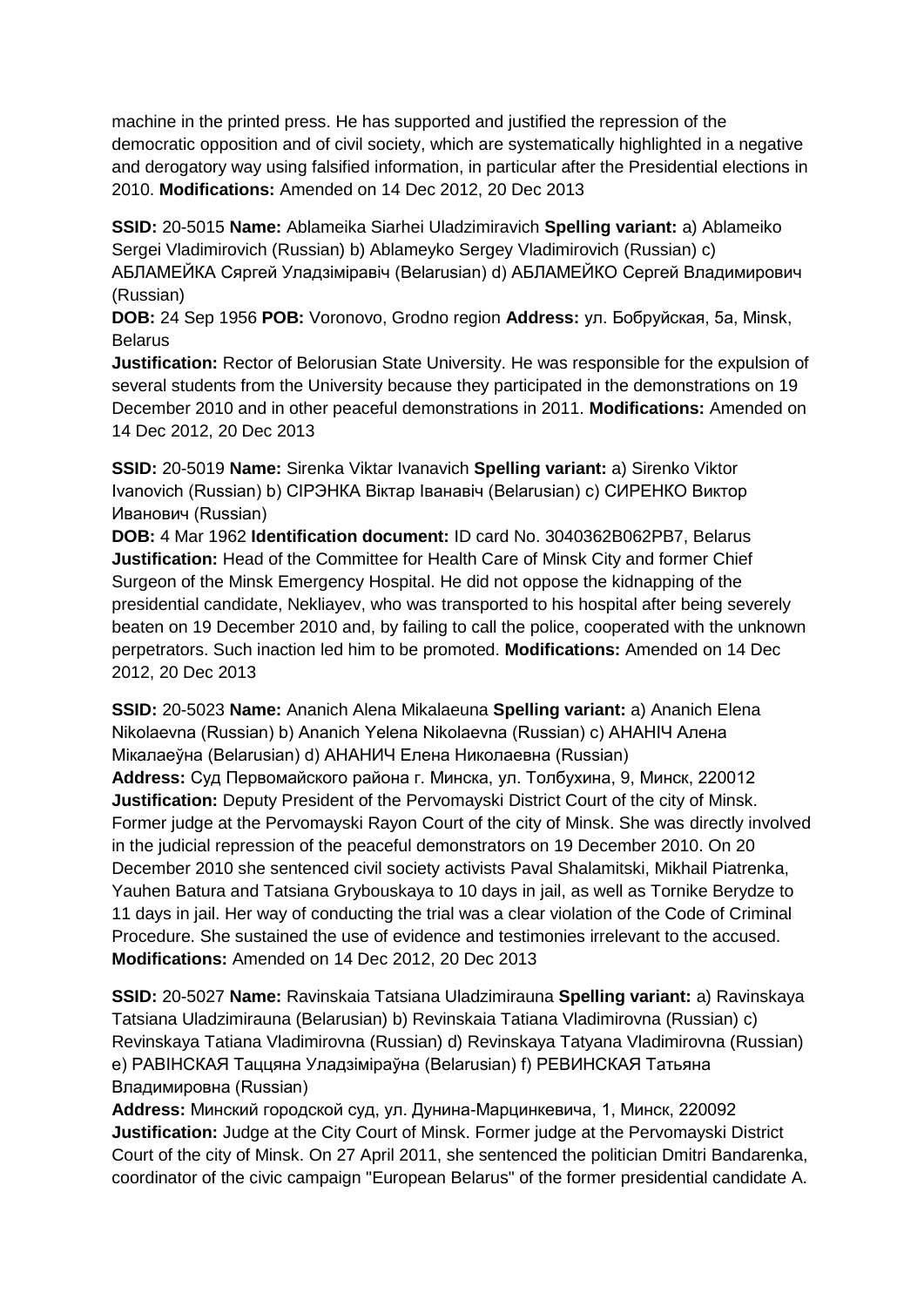machine in the printed press. He has supported and justified the repression of the democratic opposition and of civil society, which are systematically highlighted in a negative and derogatory way using falsified information, in particular after the Presidential elections in 2010. **Modifications:** Amended on 14 Dec 2012, 20 Dec 2013

**SSID:** 20-5015 **Name:** Ablameika Siarhei Uladzimiravich **Spelling variant:** a) Ablameiko Sergei Vladimirovich (Russian) b) Ablameyko Sergey Vladimirovich (Russian) c) АБЛАМЕЙКА Сяргей Уладзіміравіч (Belarusian) d) АБЛАМЕЙКО Сергей Владимирович (Russian)
**DOB:** 24 Sep 1956 **POB:** Voronovo, Grodno region **Address:** ул. Бобруйская, 5а, Minsk, Belarus
**Justification:** Rector of Belorusian State University. He was responsible for the expulsion of several students from the University because they participated in the demonstrations on 19 December 2010 and in other peaceful demonstrations in 2011. **Modifications:** Amended on 14 Dec 2012, 20 Dec 2013

**SSID:** 20-5019 **Name:** Sirenka Viktar Ivanavich **Spelling variant:** a) Sirenko Viktor Ivanovich (Russian) b) СІРЭНКА Віктар Іванавіч (Belarusian) c) СИРЕНКО Виктор Иванович (Russian)
**DOB:** 4 Mar 1962 **Identification document:** ID card No. 3040362B062PB7, Belarus
**Justification:** Head of the Committee for Health Care of Minsk City and former Chief Surgeon of the Minsk Emergency Hospital. He did not oppose the kidnapping of the presidential candidate, Nekliayev, who was transported to his hospital after being severely beaten on 19 December 2010 and, by failing to call the police, cooperated with the unknown perpetrators. Such inaction led him to be promoted. **Modifications:** Amended on 14 Dec 2012, 20 Dec 2013

**SSID:** 20-5023 **Name:** Ananich Alena Mikalaeuna **Spelling variant:** a) Ananich Elena Nikolaevna (Russian) b) Ananich Yelena Nikolaevna (Russian) c) АНАНІЧ Алена Мікалаеўна (Belarusian) d) АНАНИЧ Елена Николаевна (Russian)
**Address:** Суд Первомайского района г. Минска, ул. Толбухина, 9, Минск, 220012
**Justification:** Deputy President of the Pervomayski District Court of the city of Minsk. Former judge at the Pervomayski Rayon Court of the city of Minsk. She was directly involved in the judicial repression of the peaceful demonstrators on 19 December 2010. On 20 December 2010 she sentenced civil society activists Paval Shalamitski, Mikhail Piatrenka, Yauhen Batura and Tatsiana Grybouskaya to 10 days in jail, as well as Tornike Berydze to 11 days in jail. Her way of conducting the trial was a clear violation of the Code of Criminal Procedure. She sustained the use of evidence and testimonies irrelevant to the accused. **Modifications:** Amended on 14 Dec 2012, 20 Dec 2013

**SSID:** 20-5027 **Name:** Ravinskaia Tatsiana Uladzimirauna **Spelling variant:** a) Ravinskaya Tatsiana Uladzimirauna (Belarusian) b) Revinskaia Tatiana Vladimirovna (Russian) c) Revinskaya Tatiana Vladimirovna (Russian) d) Revinskaya Tatyana Vladimirovna (Russian) e) РАВІНСКАЯ Таццяна Уладзіміраўна (Belarusian) f) РЕВИНСКАЯ Татьяна Владимировна (Russian)
**Address:** Минский городской суд, ул. Дунина-Марцинкевича, 1, Минск, 220092
**Justification:** Judge at the City Court of Minsk. Former judge at the Pervomayski District Court of the city of Minsk. On 27 April 2011, she sentenced the politician Dmitri Bandarenka, coordinator of the civic campaign "European Belarus" of the former presidential candidate A.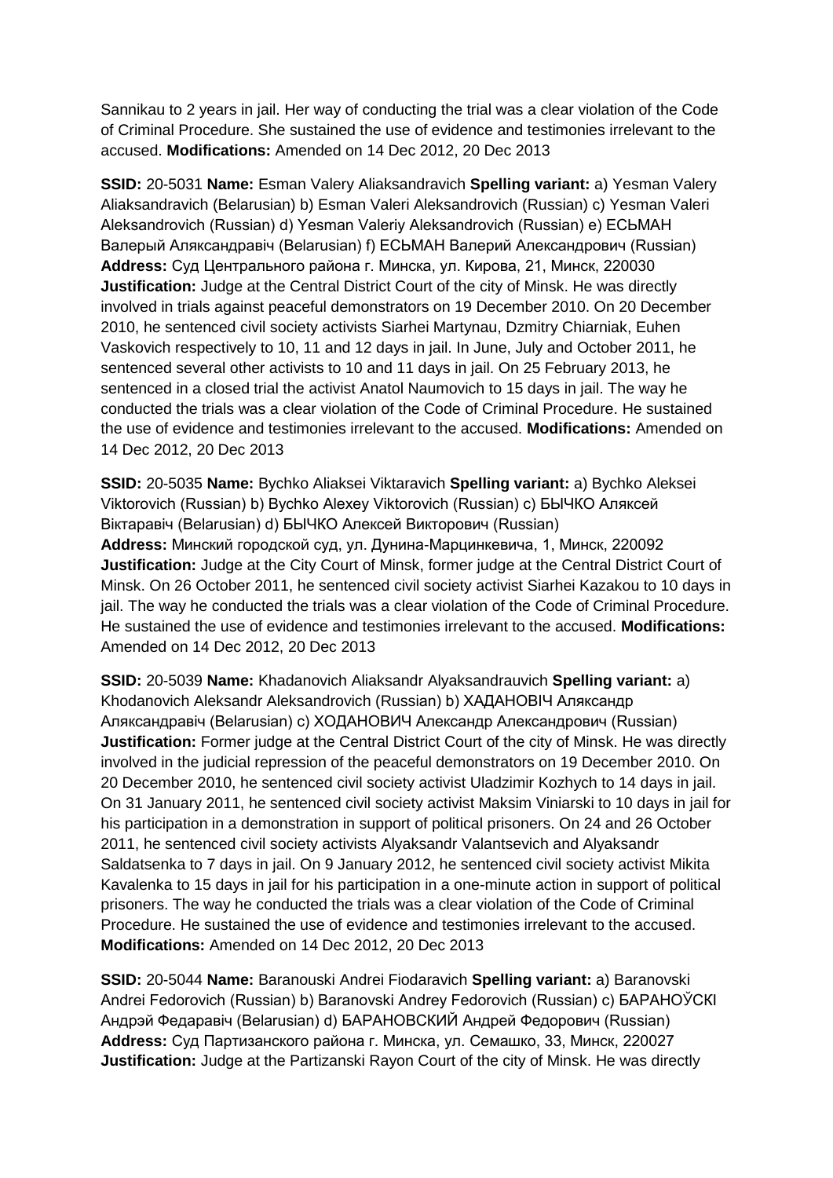Sannikau to 2 years in jail. Her way of conducting the trial was a clear violation of the Code of Criminal Procedure. She sustained the use of evidence and testimonies irrelevant to the accused. **Modifications:** Amended on 14 Dec 2012, 20 Dec 2013

**SSID:** 20-5031 **Name:** Esman Valery Aliaksandravich **Spelling variant:** a) Yesman Valery Aliaksandravich (Belarusian) b) Esman Valeri Aleksandrovich (Russian) c) Yesman Valeri Aleksandrovich (Russian) d) Yesman Valeriy Aleksandrovich (Russian) e) ЕСЬМАН Валерый Аляксандравіч (Belarusian) f) ЕСЬМАН Валерий Александрович (Russian) **Address:** Суд Центрального района г. Минска, ул. Кирова, 21, Минск, 220030 **Justification:** Judge at the Central District Court of the city of Minsk. He was directly involved in trials against peaceful demonstrators on 19 December 2010. On 20 December 2010, he sentenced civil society activists Siarhei Martynau, Dzmitry Chiarniak, Euhen Vaskovich respectively to 10, 11 and 12 days in jail. In June, July and October 2011, he sentenced several other activists to 10 and 11 days in jail. On 25 February 2013, he sentenced in a closed trial the activist Anatol Naumovich to 15 days in jail. The way he conducted the trials was a clear violation of the Code of Criminal Procedure. He sustained the use of evidence and testimonies irrelevant to the accused. **Modifications:** Amended on 14 Dec 2012, 20 Dec 2013

**SSID:** 20-5035 **Name:** Bychko Aliaksei Viktaravich **Spelling variant:** a) Bychko Aleksei Viktorovich (Russian) b) Bychko Alexey Viktorovich (Russian) c) БЫЧКО Аляксей Віктаравіч (Belarusian) d) БЫЧКО Алексей Викторович (Russian) **Address:** Минский городской суд, ул. Дунина-Марцинкевича, 1, Минск, 220092 **Justification:** Judge at the City Court of Minsk, former judge at the Central District Court of Minsk. On 26 October 2011, he sentenced civil society activist Siarhei Kazakou to 10 days in jail. The way he conducted the trials was a clear violation of the Code of Criminal Procedure. He sustained the use of evidence and testimonies irrelevant to the accused. **Modifications:** Amended on 14 Dec 2012, 20 Dec 2013

**SSID:** 20-5039 **Name:** Khadanovich Aliaksandr Alyaksandrauvich **Spelling variant:** a) Khodanovich Aleksandr Aleksandrovich (Russian) b) ХАДАНОВІЧ Аляксандр Аляксандравіч (Belarusian) c) ХОДАНОВИЧ Александр Александрович (Russian) **Justification:** Former judge at the Central District Court of the city of Minsk. He was directly involved in the judicial repression of the peaceful demonstrators on 19 December 2010. On 20 December 2010, he sentenced civil society activist Uladzimir Kozhych to 14 days in jail. On 31 January 2011, he sentenced civil society activist Maksim Viniarski to 10 days in jail for his participation in a demonstration in support of political prisoners. On 24 and 26 October 2011, he sentenced civil society activists Alyaksandr Valantsevich and Alyaksandr Saldatsenka to 7 days in jail. On 9 January 2012, he sentenced civil society activist Mikita Kavalenka to 15 days in jail for his participation in a one-minute action in support of political prisoners. The way he conducted the trials was a clear violation of the Code of Criminal Procedure. He sustained the use of evidence and testimonies irrelevant to the accused. **Modifications:** Amended on 14 Dec 2012, 20 Dec 2013

**SSID:** 20-5044 **Name:** Baranouski Andrei Fiodaravich **Spelling variant:** a) Baranovski Andrei Fedorovich (Russian) b) Baranovski Andrey Fedorovich (Russian) c) БАРАНОЎСКІ Андрэй Федаравіч (Belarusian) d) БАРАНОВСКИЙ Андрей Федорович (Russian) **Address:** Суд Партизанского района г. Минска, ул. Семашко, 33, Минск, 220027 **Justification:** Judge at the Partizanski Rayon Court of the city of Minsk. He was directly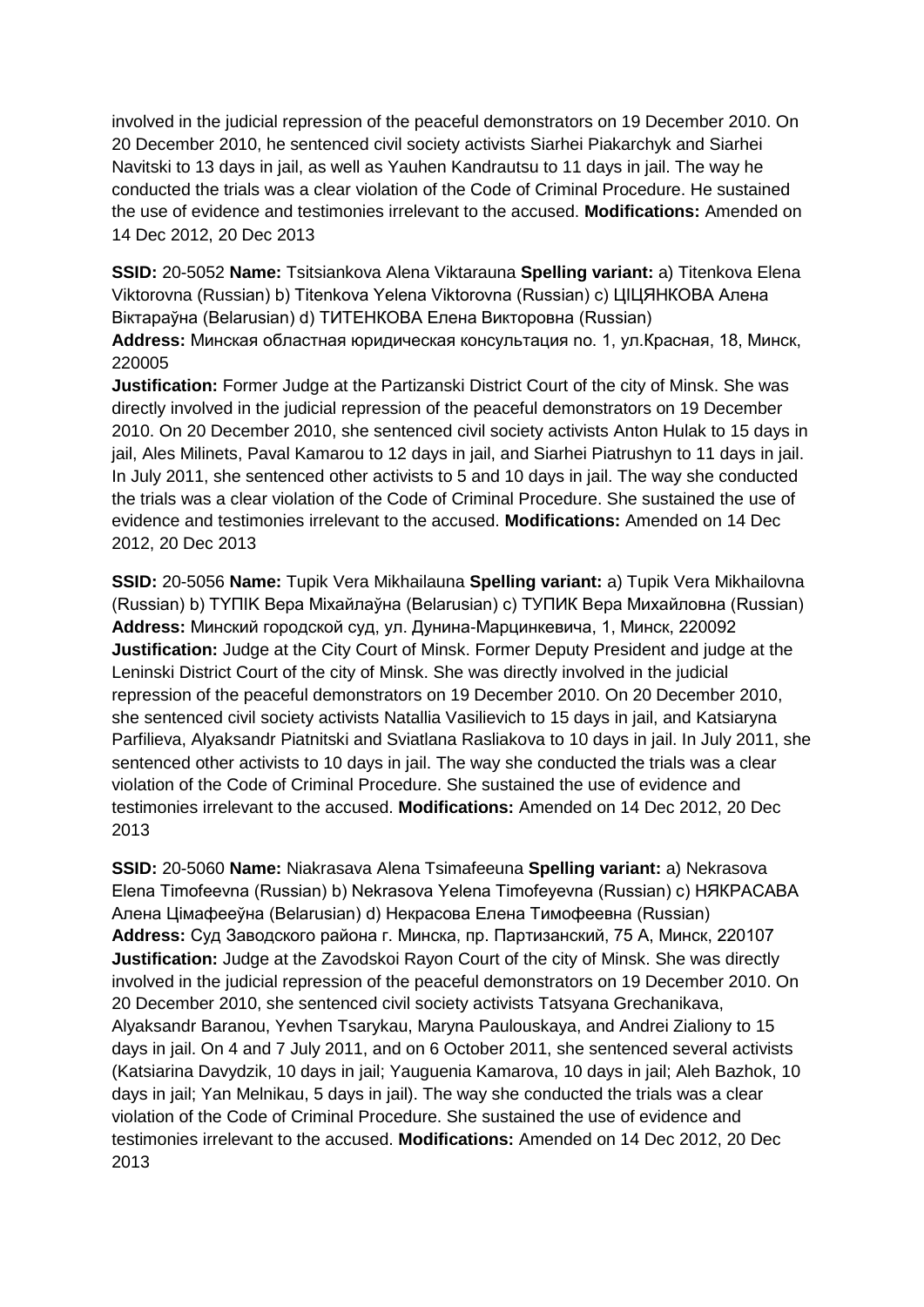involved in the judicial repression of the peaceful demonstrators on 19 December 2010. On 20 December 2010, he sentenced civil society activists Siarhei Piakarchyk and Siarhei Navitski to 13 days in jail, as well as Yauhen Kandrautsu to 11 days in jail. The way he conducted the trials was a clear violation of the Code of Criminal Procedure. He sustained the use of evidence and testimonies irrelevant to the accused. **Modifications:** Amended on 14 Dec 2012, 20 Dec 2013

**SSID:** 20-5052 **Name:** Tsitsiankova Alena Viktarauna **Spelling variant:** a) Titenkova Elena Viktorovna (Russian) b) Titenkova Yelena Viktorovna (Russian) c) ЦІЦЯНКОВА Алена Віктараўна (Belarusian) d) ТИТЕНКОВА Елена Викторовна (Russian)
**Address:** Минская областная юридическая консультация no. 1, ул.Красная, 18, Минск, 220005
**Justification:** Former Judge at the Partizanski District Court of the city of Minsk. She was directly involved in the judicial repression of the peaceful demonstrators on 19 December 2010. On 20 December 2010, she sentenced civil society activists Anton Hulak to 15 days in jail, Ales Milinets, Paval Kamarou to 12 days in jail, and Siarhei Piatrushyn to 11 days in jail. In July 2011, she sentenced other activists to 5 and 10 days in jail. The way she conducted the trials was a clear violation of the Code of Criminal Procedure. She sustained the use of evidence and testimonies irrelevant to the accused. **Modifications:** Amended on 14 Dec 2012, 20 Dec 2013

**SSID:** 20-5056 **Name:** Tupik Vera Mikhailauna **Spelling variant:** a) Tupik Vera Mikhailovna (Russian) b) ТУПІК Вера Міхайлаўна (Belarusian) c) ТУПИК Вера Михайловна (Russian)
**Address:** Минский городской суд, ул. Дунина-Марцинкевича, 1, Минск, 220092
**Justification:** Judge at the City Court of Minsk. Former Deputy President and judge at the Leninski District Court of the city of Minsk. She was directly involved in the judicial repression of the peaceful demonstrators on 19 December 2010. On 20 December 2010, she sentenced civil society activists Natallia Vasilievich to 15 days in jail, and Katsiaryna Parfilieva, Alyaksandr Piatnitski and Sviatlana Rasliakova to 10 days in jail. In July 2011, she sentenced other activists to 10 days in jail. The way she conducted the trials was a clear violation of the Code of Criminal Procedure. She sustained the use of evidence and testimonies irrelevant to the accused. **Modifications:** Amended on 14 Dec 2012, 20 Dec 2013

**SSID:** 20-5060 **Name:** Niakrasava Alena Tsimafeeuna **Spelling variant:** a) Nekrasova Elena Timofeevna (Russian) b) Nekrasova Yelena Timofeyevna (Russian) c) НЯКРАСАВА Алена Цімафееўна (Belarusian) d) Некрасова Елена Тимофеевна (Russian)
**Address:** Суд Заводского района г. Минска, пр. Партизанский, 75 А, Минск, 220107
**Justification:** Judge at the Zavodskoi Rayon Court of the city of Minsk. She was directly involved in the judicial repression of the peaceful demonstrators on 19 December 2010. On 20 December 2010, she sentenced civil society activists Tatsyana Grechanikava, Alyaksandr Baranou, Yevhen Tsarykau, Maryna Paulouskaya, and Andrei Zialiony to 15 days in jail. On 4 and 7 July 2011, and on 6 October 2011, she sentenced several activists (Katsiarina Davydzik, 10 days in jail; Yauguenia Kamarova, 10 days in jail; Aleh Bazhok, 10 days in jail; Yan Melnikau, 5 days in jail). The way she conducted the trials was a clear violation of the Code of Criminal Procedure. She sustained the use of evidence and testimonies irrelevant to the accused. **Modifications:** Amended on 14 Dec 2012, 20 Dec 2013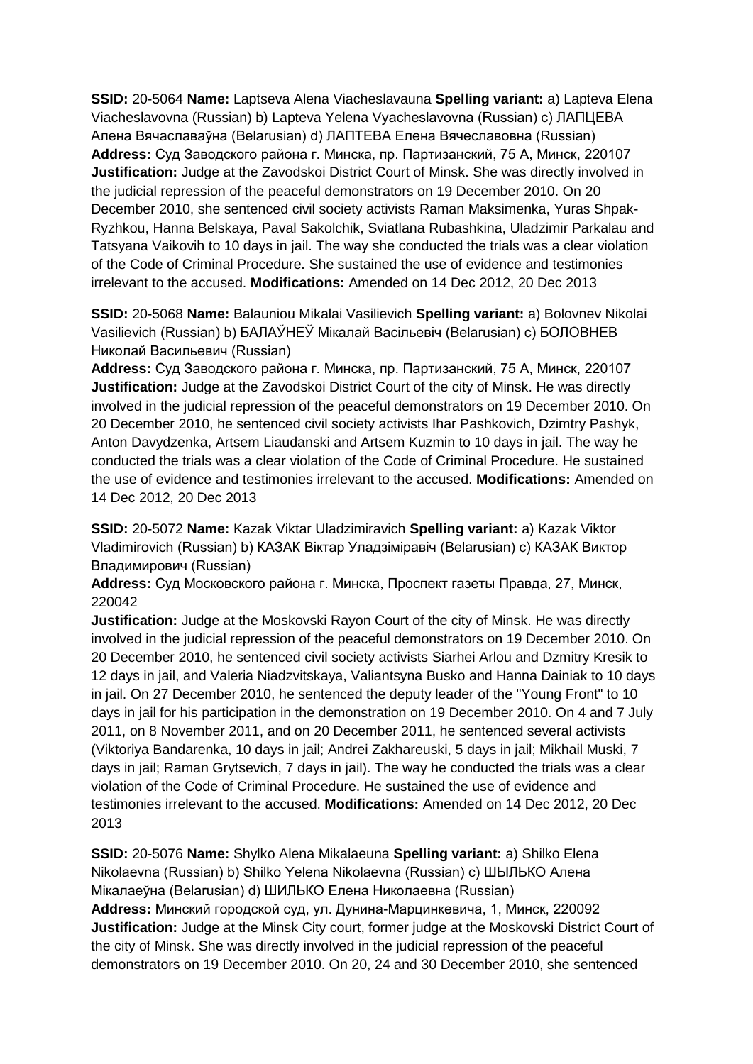**SSID:** 20-5064 **Name:** Laptseva Alena Viacheslavauna **Spelling variant:** a) Lapteva Elena Viacheslavovna (Russian) b) Lapteva Yelena Vyacheslavovna (Russian) c) ЛАПЦЕВА Алена Вячаславаўна (Belarusian) d) ЛАПТЕВА Елена Вячеславовна (Russian) **Address:** Суд Заводского района г. Минска, пр. Партизанский, 75 А, Минск, 220107 **Justification:** Judge at the Zavodskoi District Court of Minsk. She was directly involved in the judicial repression of the peaceful demonstrators on 19 December 2010. On 20 December 2010, she sentenced civil society activists Raman Maksimenka, Yuras Shpak-Ryzhkou, Hanna Belskaya, Paval Sakolchik, Sviatlana Rubashkina, Uladzimir Parkalau and Tatsyana Vaikovih to 10 days in jail. The way she conducted the trials was a clear violation of the Code of Criminal Procedure. She sustained the use of evidence and testimonies irrelevant to the accused. **Modifications:** Amended on 14 Dec 2012, 20 Dec 2013

**SSID:** 20-5068 **Name:** Balauniou Mikalai Vasilievich **Spelling variant:** a) Bolovnev Nikolai Vasilievich (Russian) b) БАЛАЎНЕЎ Мікалай Васільевіч (Belarusian) c) БОЛОВНЕВ Николай Васильевич (Russian)
**Address:** Суд Заводского района г. Минска, пр. Партизанский, 75 А, Минск, 220107 **Justification:** Judge at the Zavodskoi District Court of the city of Minsk. He was directly involved in the judicial repression of the peaceful demonstrators on 19 December 2010. On 20 December 2010, he sentenced civil society activists Ihar Pashkovich, Dzimtry Pashyk, Anton Davydzenka, Artsem Liaudanski and Artsem Kuzmin to 10 days in jail. The way he conducted the trials was a clear violation of the Code of Criminal Procedure. He sustained the use of evidence and testimonies irrelevant to the accused. **Modifications:** Amended on 14 Dec 2012, 20 Dec 2013

**SSID:** 20-5072 **Name:** Kazak Viktar Uladzimiravich **Spelling variant:** a) Kazak Viktor Vladimirovich (Russian) b) КАЗАК Віктар Уладзіміравіч (Belarusian) c) КАЗАК Виктор Владимирович (Russian)
**Address:** Суд Московского района г. Минска, Проспект газеты Правда, 27, Минск, 220042
**Justification:** Judge at the Moskovski Rayon Court of the city of Minsk. He was directly involved in the judicial repression of the peaceful demonstrators on 19 December 2010. On 20 December 2010, he sentenced civil society activists Siarhei Arlou and Dzmitry Kresik to 12 days in jail, and Valeria Niadzvitskaya, Valiantsyna Busko and Hanna Dainiak to 10 days in jail. On 27 December 2010, he sentenced the deputy leader of the "Young Front" to 10 days in jail for his participation in the demonstration on 19 December 2010. On 4 and 7 July 2011, on 8 November 2011, and on 20 December 2011, he sentenced several activists (Viktoriya Bandarenka, 10 days in jail; Andrei Zakhareuski, 5 days in jail; Mikhail Muski, 7 days in jail; Raman Grytsevich, 7 days in jail). The way he conducted the trials was a clear violation of the Code of Criminal Procedure. He sustained the use of evidence and testimonies irrelevant to the accused. **Modifications:** Amended on 14 Dec 2012, 20 Dec 2013

**SSID:** 20-5076 **Name:** Shylko Alena Mikalaeuna **Spelling variant:** a) Shilko Elena Nikolaevna (Russian) b) Shilko Yelena Nikolaevna (Russian) c) ШЫЛЬКО Алена Мікалаеўна (Belarusian) d) ШИЛЬКО Елена Николаевна (Russian)
**Address:** Минский городской суд, ул. Дунина-Марцинкевича, 1, Минск, 220092
**Justification:** Judge at the Minsk City court, former judge at the Moskovski District Court of the city of Minsk. She was directly involved in the judicial repression of the peaceful demonstrators on 19 December 2010. On 20, 24 and 30 December 2010, she sentenced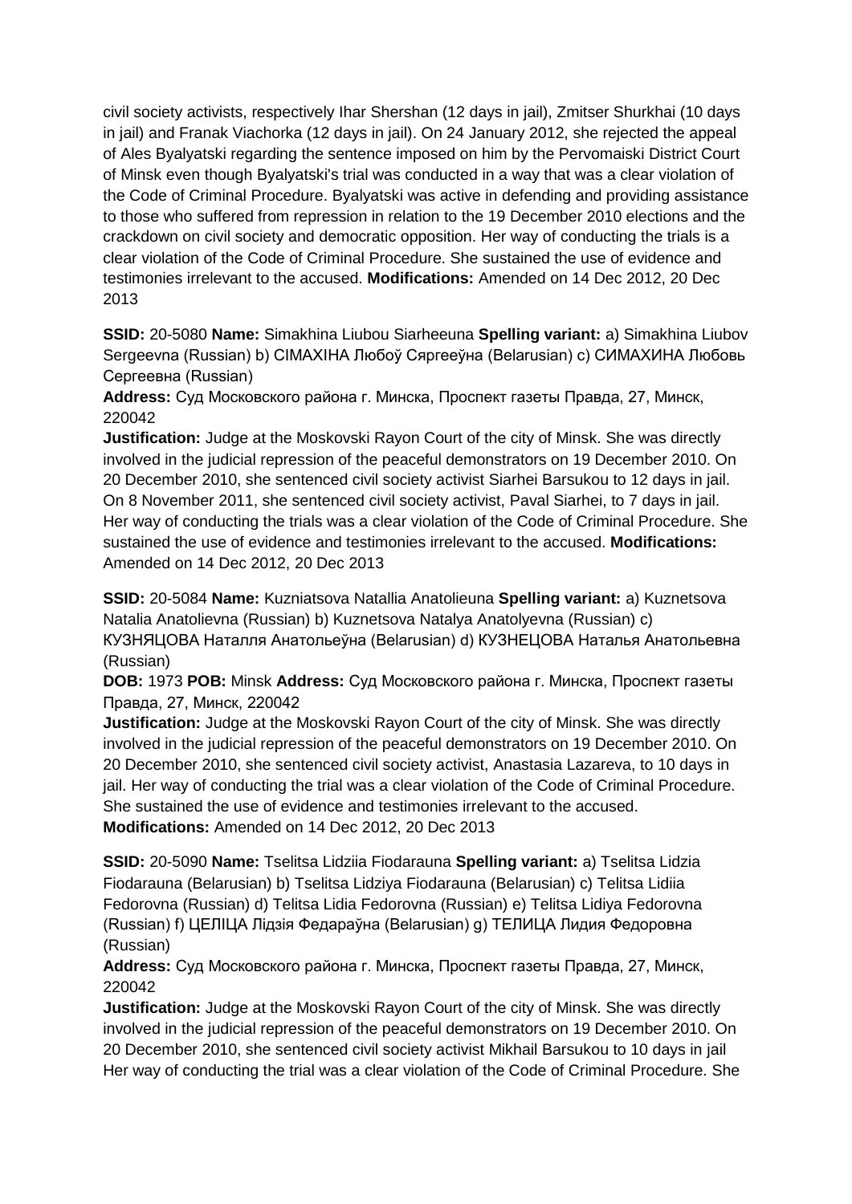civil society activists, respectively Ihar Shershan (12 days in jail), Zmitser Shurkhai (10 days in jail) and Franak Viachorka (12 days in jail). On 24 January 2012, she rejected the appeal of Ales Byalyatski regarding the sentence imposed on him by the Pervomaiski District Court of Minsk even though Byalyatski's trial was conducted in a way that was a clear violation of the Code of Criminal Procedure. Byalyatski was active in defending and providing assistance to those who suffered from repression in relation to the 19 December 2010 elections and the crackdown on civil society and democratic opposition. Her way of conducting the trials is a clear violation of the Code of Criminal Procedure. She sustained the use of evidence and testimonies irrelevant to the accused. **Modifications:** Amended on 14 Dec 2012, 20 Dec 2013

**SSID:** 20-5080 **Name:** Simakhina Liubou Siarheeuna **Spelling variant:** a) Simakhina Liubov Sergeevna (Russian) b) СІМАХІНА Любоў Сяргееўна (Belarusian) c) СИМАХИНА Любовь Сергеевна (Russian)

**Address:** Суд Московского района г. Минска, Проспект газеты Правда, 27, Минск, 220042

**Justification:** Judge at the Moskovski Rayon Court of the city of Minsk. She was directly involved in the judicial repression of the peaceful demonstrators on 19 December 2010. On 20 December 2010, she sentenced civil society activist Siarhei Barsukou to 12 days in jail. On 8 November 2011, she sentenced civil society activist, Paval Siarhei, to 7 days in jail. Her way of conducting the trials was a clear violation of the Code of Criminal Procedure. She sustained the use of evidence and testimonies irrelevant to the accused. **Modifications:** Amended on 14 Dec 2012, 20 Dec 2013

**SSID:** 20-5084 **Name:** Kuzniatsova Natallia Anatolieuna **Spelling variant:** a) Kuznetsova Natalia Anatolievna (Russian) b) Kuznetsova Natalya Anatolyevna (Russian) c) КУЗНЯЦОВА Наталля Анатольеўна (Belarusian) d) КУЗНЕЦОВА Наталья Анатольевна (Russian)

**DOB:** 1973 **POB:** Minsk **Address:** Суд Московского района г. Минска, Проспект газеты Правда, 27, Минск, 220042

**Justification:** Judge at the Moskovski Rayon Court of the city of Minsk. She was directly involved in the judicial repression of the peaceful demonstrators on 19 December 2010. On 20 December 2010, she sentenced civil society activist, Anastasia Lazareva, to 10 days in jail. Her way of conducting the trial was a clear violation of the Code of Criminal Procedure. She sustained the use of evidence and testimonies irrelevant to the accused. **Modifications:** Amended on 14 Dec 2012, 20 Dec 2013

**SSID:** 20-5090 **Name:** Tselitsa Lidziia Fiodarauna **Spelling variant:** a) Tselitsa Lidzia Fiodarauna (Belarusian) b) Tselitsa Lidziya Fiodarauna (Belarusian) c) Telitsa Lidiia Fedorovna (Russian) d) Telitsa Lidia Fedorovna (Russian) e) Telitsa Lidiya Fedorovna (Russian) f) ЦЕЛІЦА Лідзія Федараўна (Belarusian) g) ТЕЛИЦА Лидия Федоровна (Russian)

**Address:** Суд Московского района г. Минска, Проспект газеты Правда, 27, Минск, 220042

**Justification:** Judge at the Moskovski Rayon Court of the city of Minsk. She was directly involved in the judicial repression of the peaceful demonstrators on 19 December 2010. On 20 December 2010, she sentenced civil society activist Mikhail Barsukou to 10 days in jail Her way of conducting the trial was a clear violation of the Code of Criminal Procedure. She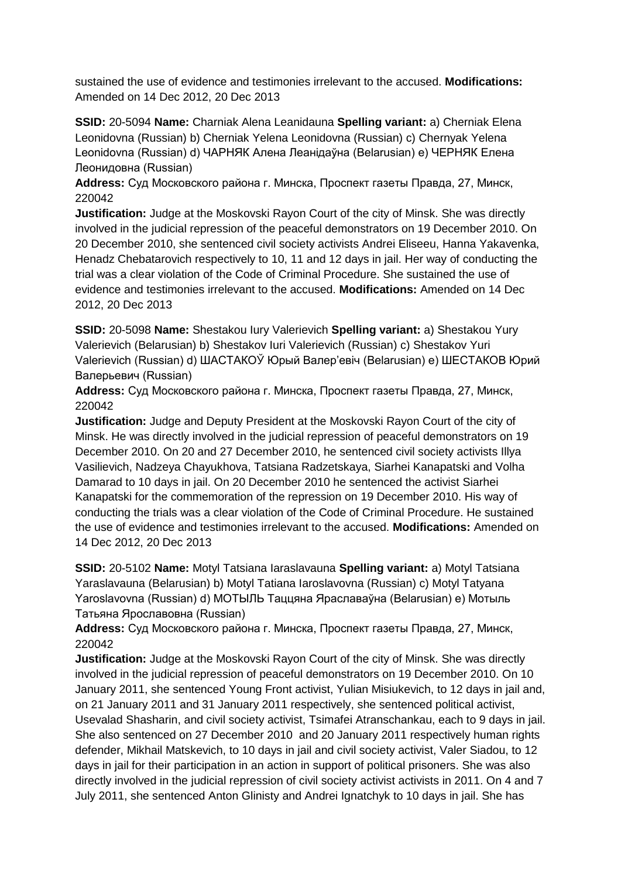sustained the use of evidence and testimonies irrelevant to the accused. **Modifications:** Amended on 14 Dec 2012, 20 Dec 2013

**SSID:** 20-5094 **Name:** Charniak Alena Leanidauna **Spelling variant:** a) Cherniak Elena Leonidovna (Russian) b) Cherniak Yelena Leonidovna (Russian) c) Chernyak Yelena Leonidovna (Russian) d) ЧАРНЯК Алена Леанідаўна (Belarusian) e) ЧЕРНЯК Елена Леонидовна (Russian)

**Address:** Суд Московского района г. Минска, Проспект газеты Правда, 27, Минск, 220042

**Justification:** Judge at the Moskovski Rayon Court of the city of Minsk. She was directly involved in the judicial repression of the peaceful demonstrators on 19 December 2010. On 20 December 2010, she sentenced civil society activists Andrei Eliseeu, Hanna Yakavenka, Henadz Chebatarovich respectively to 10, 11 and 12 days in jail. Her way of conducting the trial was a clear violation of the Code of Criminal Procedure. She sustained the use of evidence and testimonies irrelevant to the accused. **Modifications:** Amended on 14 Dec 2012, 20 Dec 2013

**SSID:** 20-5098 **Name:** Shestakou Iury Valerievich **Spelling variant:** a) Shestakou Yury Valerievich (Belarusian) b) Shestakov Iuri Valerievich (Russian) c) Shestakov Yuri Valerievich (Russian) d) ШАСТАКОЎ Юрый Валер'евіч (Belarusian) e) ШЕСТАКОВ Юрий Валерьевич (Russian)

**Address:** Суд Московского района г. Минска, Проспект газеты Правда, 27, Минск, 220042

**Justification:** Judge and Deputy President at the Moskovski Rayon Court of the city of Minsk. He was directly involved in the judicial repression of peaceful demonstrators on 19 December 2010. On 20 and 27 December 2010, he sentenced civil society activists Illya Vasilievich, Nadzeya Chayukhova, Tatsiana Radzetskaya, Siarhei Kanapatski and Volha Damarad to 10 days in jail. On 20 December 2010 he sentenced the activist Siarhei Kanapatski for the commemoration of the repression on 19 December 2010. His way of conducting the trials was a clear violation of the Code of Criminal Procedure. He sustained the use of evidence and testimonies irrelevant to the accused. **Modifications:** Amended on 14 Dec 2012, 20 Dec 2013

**SSID:** 20-5102 **Name:** Motyl Tatsiana Iaraslavauna **Spelling variant:** a) Motyl Tatsiana Yaraslavauna (Belarusian) b) Motyl Tatiana Iaroslavovna (Russian) c) Motyl Tatyana Yaroslavovna (Russian) d) МОТЫЛЬ Таццяна Яраславаўна (Belarusian) e) Мотыль Татьяна Ярославовна (Russian)

**Address:** Суд Московского района г. Минска, Проспект газеты Правда, 27, Минск, 220042

**Justification:** Judge at the Moskovski Rayon Court of the city of Minsk. She was directly involved in the judicial repression of peaceful demonstrators on 19 December 2010. On 10 January 2011, she sentenced Young Front activist, Yulian Misiukevich, to 12 days in jail and, on 21 January 2011 and 31 January 2011 respectively, she sentenced political activist, Usevalad Shasharin, and civil society activist, Tsimafei Atranschankau, each to 9 days in jail. She also sentenced on 27 December 2010 and 20 January 2011 respectively human rights defender, Mikhail Matskevich, to 10 days in jail and civil society activist, Valer Siadou, to 12 days in jail for their participation in an action in support of political prisoners. She was also directly involved in the judicial repression of civil society activist activists in 2011. On 4 and 7 July 2011, she sentenced Anton Glinisty and Andrei Ignatchyk to 10 days in jail. She has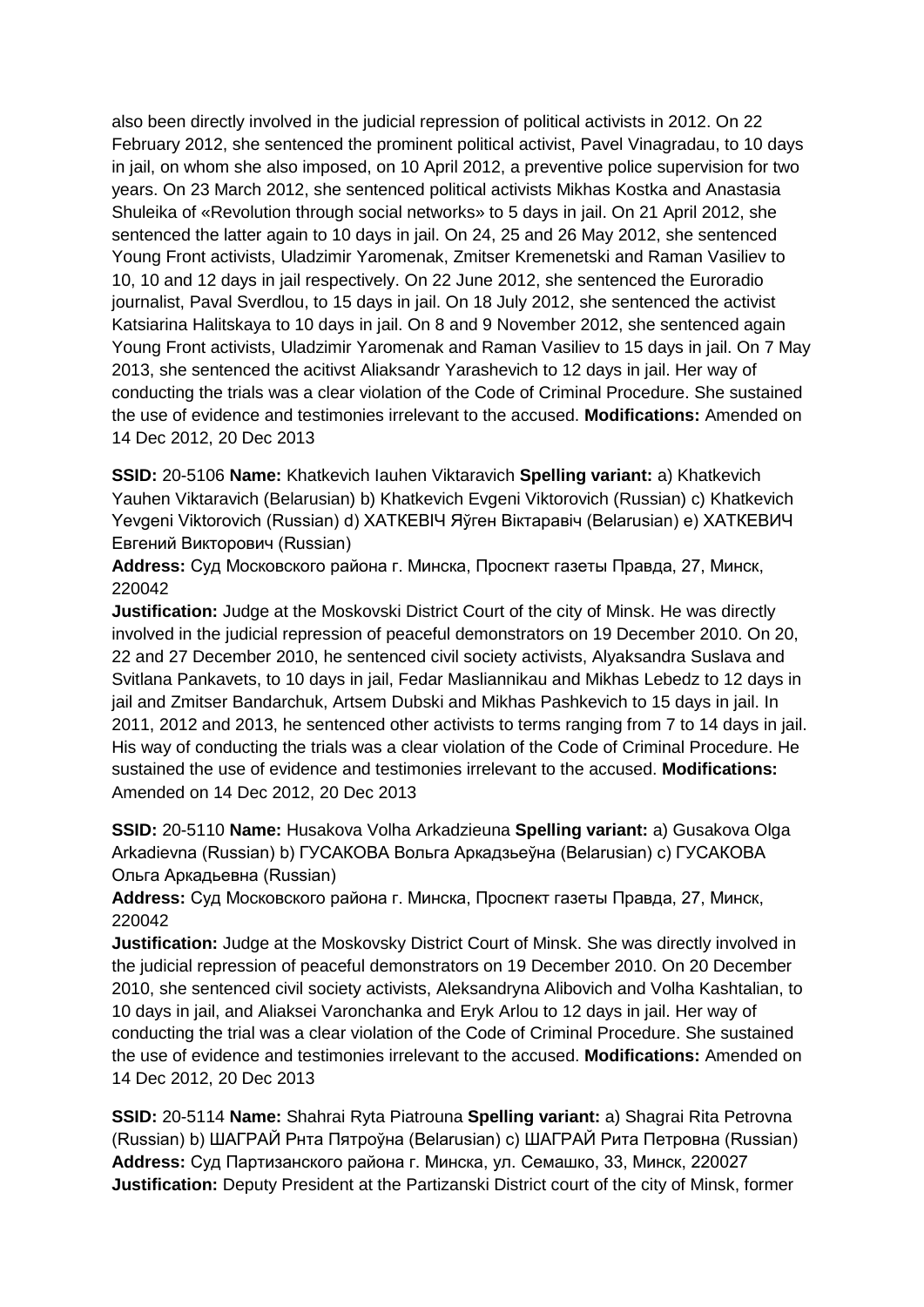also been directly involved in the judicial repression of political activists in 2012. On 22 February 2012, she sentenced the prominent political activist, Pavel Vinagradau, to 10 days in jail, on whom she also imposed, on 10 April 2012, a preventive police supervision for two years. On 23 March 2012, she sentenced political activists Mikhas Kostka and Anastasia Shuleika of «Revolution through social networks» to 5 days in jail. On 21 April 2012, she sentenced the latter again to 10 days in jail. On 24, 25 and 26 May 2012, she sentenced Young Front activists, Uladzimir Yaromenak, Zmitser Kremenetski and Raman Vasiliev to 10, 10 and 12 days in jail respectively. On 22 June 2012, she sentenced the Euroradio journalist, Paval Sverdlou, to 15 days in jail. On 18 July 2012, she sentenced the activist Katsiarina Halitskaya to 10 days in jail. On 8 and 9 November 2012, she sentenced again Young Front activists, Uladzimir Yaromenak and Raman Vasiliev to 15 days in jail. On 7 May 2013, she sentenced the acitivst Aliaksandr Yarashevich to 12 days in jail. Her way of conducting the trials was a clear violation of the Code of Criminal Procedure. She sustained the use of evidence and testimonies irrelevant to the accused. **Modifications:** Amended on 14 Dec 2012, 20 Dec 2013

**SSID:** 20-5106 **Name:** Khatkevich Iauhen Viktaravich **Spelling variant:** a) Khatkevich Yauhen Viktaravich (Belarusian) b) Khatkevich Evgeni Viktorovich (Russian) c) Khatkevich Yevgeni Viktorovich (Russian) d) ХАТКЕВIЧ Яўген Віктаравіч (Belarusian) e) ХАТКЕВИЧ Евгений Викторович (Russian)
**Address:** Суд Московского района г. Минска, Проспект газеты Правда, 27, Минск, 220042
**Justification:** Judge at the Moskovski District Court of the city of Minsk. He was directly involved in the judicial repression of peaceful demonstrators on 19 December 2010. On 20, 22 and 27 December 2010, he sentenced civil society activists, Alyaksandra Suslava and Svitlana Pankavets, to 10 days in jail, Fedar Masliannikau and Mikhas Lebedz to 12 days in jail and Zmitser Bandarchuk, Artsem Dubski and Mikhas Pashkevich to 15 days in jail. In 2011, 2012 and 2013, he sentenced other activists to terms ranging from 7 to 14 days in jail. His way of conducting the trials was a clear violation of the Code of Criminal Procedure. He sustained the use of evidence and testimonies irrelevant to the accused. **Modifications:** Amended on 14 Dec 2012, 20 Dec 2013

**SSID:** 20-5110 **Name:** Husakova Volha Arkadzieuna **Spelling variant:** a) Gusakova Olga Arkadievna (Russian) b) ГУСАКОВА Вольга Аркадзьеўна (Belarusian) c) ГУСАКОВА Ольга Аркадьевна (Russian)
**Address:** Суд Московского района г. Минска, Проспект газеты Правда, 27, Минск, 220042
**Justification:** Judge at the Moskovsky District Court of Minsk. She was directly involved in the judicial repression of peaceful demonstrators on 19 December 2010. On 20 December 2010, she sentenced civil society activists, Aleksandryna Alibovich and Volha Kashtalian, to 10 days in jail, and Aliaksei Varonchanka and Eryk Arlou to 12 days in jail. Her way of conducting the trial was a clear violation of the Code of Criminal Procedure. She sustained the use of evidence and testimonies irrelevant to the accused. **Modifications:** Amended on 14 Dec 2012, 20 Dec 2013

**SSID:** 20-5114 **Name:** Shahrai Ryta Piatrouna **Spelling variant:** a) Shagrai Rita Petrovna (Russian) b) ШАГРАЙ Рнта Пятроўна (Belarusian) c) ШАГРАЙ Рита Петровна (Russian)
**Address:** Суд Партизанского района г. Минска, ул. Семашко, 33, Минск, 220027
**Justification:** Deputy President at the Partizanski District court of the city of Minsk, former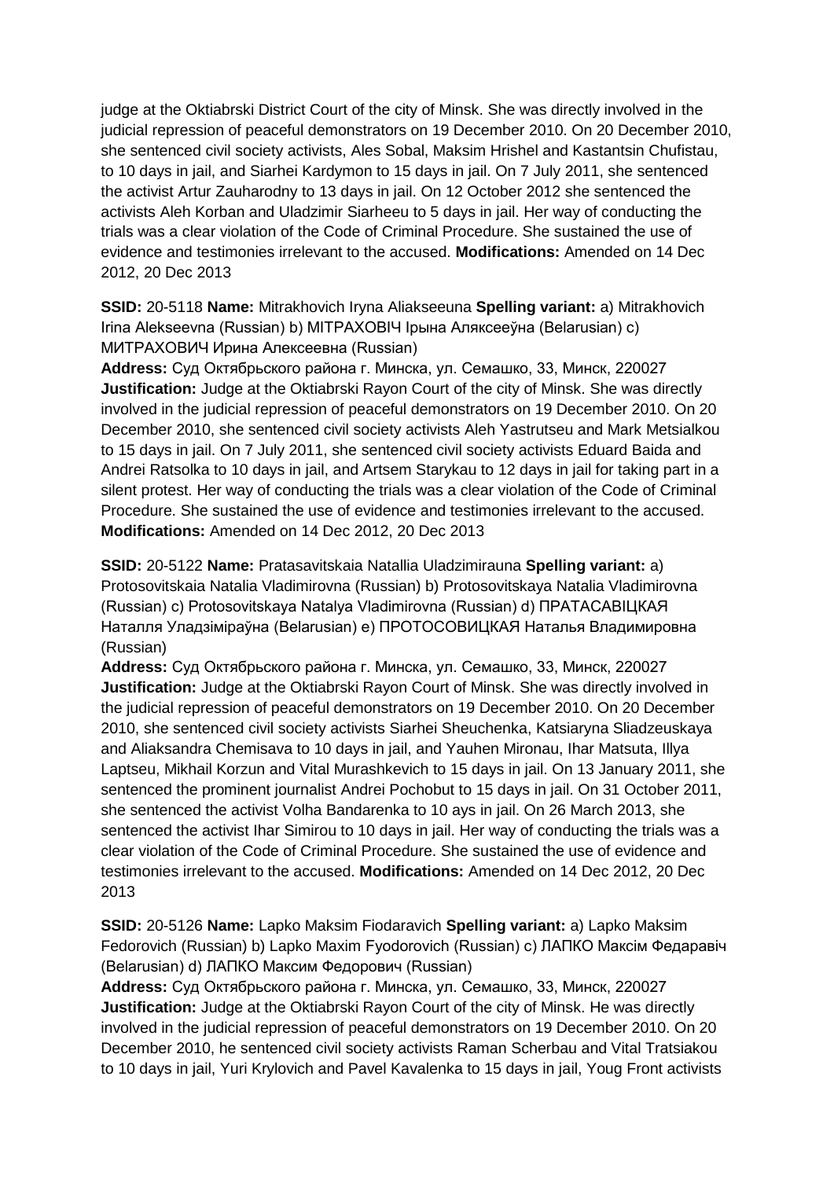judge at the Oktiabrski District Court of the city of Minsk. She was directly involved in the judicial repression of peaceful demonstrators on 19 December 2010. On 20 December 2010, she sentenced civil society activists, Ales Sobal, Maksim Hrishel and Kastantsin Chufistau, to 10 days in jail, and Siarhei Kardymon to 15 days in jail. On 7 July 2011, she sentenced the activist Artur Zauharodny to 13 days in jail. On 12 October 2012 she sentenced the activists Aleh Korban and Uladzimir Siarheeu to 5 days in jail. Her way of conducting the trials was a clear violation of the Code of Criminal Procedure. She sustained the use of evidence and testimonies irrelevant to the accused. **Modifications:** Amended on 14 Dec 2012, 20 Dec 2013

**SSID:** 20-5118 **Name:** Mitrakhovich Iryna Aliakseeuna **Spelling variant:** a) Mitrakhovich Irina Alekseevna (Russian) b) МІТРАХОВІЧ Ірына Аляксееўна (Belarusian) c) МИТРАХОВИЧ Ирина Алексеевна (Russian)
**Address:** Суд Октябрьского района г. Минска, ул. Семашко, 33, Минск, 220027
**Justification:** Judge at the Oktiabrski Rayon Court of the city of Minsk. She was directly involved in the judicial repression of peaceful demonstrators on 19 December 2010. On 20 December 2010, she sentenced civil society activists Aleh Yastrutseu and Mark Metsialkou to 15 days in jail. On 7 July 2011, she sentenced civil society activists Eduard Baida and Andrei Ratsolka to 10 days in jail, and Artsem Starykau to 12 days in jail for taking part in a silent protest. Her way of conducting the trials was a clear violation of the Code of Criminal Procedure. She sustained the use of evidence and testimonies irrelevant to the accused. **Modifications:** Amended on 14 Dec 2012, 20 Dec 2013

**SSID:** 20-5122 **Name:** Pratasavitskaia Natallia Uladzimirauna **Spelling variant:** a) Protosovitskaia Natalia Vladimirovna (Russian) b) Protosovitskaya Natalia Vladimirovna (Russian) c) Protosovitskaya Natalya Vladimirovna (Russian) d) ПРАТАСАВІЦКАЯ Наталля Уладзіміраўна (Belarusian) e) ПРОТОСОВИЦКАЯ Наталья Владимировна (Russian)
**Address:** Суд Октябрьского района г. Минска, ул. Семашко, 33, Минск, 220027
**Justification:** Judge at the Oktiabrski Rayon Court of Minsk. She was directly involved in the judicial repression of peaceful demonstrators on 19 December 2010. On 20 December 2010, she sentenced civil society activists Siarhei Sheuchenka, Katsiaryna Sliadzeuskaya and Aliaksandra Chemisava to 10 days in jail, and Yauhen Mironau, Ihar Matsuta, Illya Laptseu, Mikhail Korzun and Vital Murashkevich to 15 days in jail. On 13 January 2011, she sentenced the prominent journalist Andrei Pochobut to 15 days in jail. On 31 October 2011, she sentenced the activist Volha Bandarenka to 10 ays in jail. On 26 March 2013, she sentenced the activist Ihar Simirou to 10 days in jail. Her way of conducting the trials was a clear violation of the Code of Criminal Procedure. She sustained the use of evidence and testimonies irrelevant to the accused. **Modifications:** Amended on 14 Dec 2012, 20 Dec 2013

**SSID:** 20-5126 **Name:** Lapko Maksim Fiodaravich **Spelling variant:** a) Lapko Maksim Fedorovich (Russian) b) Lapko Maxim Fyodorovich (Russian) c) ЛАПКО Максім Федаравіч (Belarusian) d) ЛАПКО Максим Федорович (Russian)
**Address:** Суд Октябрьского района г. Минска, ул. Семашко, 33, Минск, 220027
**Justification:** Judge at the Oktiabrski Rayon Court of the city of Minsk. He was directly involved in the judicial repression of peaceful demonstrators on 19 December 2010. On 20 December 2010, he sentenced civil society activists Raman Scherbau and Vital Tratsiakou to 10 days in jail, Yuri Krylovich and Pavel Kavalenka to 15 days in jail, Youg Front activists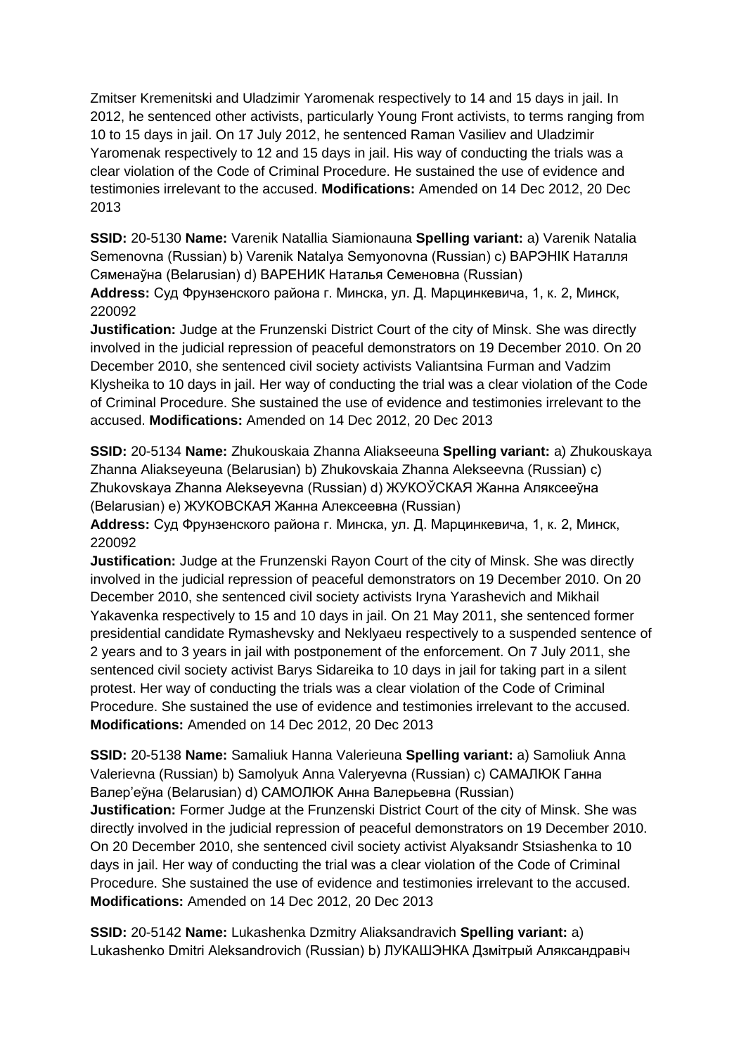Zmitser Kremenitski and Uladzimir Yaromenak respectively to 14 and 15 days in jail. In 2012, he sentenced other activists, particularly Young Front activists, to terms ranging from 10 to 15 days in jail. On 17 July 2012, he sentenced Raman Vasiliev and Uladzimir Yaromenak respectively to 12 and 15 days in jail. His way of conducting the trials was a clear violation of the Code of Criminal Procedure. He sustained the use of evidence and testimonies irrelevant to the accused. **Modifications:** Amended on 14 Dec 2012, 20 Dec 2013

**SSID:** 20-5130 **Name:** Varenik Natallia Siamionauna **Spelling variant:** a) Varenik Natalia Semenovna (Russian) b) Varenik Natalya Semyonovna (Russian) c) ВАРЭНІК Наталля Сяменаўна (Belarusian) d) ВАРЕНИК Наталья Семеновна (Russian)
**Address:** Суд Фрунзенского района г. Минска, ул. Д. Марцинкевича, 1, к. 2, Минск, 220092
**Justification:** Judge at the Frunzenski District Court of the city of Minsk. She was directly involved in the judicial repression of peaceful demonstrators on 19 December 2010. On 20 December 2010, she sentenced civil society activists Valiantsina Furman and Vadzim Klysheika to 10 days in jail. Her way of conducting the trial was a clear violation of the Code of Criminal Procedure. She sustained the use of evidence and testimonies irrelevant to the accused. **Modifications:** Amended on 14 Dec 2012, 20 Dec 2013

**SSID:** 20-5134 **Name:** Zhukouskaia Zhanna Aliakseeuna **Spelling variant:** a) Zhukouskaya Zhanna Aliakseyeuna (Belarusian) b) Zhukovskaia Zhanna Alekseevna (Russian) c) Zhukovskaya Zhanna Alekseyevna (Russian) d) ЖУКОЎСКАЯ Жанна Аляксееўна (Belarusian) e) ЖУКОВСКАЯ Жанна Алексеевна (Russian)
**Address:** Суд Фрунзенского района г. Минска, ул. Д. Марцинкевича, 1, к. 2, Минск, 220092
**Justification:** Judge at the Frunzenski Rayon Court of the city of Minsk. She was directly involved in the judicial repression of peaceful demonstrators on 19 December 2010. On 20 December 2010, she sentenced civil society activists Iryna Yarashevich and Mikhail Yakavenka respectively to 15 and 10 days in jail. On 21 May 2011, she sentenced former presidential candidate Rymashevsky and Neklyaeu respectively to a suspended sentence of 2 years and to 3 years in jail with postponement of the enforcement. On 7 July 2011, she sentenced civil society activist Barys Sidareika to 10 days in jail for taking part in a silent protest. Her way of conducting the trials was a clear violation of the Code of Criminal Procedure. She sustained the use of evidence and testimonies irrelevant to the accused. **Modifications:** Amended on 14 Dec 2012, 20 Dec 2013

**SSID:** 20-5138 **Name:** Samaliuk Hanna Valerieuna **Spelling variant:** a) Samoliuk Anna Valerievna (Russian) b) Samolyuk Anna Valeryevna (Russian) c) САМАЛЮК Ганна Валер'еўна (Belarusian) d) САМОЛЮК Анна Валерьевна (Russian)
**Justification:** Former Judge at the Frunzenski District Court of the city of Minsk. She was directly involved in the judicial repression of peaceful demonstrators on 19 December 2010. On 20 December 2010, she sentenced civil society activist Alyaksandr Stsiashenka to 10 days in jail. Her way of conducting the trial was a clear violation of the Code of Criminal Procedure. She sustained the use of evidence and testimonies irrelevant to the accused. **Modifications:** Amended on 14 Dec 2012, 20 Dec 2013

**SSID:** 20-5142 **Name:** Lukashenka Dzmitry Aliaksandravich **Spelling variant:** a) Lukashenko Dmitri Aleksandrovich (Russian) b) ЛУКАШЭНКА Дзмітрый Аляксандравіч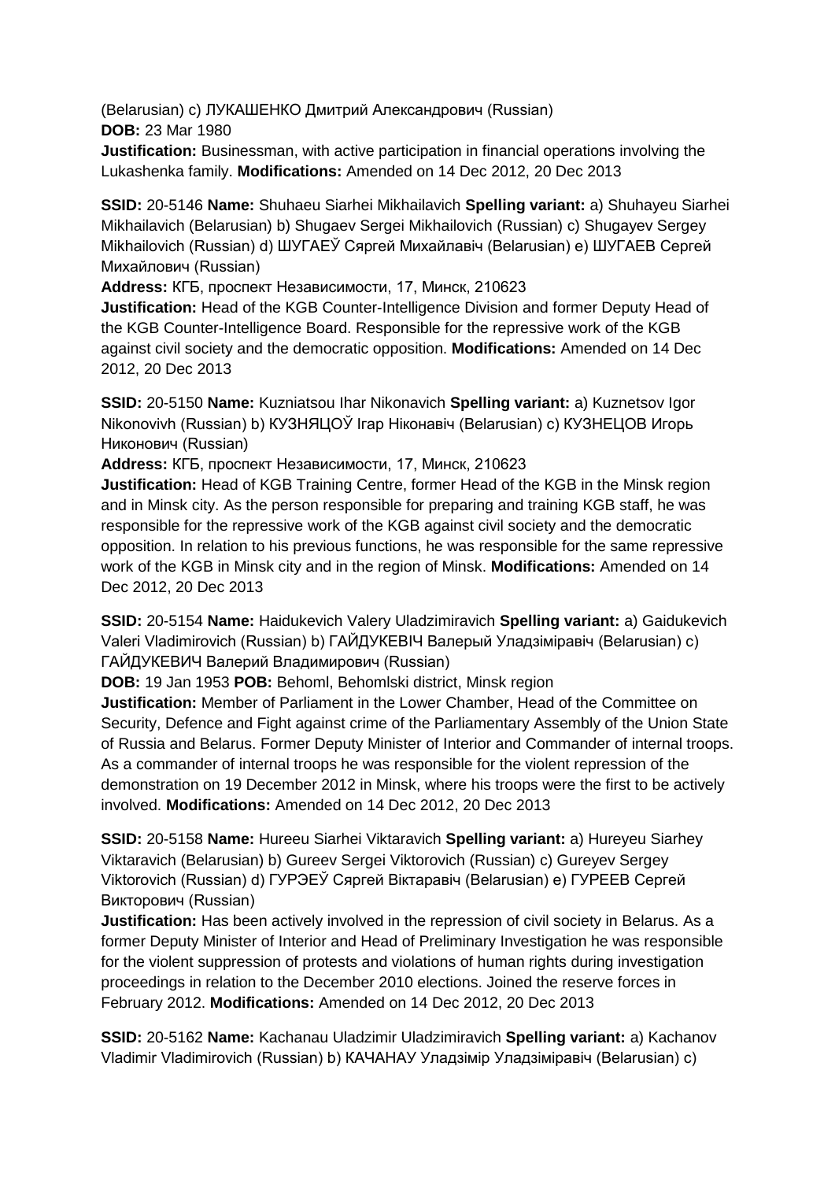(Belarusian) c) ЛУКАШЕНКО Дмитрий Александрович (Russian)
**DOB:** 23 Mar 1980
**Justification:** Businessman, with active participation in financial operations involving the Lukashenka family. **Modifications:** Amended on 14 Dec 2012, 20 Dec 2013

**SSID:** 20-5146 **Name:** Shuhaeu Siarhei Mikhailavich **Spelling variant:** a) Shuhayeu Siarhei Mikhailavich (Belarusian) b) Shugaev Sergei Mikhailovich (Russian) c) Shugayev Sergey Mikhailovich (Russian) d) ШУГАЕЎ Сяргей Михайлавіч (Belarusian) e) ШУГАЕВ Сергей Михайлович (Russian)
**Address:** КГБ, проспект Независимости, 17, Минск, 210623
**Justification:** Head of the KGB Counter-Intelligence Division and former Deputy Head of the KGB Counter-Intelligence Board. Responsible for the repressive work of the KGB against civil society and the democratic opposition. **Modifications:** Amended on 14 Dec 2012, 20 Dec 2013

**SSID:** 20-5150 **Name:** Kuzniatsou Ihar Nikonavich **Spelling variant:** a) Kuznetsov Igor Nikonovivh (Russian) b) КУЗНЯЦОЎ Ігар Ніконавіч (Belarusian) c) КУЗНЕЦОВ Игорь Никонович (Russian)
**Address:** КГБ, проспект Независимости, 17, Минск, 210623
**Justification:** Head of KGB Training Centre, former Head of the KGB in the Minsk region and in Minsk city. As the person responsible for preparing and training KGB staff, he was responsible for the repressive work of the KGB against civil society and the democratic opposition. In relation to his previous functions, he was responsible for the same repressive work of the KGB in Minsk city and in the region of Minsk. **Modifications:** Amended on 14 Dec 2012, 20 Dec 2013

**SSID:** 20-5154 **Name:** Haidukevich Valery Uladzimiravich **Spelling variant:** a) Gaidukevich Valeri Vladimirovich (Russian) b) ГАЙДУКЕВІЧ Валерый Уладзіміравіч (Belarusian) c) ГАЙДУКЕВИЧ Валерий Владимирович (Russian)
**DOB:** 19 Jan 1953 **POB:** Behoml, Behomlski district, Minsk region
**Justification:** Member of Parliament in the Lower Chamber, Head of the Committee on Security, Defence and Fight against crime of the Parliamentary Assembly of the Union State of Russia and Belarus. Former Deputy Minister of Interior and Commander of internal troops. As a commander of internal troops he was responsible for the violent repression of the demonstration on 19 December 2012 in Minsk, where his troops were the first to be actively involved. **Modifications:** Amended on 14 Dec 2012, 20 Dec 2013

**SSID:** 20-5158 **Name:** Hureeu Siarhei Viktaravich **Spelling variant:** a) Hureyeu Siarhey Viktaravich (Belarusian) b) Gureev Sergei Viktorovich (Russian) c) Gureyev Sergey Viktorovich (Russian) d) ГУРЭЕЎ Сяргей Віктаравіч (Belarusian) e) ГУРЕЕВ Сергей Викторович (Russian)
**Justification:** Has been actively involved in the repression of civil society in Belarus. As a former Deputy Minister of Interior and Head of Preliminary Investigation he was responsible for the violent suppression of protests and violations of human rights during investigation proceedings in relation to the December 2010 elections. Joined the reserve forces in February 2012. **Modifications:** Amended on 14 Dec 2012, 20 Dec 2013

**SSID:** 20-5162 **Name:** Kachanau Uladzimir Uladzimiravich **Spelling variant:** a) Kachanov Vladimir Vladimirovich (Russian) b) КАЧАНАУ Уладзімір Уладзіміравіч (Belarusian) c)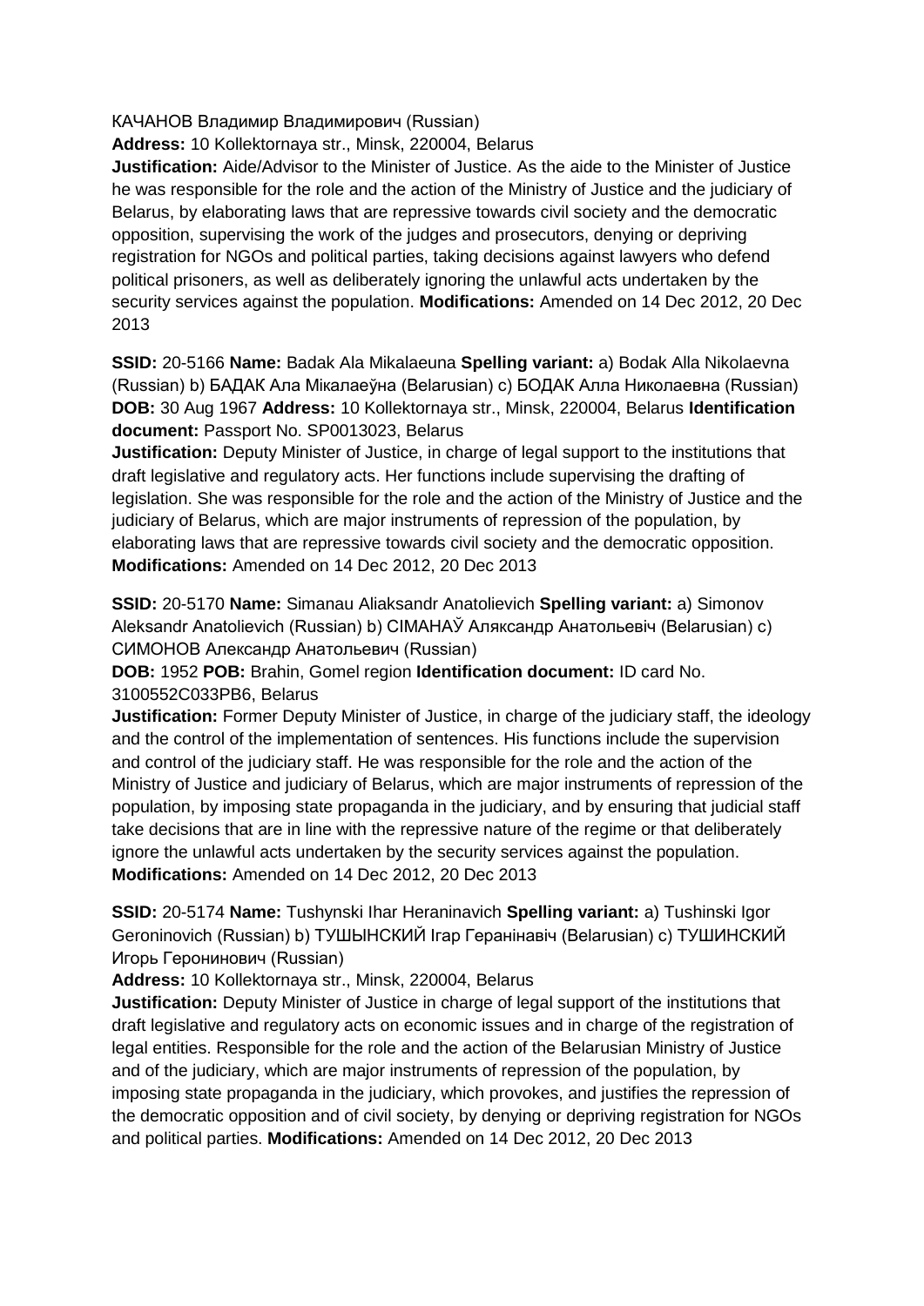КАЧАНОВ Владимир Владимирович (Russian)
**Address:** 10 Kollektornaya str., Minsk, 220004, Belarus
**Justification:** Aide/Advisor to the Minister of Justice. As the aide to the Minister of Justice he was responsible for the role and the action of the Ministry of Justice and the judiciary of Belarus, by elaborating laws that are repressive towards civil society and the democratic opposition, supervising the work of the judges and prosecutors, denying or depriving registration for NGOs and political parties, taking decisions against lawyers who defend political prisoners, as well as deliberately ignoring the unlawful acts undertaken by the security services against the population. **Modifications:** Amended on 14 Dec 2012, 20 Dec 2013

**SSID:** 20-5166 **Name:** Badak Ala Mikalaeuna **Spelling variant:** a) Bodak Alla Nikolaevna (Russian) b) БАДАК Ала Мікалаеўна (Belarusian) c) БОДАК Алла Николаевна (Russian) **DOB:** 30 Aug 1967 **Address:** 10 Kollektornaya str., Minsk, 220004, Belarus **Identification document:** Passport No. SP0013023, Belarus
**Justification:** Deputy Minister of Justice, in charge of legal support to the institutions that draft legislative and regulatory acts. Her functions include supervising the drafting of legislation. She was responsible for the role and the action of the Ministry of Justice and the judiciary of Belarus, which are major instruments of repression of the population, by elaborating laws that are repressive towards civil society and the democratic opposition. **Modifications:** Amended on 14 Dec 2012, 20 Dec 2013

**SSID:** 20-5170 **Name:** Simanau Aliaksandr Anatolievich **Spelling variant:** a) Simonov Aleksandr Anatolievich (Russian) b) СІМАНАЎ Аляксандр Анатольевіч (Belarusian) c) СИМОНОВ Александр Анатольевич (Russian)
**DOB:** 1952 **POB:** Brahin, Gomel region **Identification document:** ID card No. 3100552C033PB6, Belarus
**Justification:** Former Deputy Minister of Justice, in charge of the judiciary staff, the ideology and the control of the implementation of sentences. His functions include the supervision and control of the judiciary staff. He was responsible for the role and the action of the Ministry of Justice and judiciary of Belarus, which are major instruments of repression of the population, by imposing state propaganda in the judiciary, and by ensuring that judicial staff take decisions that are in line with the repressive nature of the regime or that deliberately ignore the unlawful acts undertaken by the security services against the population. **Modifications:** Amended on 14 Dec 2012, 20 Dec 2013

**SSID:** 20-5174 **Name:** Tushynski Ihar Heraninavich **Spelling variant:** a) Tushinski Igor Geroninovich (Russian) b) ТУШЫНСКИЙ Ігар Геранінавіч (Belarusian) c) ТУШИНСКИЙ Игорь Геронинович (Russian)
**Address:** 10 Kollektornaya str., Minsk, 220004, Belarus
**Justification:** Deputy Minister of Justice in charge of legal support of the institutions that draft legislative and regulatory acts on economic issues and in charge of the registration of legal entities. Responsible for the role and the action of the Belarusian Ministry of Justice and of the judiciary, which are major instruments of repression of the population, by imposing state propaganda in the judiciary, which provokes, and justifies the repression of the democratic opposition and of civil society, by denying or depriving registration for NGOs and political parties. **Modifications:** Amended on 14 Dec 2012, 20 Dec 2013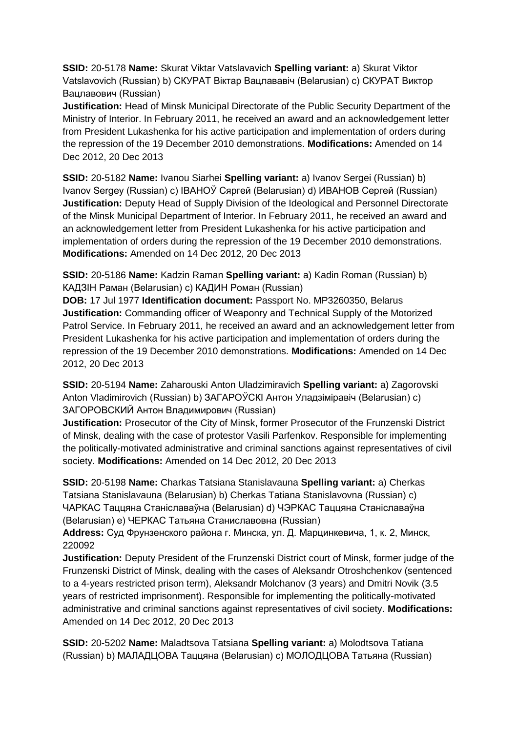**SSID:** 20-5178 **Name:** Skurat Viktar Vatslavavich **Spelling variant:** a) Skurat Viktor Vatslavovich (Russian) b) СКУРАТ Віктар Вацлававіч (Belarusian) c) СКУРАТ Виктор Вацлавович (Russian)
**Justification:** Head of Minsk Municipal Directorate of the Public Security Department of the Ministry of Interior. In February 2011, he received an award and an acknowledgement letter from President Lukashenka for his active participation and implementation of orders during the repression of the 19 December 2010 demonstrations. **Modifications:** Amended on 14 Dec 2012, 20 Dec 2013

**SSID:** 20-5182 **Name:** Ivanou Siarhei **Spelling variant:** a) Ivanov Sergei (Russian) b) Ivanov Sergey (Russian) c) ІВАНОЎ Сяргей (Belarusian) d) ИВАНОВ Сергей (Russian)
**Justification:** Deputy Head of Supply Division of the Ideological and Personnel Directorate of the Minsk Municipal Department of Interior. In February 2011, he received an award and an acknowledgement letter from President Lukashenka for his active participation and implementation of orders during the repression of the 19 December 2010 demonstrations. **Modifications:** Amended on 14 Dec 2012, 20 Dec 2013

**SSID:** 20-5186 **Name:** Kadzin Raman **Spelling variant:** a) Kadin Roman (Russian) b) КАДЗІН Раман (Belarusian) c) КАДИН Роман (Russian)
**DOB:** 17 Jul 1977 **Identification document:** Passport No. MP3260350, Belarus
**Justification:** Commanding officer of Weaponry and Technical Supply of the Motorized Patrol Service. In February 2011, he received an award and an acknowledgement letter from President Lukashenka for his active participation and implementation of orders during the repression of the 19 December 2010 demonstrations. **Modifications:** Amended on 14 Dec 2012, 20 Dec 2013

**SSID:** 20-5194 **Name:** Zaharouski Anton Uladzimiravich **Spelling variant:** a) Zagorovski Anton Vladimirovich (Russian) b) ЗАГАРОЎСКІ Антон Уладзіміравіч (Belarusian) c) ЗАГОРОВСКИЙ Антон Владимирович (Russian)
**Justification:** Prosecutor of the City of Minsk, former Prosecutor of the Frunzenski District of Minsk, dealing with the case of protestor Vasili Parfenkov. Responsible for implementing the politically-motivated administrative and criminal sanctions against representatives of civil society. **Modifications:** Amended on 14 Dec 2012, 20 Dec 2013

**SSID:** 20-5198 **Name:** Charkas Tatsiana Stanislavauna **Spelling variant:** a) Cherkas Tatsiana Stanislavauna (Belarusian) b) Cherkas Tatiana Stanislavovna (Russian) c) ЧАРКАС Таццяна Станіславаўна (Belarusian) d) ЧЭРКАС Таццяна Станіславаўна (Belarusian) e) ЧЕРКАС Татьяна Станиславовна (Russian)
**Address:** Суд Фрунзенского района г. Минска, ул. Д. Марцинкевича, 1, к. 2, Минск, 220092
**Justification:** Deputy President of the Frunzenski District court of Minsk, former judge of the Frunzenski District of Minsk, dealing with the cases of Aleksandr Otroshchenkov (sentenced to a 4-years restricted prison term), Aleksandr Molchanov (3 years) and Dmitri Novik (3.5 years of restricted imprisonment). Responsible for implementing the politically-motivated administrative and criminal sanctions against representatives of civil society. **Modifications:** Amended on 14 Dec 2012, 20 Dec 2013

**SSID:** 20-5202 **Name:** Maladtsova Tatsiana **Spelling variant:** a) Molodtsova Tatiana (Russian) b) МАЛАДЦОВА Таццяна (Belarusian) c) МОЛОДЦОВА Татьяна (Russian)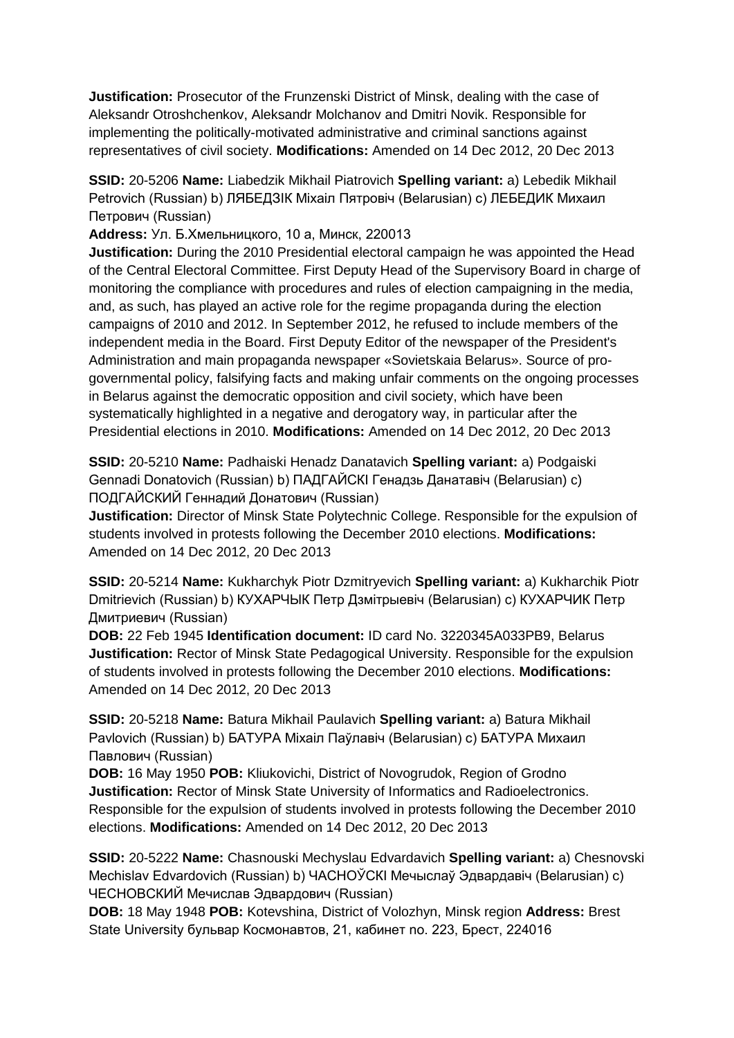**Justification:** Prosecutor of the Frunzenski District of Minsk, dealing with the case of Aleksandr Otroshchenkov, Aleksandr Molchanov and Dmitri Novik. Responsible for implementing the politically-motivated administrative and criminal sanctions against representatives of civil society. **Modifications:** Amended on 14 Dec 2012, 20 Dec 2013

**SSID:** 20-5206 **Name:** Liabedzik Mikhail Piatrovich **Spelling variant:** a) Lebedik Mikhail Petrovich (Russian) b) ЛЯБЕДЗІК Міхаіл Пятровіч (Belarusian) c) ЛЕБЕДИК Михаил Петрович (Russian)
**Address:** Ул. Б.Хмельницкого, 10 a, Минск, 220013
**Justification:** During the 2010 Presidential electoral campaign he was appointed the Head of the Central Electoral Committee. First Deputy Head of the Supervisory Board in charge of monitoring the compliance with procedures and rules of election campaigning in the media, and, as such, has played an active role for the regime propaganda during the election campaigns of 2010 and 2012. In September 2012, he refused to include members of the independent media in the Board. First Deputy Editor of the newspaper of the President's Administration and main propaganda newspaper «Sovietskaia Belarus». Source of pro-governmental policy, falsifying facts and making unfair comments on the ongoing processes in Belarus against the democratic opposition and civil society, which have been systematically highlighted in a negative and derogatory way, in particular after the Presidential elections in 2010. **Modifications:** Amended on 14 Dec 2012, 20 Dec 2013

**SSID:** 20-5210 **Name:** Padhaiski Henadz Danatavich **Spelling variant:** a) Podgaiski Gennadi Donatovich (Russian) b) ПАДГАЙСКІ Генадзь Данатавіч (Belarusian) c) ПОДГАЙСКИЙ Геннадий Донатович (Russian)
**Justification:** Director of Minsk State Polytechnic College. Responsible for the expulsion of students involved in protests following the December 2010 elections. **Modifications:** Amended on 14 Dec 2012, 20 Dec 2013

**SSID:** 20-5214 **Name:** Kukharchyk Piotr Dzmitryevich **Spelling variant:** a) Kukharchik Piotr Dmitrievich (Russian) b) КУХАРЧЫК Петр Дзмітрыевіч (Belarusian) c) КУХАРЧИК Петр Дмитриевич (Russian)
**DOB:** 22 Feb 1945 **Identification document:** ID card No. 3220345A033PB9, Belarus
**Justification:** Rector of Minsk State Pedagogical University. Responsible for the expulsion of students involved in protests following the December 2010 elections. **Modifications:** Amended on 14 Dec 2012, 20 Dec 2013

**SSID:** 20-5218 **Name:** Batura Mikhail Paulavich **Spelling variant:** a) Batura Mikhail Pavlovich (Russian) b) БАТУРА Міхаіл Паўлавіч (Belarusian) c) БАТУРА Михаил Павлович (Russian)
**DOB:** 16 May 1950 **POB:** Kliukovichi, District of Novogrudok, Region of Grodno
**Justification:** Rector of Minsk State University of Informatics and Radioelectronics. Responsible for the expulsion of students involved in protests following the December 2010 elections. **Modifications:** Amended on 14 Dec 2012, 20 Dec 2013

**SSID:** 20-5222 **Name:** Chasnouski Mechyslau Edvardavich **Spelling variant:** a) Chesnovski Mechislav Edvardovich (Russian) b) ЧАСНОЎСКІ Мечыслаў Эдвардавіч (Belarusian) c) ЧЕСНОВСКИЙ Мечислав Эдвардович (Russian)
**DOB:** 18 May 1948 **POB:** Kotevshina, District of Volozhyn, Minsk region **Address:** Brest State University бульвар Космонавтов, 21, кабинет no. 223, Брест, 224016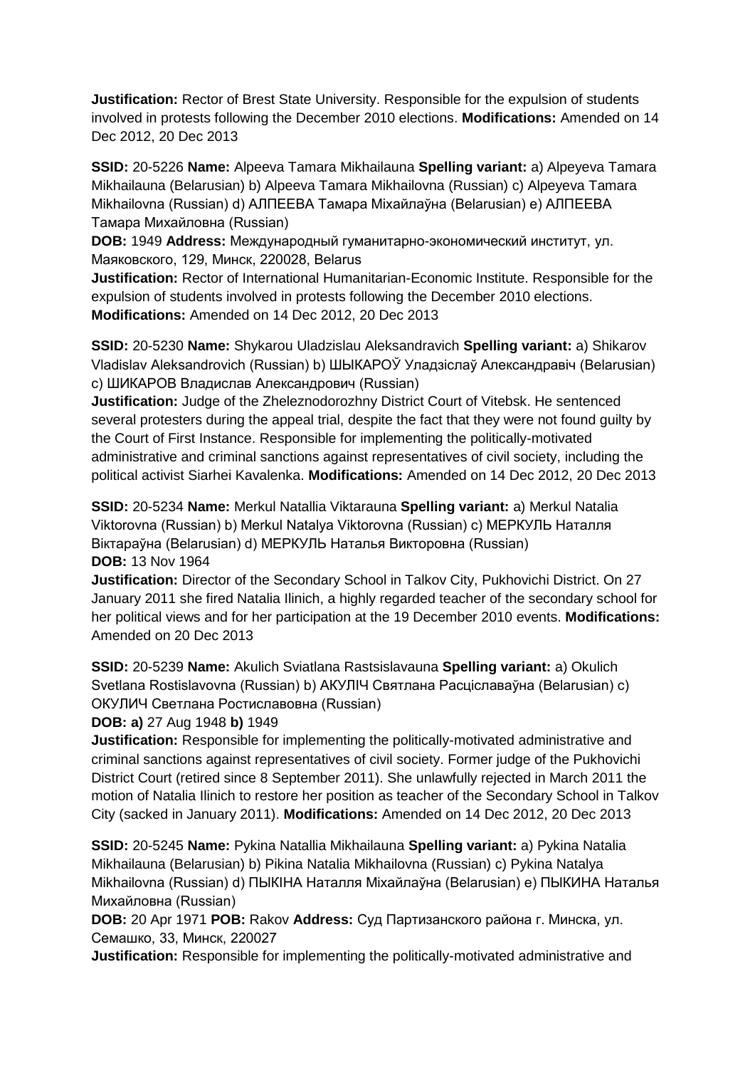**Justification:** Rector of Brest State University. Responsible for the expulsion of students involved in protests following the December 2010 elections. **Modifications:** Amended on 14 Dec 2012, 20 Dec 2013

**SSID:** 20-5226 **Name:** Alpeeva Tamara Mikhailauna **Spelling variant:** a) Alpeyeva Tamara Mikhailauna (Belarusian) b) Alpeeva Tamara Mikhailovna (Russian) c) Alpeyeva Tamara Mikhailovna (Russian) d) АЛПЕЕВА Тамара Міхайлаўна (Belarusian) e) АЛПЕЕВА Тамара Михайловна (Russian)
**DOB:** 1949 **Address:** Международный гуманитарно-экономический институт, ул. Маяковского, 129, Минск, 220028, Belarus
**Justification:** Rector of International Humanitarian-Economic Institute. Responsible for the expulsion of students involved in protests following the December 2010 elections. **Modifications:** Amended on 14 Dec 2012, 20 Dec 2013

**SSID:** 20-5230 **Name:** Shykarou Uladzislau Aleksandravich **Spelling variant:** a) Shikarov Vladislav Aleksandrovich (Russian) b) ШЫКАРОЎ Уладзіслаў Александравіч (Belarusian) c) ШИКАРОВ Владислав Александрович (Russian)
**Justification:** Judge of the Zheleznodorozhny District Court of Vitebsk. He sentenced several protesters during the appeal trial, despite the fact that they were not found guilty by the Court of First Instance. Responsible for implementing the politically-motivated administrative and criminal sanctions against representatives of civil society, including the political activist Siarhei Kavalenka. **Modifications:** Amended on 14 Dec 2012, 20 Dec 2013

**SSID:** 20-5234 **Name:** Merkul Natallia Viktarauna **Spelling variant:** a) Merkul Natalia Viktorovna (Russian) b) Merkul Natalya Viktorovna (Russian) c) МЕРКУЛЬ Наталля Віктараўна (Belarusian) d) МЕРКУЛЬ Наталья Викторовна (Russian)
**DOB:** 13 Nov 1964
**Justification:** Director of the Secondary School in Talkov City, Pukhovichi District. On 27 January 2011 she fired Natalia Ilinich, a highly regarded teacher of the secondary school for her political views and for her participation at the 19 December 2010 events. **Modifications:** Amended on 20 Dec 2013

**SSID:** 20-5239 **Name:** Akulich Sviatlana Rastsislavauna **Spelling variant:** a) Okulich Svetlana Rostislavovna (Russian) b) АКУЛІЧ Святлана Расціславаўна (Belarusian) c) ОКУЛИЧ Светлана Ростиславовна (Russian)
**DOB: a)** 27 Aug 1948 **b)** 1949
**Justification:** Responsible for implementing the politically-motivated administrative and criminal sanctions against representatives of civil society. Former judge of the Pukhovichi District Court (retired since 8 September 2011). She unlawfully rejected in March 2011 the motion of Natalia Ilinich to restore her position as teacher of the Secondary School in Talkov City (sacked in January 2011). **Modifications:** Amended on 14 Dec 2012, 20 Dec 2013

**SSID:** 20-5245 **Name:** Pykina Natallia Mikhailauna **Spelling variant:** a) Pykina Natalia Mikhailauna (Belarusian) b) Pikina Natalia Mikhailovna (Russian) c) Pykina Natalya Mikhailovna (Russian) d) ПЫКІНА Наталля Міхайлаўна (Belarusian) e) ПЫКИНА Наталья Михайловна (Russian)
**DOB:** 20 Apr 1971 **POB:** Rakov **Address:** Суд Партизанского района г. Минска, ул. Семашко, 33, Минск, 220027
**Justification:** Responsible for implementing the politically-motivated administrative and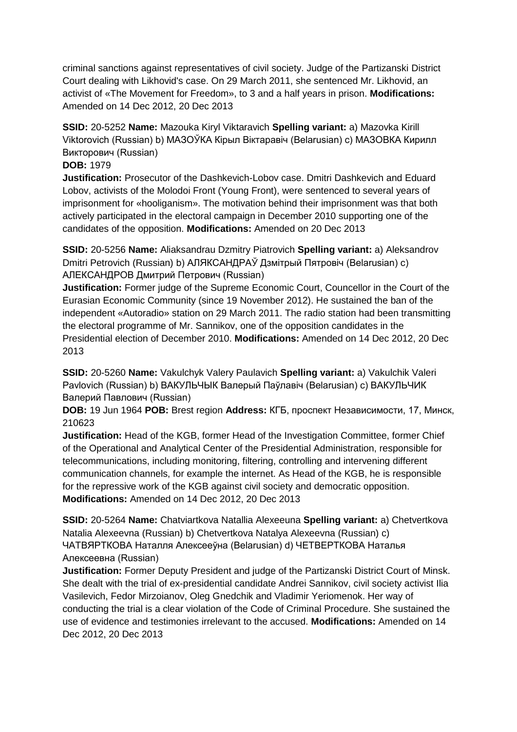criminal sanctions against representatives of civil society. Judge of the Partizanski District Court dealing with Likhovid's case. On 29 March 2011, she sentenced Mr. Likhovid, an activist of «The Movement for Freedom», to 3 and a half years in prison. **Modifications:** Amended on 14 Dec 2012, 20 Dec 2013

**SSID:** 20-5252 **Name:** Mazouka Kiryl Viktaravich **Spelling variant:** a) Mazovka Kirill Viktorovich (Russian) b) МАЗОЎКА Кірыл Віктаравіч (Belarusian) c) МАЗОВКА Кирилл Викторович (Russian)
**DOB:** 1979
**Justification:** Prosecutor of the Dashkevich-Lobov case. Dmitri Dashkevich and Eduard Lobov, activists of the Molodoi Front (Young Front), were sentenced to several years of imprisonment for «hooliganism». The motivation behind their imprisonment was that both actively participated in the electoral campaign in December 2010 supporting one of the candidates of the opposition. **Modifications:** Amended on 20 Dec 2013

**SSID:** 20-5256 **Name:** Aliaksandrau Dzmitry Piatrovich **Spelling variant:** a) Aleksandrov Dmitri Petrovich (Russian) b) АЛЯКСАНДРАЎ Дзмітрый Пятровіч (Belarusian) c) АЛЕКСАНДРОВ Дмитрий Петрович (Russian)
**Justification:** Former judge of the Supreme Economic Court, Councellor in the Court of the Eurasian Economic Community (since 19 November 2012). He sustained the ban of the independent «Autoradio» station on 29 March 2011. The radio station had been transmitting the electoral programme of Mr. Sannikov, one of the opposition candidates in the Presidential election of December 2010. **Modifications:** Amended on 14 Dec 2012, 20 Dec 2013

**SSID:** 20-5260 **Name:** Vakulchyk Valery Paulavich **Spelling variant:** a) Vakulchik Valeri Pavlovich (Russian) b) ВАКУЛЬЧЫК Валерый Паўлавіч (Belarusian) c) ВАКУЛЬЧИК Валерий Павлович (Russian)
**DOB:** 19 Jun 1964 **POB:** Brest region **Address:** КГБ, проспект Независимости, 17, Минск, 210623
**Justification:** Head of the KGB, former Head of the Investigation Committee, former Chief of the Operational and Analytical Center of the Presidential Administration, responsible for telecommunications, including monitoring, filtering, controlling and intervening different communication channels, for example the internet. As Head of the KGB, he is responsible for the repressive work of the KGB against civil society and democratic opposition. **Modifications:** Amended on 14 Dec 2012, 20 Dec 2013

**SSID:** 20-5264 **Name:** Chatviartkova Natallia Alexeeuna **Spelling variant:** a) Chetvertkova Natalia Alexeevna (Russian) b) Chetvertkova Natalya Alexeevna (Russian) c) ЧАТВЯРТКОВА Наталля Алексееўна (Belarusian) d) ЧЕТВЕРТКОВА Наталья Алексеевна (Russian)
**Justification:** Former Deputy President and judge of the Partizanski District Court of Minsk. She dealt with the trial of ex-presidential candidate Andrei Sannikov, civil society activist Ilia Vasilevich, Fedor Mirzoianov, Oleg Gnedchik and Vladimir Yeriomenok. Her way of conducting the trial is a clear violation of the Code of Criminal Procedure. She sustained the use of evidence and testimonies irrelevant to the accused. **Modifications:** Amended on 14 Dec 2012, 20 Dec 2013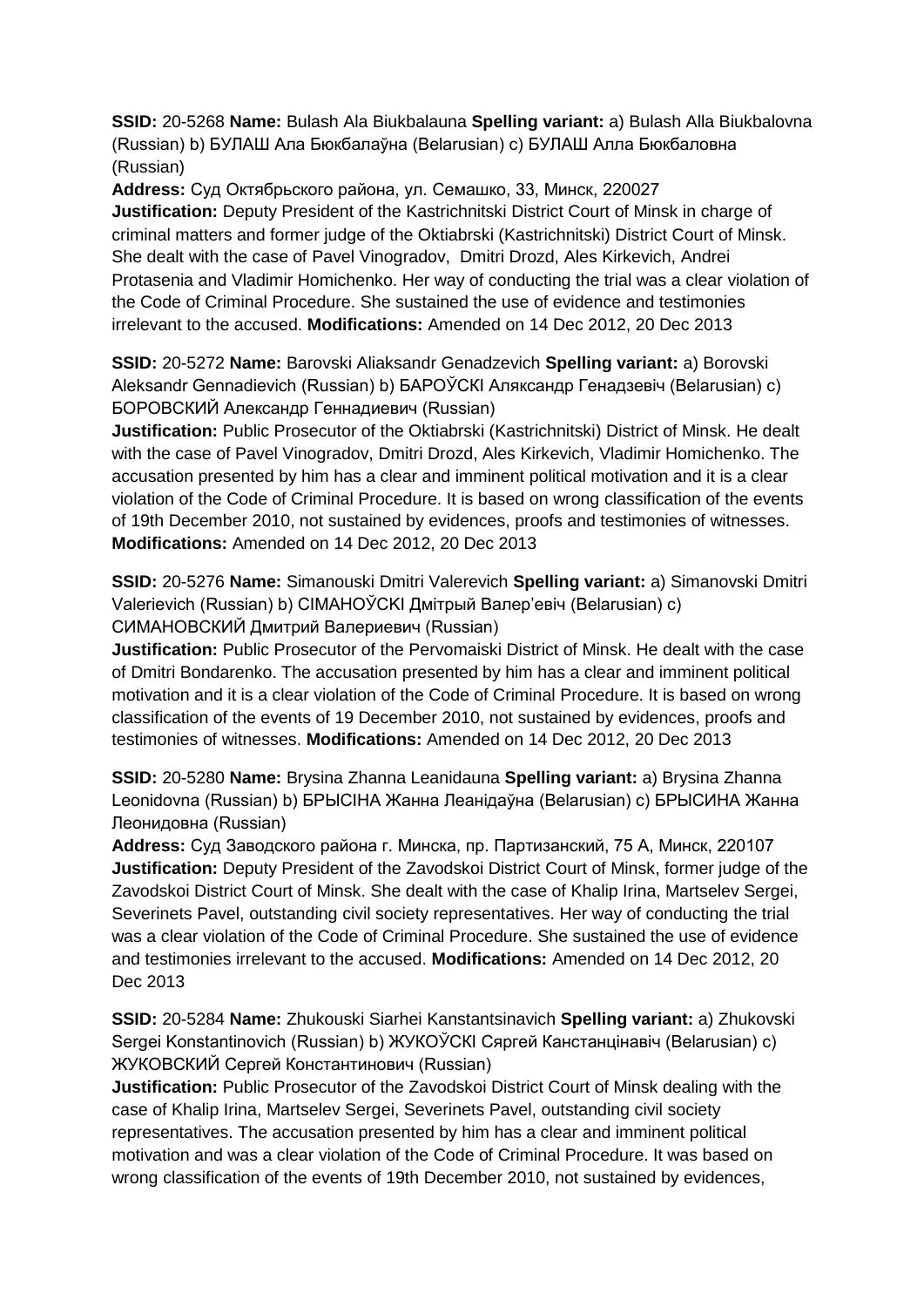**SSID:** 20-5268 **Name:** Bulash Ala Biukbalauna **Spelling variant:** a) Bulash Alla Biukbalovna (Russian) b) БУЛАШ Ала Бюкбалаўна (Belarusian) c) БУЛАШ Алла Бюкбаловна (Russian)
**Address:** Суд Октябрьского района, ул. Семашко, 33, Минск, 220027
**Justification:** Deputy President of the Kastrichnitski District Court of Minsk in charge of criminal matters and former judge of the Oktiabrski (Kastrichnitski) District Court of Minsk. She dealt with the case of Pavel Vinogradov, Dmitri Drozd, Ales Kirkevich, Andrei Protasenia and Vladimir Homichenko. Her way of conducting the trial was a clear violation of the Code of Criminal Procedure. She sustained the use of evidence and testimonies irrelevant to the accused. **Modifications:** Amended on 14 Dec 2012, 20 Dec 2013

**SSID:** 20-5272 **Name:** Barovski Aliaksandr Genadzevich **Spelling variant:** a) Borovski Aleksandr Gennadievich (Russian) b) БАРОЎСКІ Аляксандр Генадзевіч (Belarusian) c) БОРОВСКИЙ Александр Геннадиевич (Russian)
**Justification:** Public Prosecutor of the Oktiabrski (Kastrichnitski) District of Minsk. He dealt with the case of Pavel Vinogradov, Dmitri Drozd, Ales Kirkevich, Vladimir Homichenko. The accusation presented by him has a clear and imminent political motivation and it is a clear violation of the Code of Criminal Procedure. It is based on wrong classification of the events of 19th December 2010, not sustained by evidences, proofs and testimonies of witnesses. **Modifications:** Amended on 14 Dec 2012, 20 Dec 2013

**SSID:** 20-5276 **Name:** Simanouski Dmitri Valerevich **Spelling variant:** a) Simanovski Dmitri Valerievich (Russian) b) СІМАНОЎСКІ Дмітрый Валер'евіч (Belarusian) c) СИМАНОВСКИЙ Дмитрий Валериевич (Russian)
**Justification:** Public Prosecutor of the Pervomaiski District of Minsk. He dealt with the case of Dmitri Bondarenko. The accusation presented by him has a clear and imminent political motivation and it is a clear violation of the Code of Criminal Procedure. It is based on wrong classification of the events of 19 December 2010, not sustained by evidences, proofs and testimonies of witnesses. **Modifications:** Amended on 14 Dec 2012, 20 Dec 2013

**SSID:** 20-5280 **Name:** Brysina Zhanna Leanidauna **Spelling variant:** a) Brysina Zhanna Leonidovna (Russian) b) БРЫСІНА Жанна Леанідаўна (Belarusian) c) БРЫСИНА Жанна Леонидовна (Russian)
**Address:** Суд Заводского района г. Минска, пр. Партизанский, 75 А, Минск, 220107
**Justification:** Deputy President of the Zavodskoi District Court of Minsk, former judge of the Zavodskoi District Court of Minsk. She dealt with the case of Khalip Irina, Martselev Sergei, Severinets Pavel, outstanding civil society representatives. Her way of conducting the trial was a clear violation of the Code of Criminal Procedure. She sustained the use of evidence and testimonies irrelevant to the accused. **Modifications:** Amended on 14 Dec 2012, 20 Dec 2013

**SSID:** 20-5284 **Name:** Zhukouski Siarhei Kanstantsinavich **Spelling variant:** a) Zhukovski Sergei Konstantinovich (Russian) b) ЖУКОЎСКІ Сяргей Канстанцінавіч (Belarusian) c) ЖУКОВСКИЙ Сергей Константинович (Russian)
**Justification:** Public Prosecutor of the Zavodskoi District Court of Minsk dealing with the case of Khalip Irina, Martselev Sergei, Severinets Pavel, outstanding civil society representatives. The accusation presented by him has a clear and imminent political motivation and was a clear violation of the Code of Criminal Procedure. It was based on wrong classification of the events of 19th December 2010, not sustained by evidences,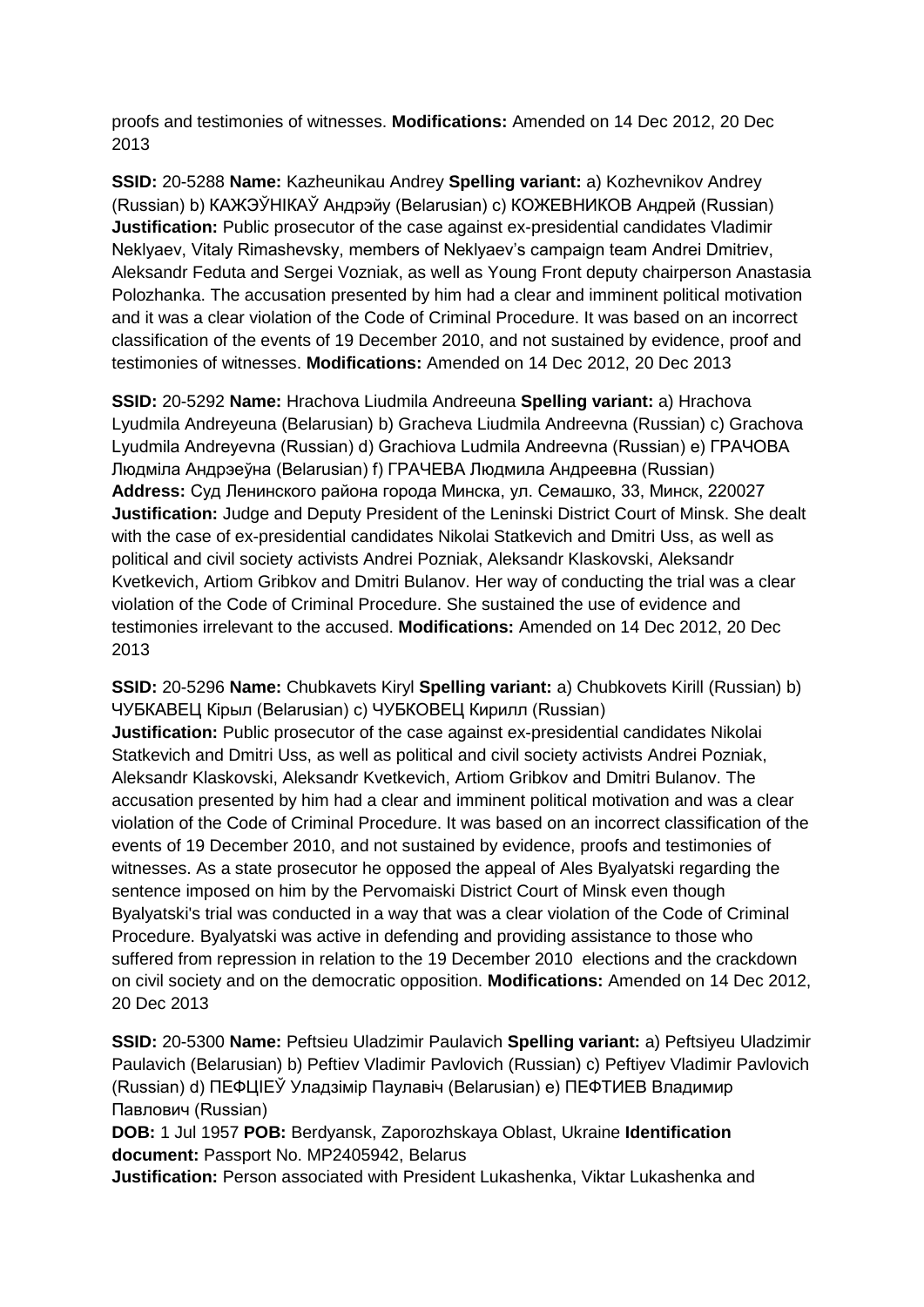proofs and testimonies of witnesses. **Modifications:** Amended on 14 Dec 2012, 20 Dec 2013

**SSID:** 20-5288 **Name:** Kazheunikau Andrey **Spelling variant:** a) Kozhevnikov Andrey (Russian) b) КАЖЭЎНІКАЎ Андрэйу (Belarusian) c) КОЖЕВНИКОВ Андрей (Russian) **Justification:** Public prosecutor of the case against ex-presidential candidates Vladimir Neklyaev, Vitaly Rimashevsky, members of Neklyaev's campaign team Andrei Dmitriev, Aleksandr Feduta and Sergei Vozniak, as well as Young Front deputy chairperson Anastasia Polozhanka. The accusation presented by him had a clear and imminent political motivation and it was a clear violation of the Code of Criminal Procedure. It was based on an incorrect classification of the events of 19 December 2010, and not sustained by evidence, proof and testimonies of witnesses. **Modifications:** Amended on 14 Dec 2012, 20 Dec 2013

**SSID:** 20-5292 **Name:** Hrachova Liudmila Andreeuna **Spelling variant:** a) Hrachova Lyudmila Andreyeuna (Belarusian) b) Gracheva Liudmila Andreevna (Russian) c) Grachova Lyudmila Andreyevna (Russian) d) Grachiova Ludmila Andreevna (Russian) e) ГРАЧОВА Людміла Андрэеўна (Belarusian) f) ГРАЧЕВА Людмила Андреевна (Russian) **Address:** Суд Ленинского района города Минска, ул. Семашко, 33, Минск, 220027 **Justification:** Judge and Deputy President of the Leninski District Court of Minsk. She dealt with the case of ex-presidential candidates Nikolai Statkevich and Dmitri Uss, as well as political and civil society activists Andrei Pozniak, Aleksandr Klaskovski, Aleksandr Kvetkevich, Artiom Gribkov and Dmitri Bulanov. Her way of conducting the trial was a clear violation of the Code of Criminal Procedure. She sustained the use of evidence and testimonies irrelevant to the accused. **Modifications:** Amended on 14 Dec 2012, 20 Dec 2013

**SSID:** 20-5296 **Name:** Chubkavets Kiryl **Spelling variant:** a) Chubkovets Kirill (Russian) b) ЧУБКАВЕЦ Кірыл (Belarusian) c) ЧУБКОВЕЦ Кирилл (Russian)
**Justification:** Public prosecutor of the case against ex-presidential candidates Nikolai Statkevich and Dmitri Uss, as well as political and civil society activists Andrei Pozniak, Aleksandr Klaskovski, Aleksandr Kvetkevich, Artiom Gribkov and Dmitri Bulanov. The accusation presented by him had a clear and imminent political motivation and was a clear violation of the Code of Criminal Procedure. It was based on an incorrect classification of the events of 19 December 2010, and not sustained by evidence, proofs and testimonies of witnesses. As a state prosecutor he opposed the appeal of Ales Byalyatski regarding the sentence imposed on him by the Pervomaiski District Court of Minsk even though Byalyatski's trial was conducted in a way that was a clear violation of the Code of Criminal Procedure. Byalyatski was active in defending and providing assistance to those who suffered from repression in relation to the 19 December 2010 elections and the crackdown on civil society and on the democratic opposition. **Modifications:** Amended on 14 Dec 2012, 20 Dec 2013

**SSID:** 20-5300 **Name:** Peftsieu Uladzimir Paulavich **Spelling variant:** a) Peftsiyeu Uladzimir Paulavich (Belarusian) b) Peftiev Vladimir Pavlovich (Russian) c) Peftiyev Vladimir Pavlovich (Russian) d) ПЕФЦІЕЎ Уладзімір Паулавіч (Belarusian) e) ПЕФТИЕВ Владимир Павлович (Russian)
**DOB:** 1 Jul 1957 **POB:** Berdyansk, Zaporozhskaya Oblast, Ukraine **Identification document:** Passport No. MP2405942, Belarus
**Justification:** Person associated with President Lukashenka, Viktar Lukashenka and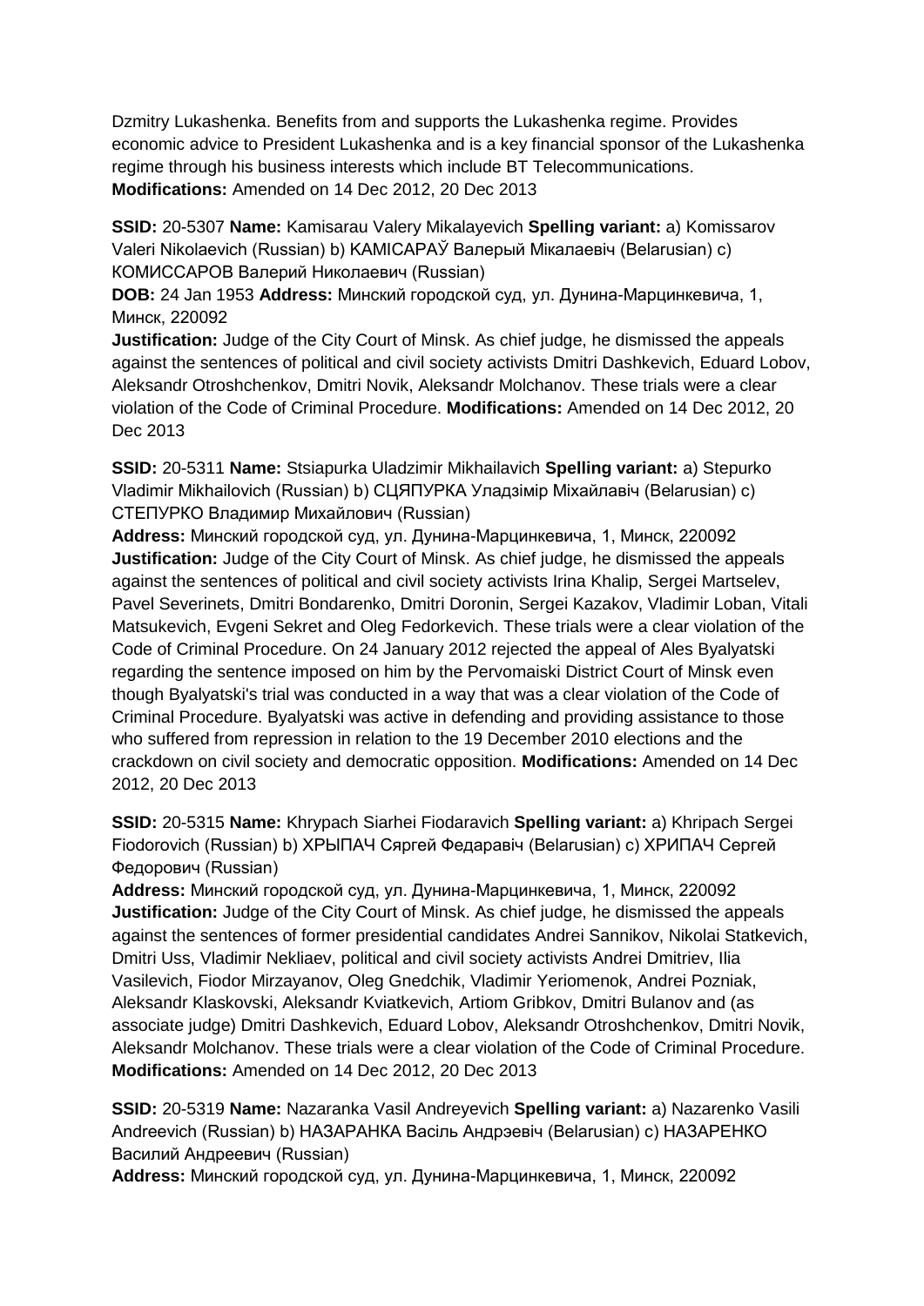Dzmitry Lukashenka. Benefits from and supports the Lukashenka regime. Provides economic advice to President Lukashenka and is a key financial sponsor of the Lukashenka regime through his business interests which include BT Telecommunications. **Modifications:** Amended on 14 Dec 2012, 20 Dec 2013

**SSID:** 20-5307 **Name:** Kamisarau Valery Mikalayevich **Spelling variant:** a) Komissarov Valeri Nikolaevich (Russian) b) КАМІСАРАЎ Валерый Мікалаевіч (Belarusian) c) КОМИССАРОВ Валерий Николаевич (Russian)
**DOB:** 24 Jan 1953 **Address:** Минский городской суд, ул. Дунина-Марцинкевича, 1, Минск, 220092
**Justification:** Judge of the City Court of Minsk. As chief judge, he dismissed the appeals against the sentences of political and civil society activists Dmitri Dashkevich, Eduard Lobov, Aleksandr Otroshchenkov, Dmitri Novik, Aleksandr Molchanov. These trials were a clear violation of the Code of Criminal Procedure. **Modifications:** Amended on 14 Dec 2012, 20 Dec 2013

**SSID:** 20-5311 **Name:** Stsiapurka Uladzimir Mikhailavich **Spelling variant:** a) Stepurko Vladimir Mikhailovich (Russian) b) СЦЯПУРКА Уладзімір Міхайлавіч (Belarusian) c) СТЕПУРКО Владимир Михайлович (Russian)
**Address:** Минский городской суд, ул. Дунина-Марцинкевича, 1, Минск, 220092
**Justification:** Judge of the City Court of Minsk. As chief judge, he dismissed the appeals against the sentences of political and civil society activists Irina Khalip, Sergei Martselev, Pavel Severinets, Dmitri Bondarenko, Dmitri Doronin, Sergei Kazakov, Vladimir Loban, Vitali Matsukevich, Evgeni Sekret and Oleg Fedorkevich. These trials were a clear violation of the Code of Criminal Procedure. On 24 January 2012 rejected the appeal of Ales Byalyatski regarding the sentence imposed on him by the Pervomaiski District Court of Minsk even though Byalyatski's trial was conducted in a way that was a clear violation of the Code of Criminal Procedure. Byalyatski was active in defending and providing assistance to those who suffered from repression in relation to the 19 December 2010 elections and the crackdown on civil society and democratic opposition. **Modifications:** Amended on 14 Dec 2012, 20 Dec 2013

**SSID:** 20-5315 **Name:** Khrypach Siarhei Fiodaravich **Spelling variant:** a) Khripach Sergei Fiodorovich (Russian) b) ХРЫПАЧ Сяргей Федаравіч (Belarusian) c) ХРИПАЧ Сергей Федорович (Russian)
**Address:** Минский городской суд, ул. Дунина-Марцинкевича, 1, Минск, 220092
**Justification:** Judge of the City Court of Minsk. As chief judge, he dismissed the appeals against the sentences of former presidential candidates Andrei Sannikov, Nikolai Statkevich, Dmitri Uss, Vladimir Nekliaev, political and civil society activists Andrei Dmitriev, Ilia Vasilevich, Fiodor Mirzayanov, Oleg Gnedchik, Vladimir Yeriomenok, Andrei Pozniak, Aleksandr Klaskovski, Aleksandr Kviatkevich, Artiom Gribkov, Dmitri Bulanov and (as associate judge) Dmitri Dashkevich, Eduard Lobov, Aleksandr Otroshchenkov, Dmitri Novik, Aleksandr Molchanov. These trials were a clear violation of the Code of Criminal Procedure. **Modifications:** Amended on 14 Dec 2012, 20 Dec 2013

**SSID:** 20-5319 **Name:** Nazaranka Vasil Andreyevich **Spelling variant:** a) Nazarenko Vasili Andreevich (Russian) b) НАЗАРАНКА Васіль Андрэевіч (Belarusian) c) НАЗАРЕНКО Василий Андреевич (Russian)
**Address:** Минский городской суд, ул. Дунина-Марцинкевича, 1, Минск, 220092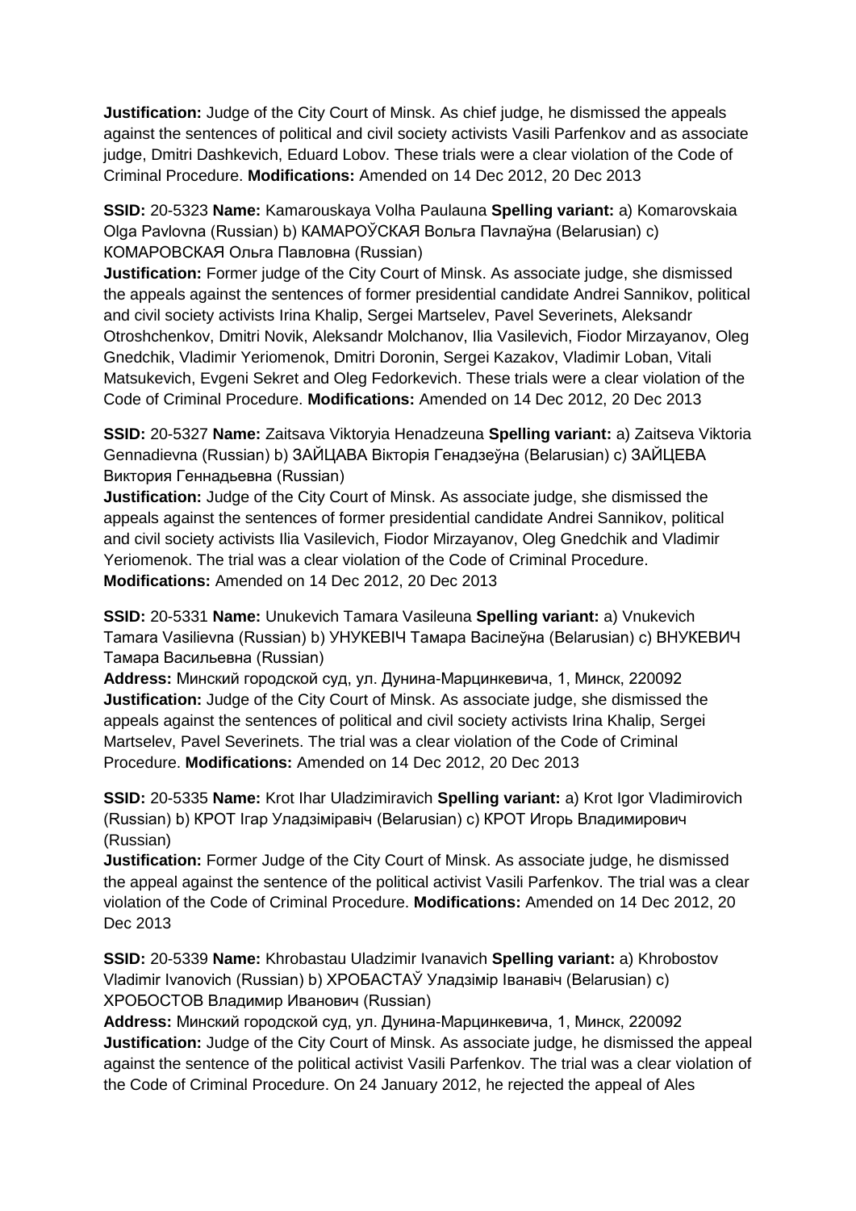**Justification:** Judge of the City Court of Minsk. As chief judge, he dismissed the appeals against the sentences of political and civil society activists Vasili Parfenkov and as associate judge, Dmitri Dashkevich, Eduard Lobov. These trials were a clear violation of the Code of Criminal Procedure. **Modifications:** Amended on 14 Dec 2012, 20 Dec 2013

**SSID:** 20-5323 **Name:** Kamarouskaya Volha Paulauna **Spelling variant:** a) Komarovskaia Olga Pavlovna (Russian) b) КАМАРОЎСКАЯ Вольга Паўлаўна (Belarusian) c) КОМАРОВСКАЯ Ольга Павловна (Russian)
**Justification:** Former judge of the City Court of Minsk. As associate judge, she dismissed the appeals against the sentences of former presidential candidate Andrei Sannikov, political and civil society activists Irina Khalip, Sergei Martselev, Pavel Severinets, Aleksandr Otroshchenkov, Dmitri Novik, Aleksandr Molchanov, Ilia Vasilevich, Fiodor Mirzayanov, Oleg Gnedchik, Vladimir Yeriomenok, Dmitri Doronin, Sergei Kazakov, Vladimir Loban, Vitali Matsukevich, Evgeni Sekret and Oleg Fedorkevich. These trials were a clear violation of the Code of Criminal Procedure. **Modifications:** Amended on 14 Dec 2012, 20 Dec 2013

**SSID:** 20-5327 **Name:** Zaitsava Viktoryia Henadzeuna **Spelling variant:** a) Zaitseva Viktoria Gennadievna (Russian) b) ЗАЙЦАВА Вікторія Генадзеўна (Belarusian) c) ЗАЙЦЕВА Виктория Геннадьевна (Russian)
**Justification:** Judge of the City Court of Minsk. As associate judge, she dismissed the appeals against the sentences of former presidential candidate Andrei Sannikov, political and civil society activists Ilia Vasilevich, Fiodor Mirzayanov, Oleg Gnedchik and Vladimir Yeriomenok. The trial was a clear violation of the Code of Criminal Procedure. **Modifications:** Amended on 14 Dec 2012, 20 Dec 2013

**SSID:** 20-5331 **Name:** Unukevich Tamara Vasileuna **Spelling variant:** a) Vnukevich Tamara Vasilievna (Russian) b) УНУКЕВІЧ Тамара Васілеўна (Belarusian) c) ВНУКЕВИЧ Тамара Васильевна (Russian)
**Address:** Минский городской суд, ул. Дунина-Марцинкевича, 1, Минск, 220092
**Justification:** Judge of the City Court of Minsk. As associate judge, she dismissed the appeals against the sentences of political and civil society activists Irina Khalip, Sergei Martselev, Pavel Severinets. The trial was a clear violation of the Code of Criminal Procedure. **Modifications:** Amended on 14 Dec 2012, 20 Dec 2013

**SSID:** 20-5335 **Name:** Krot Ihar Uladzimiravich **Spelling variant:** a) Krot Igor Vladimirovich (Russian) b) КРОТ Ігар Уладзіміравіч (Belarusian) c) КРОТ Игорь Владимирович (Russian)
**Justification:** Former Judge of the City Court of Minsk. As associate judge, he dismissed the appeal against the sentence of the political activist Vasili Parfenkov. The trial was a clear violation of the Code of Criminal Procedure. **Modifications:** Amended on 14 Dec 2012, 20 Dec 2013

**SSID:** 20-5339 **Name:** Khrobastau Uladzimir Ivanavich **Spelling variant:** a) Khrobostov Vladimir Ivanovich (Russian) b) ХРОБАСТАЎ Уладзімір Іванавіч (Belarusian) c) ХРОБОСТОВ Владимир Иванович (Russian)
**Address:** Минский городской суд, ул. Дунина-Марцинкевича, 1, Минск, 220092
**Justification:** Judge of the City Court of Minsk. As associate judge, he dismissed the appeal against the sentence of the political activist Vasili Parfenkov. The trial was a clear violation of the Code of Criminal Procedure. On 24 January 2012, he rejected the appeal of Ales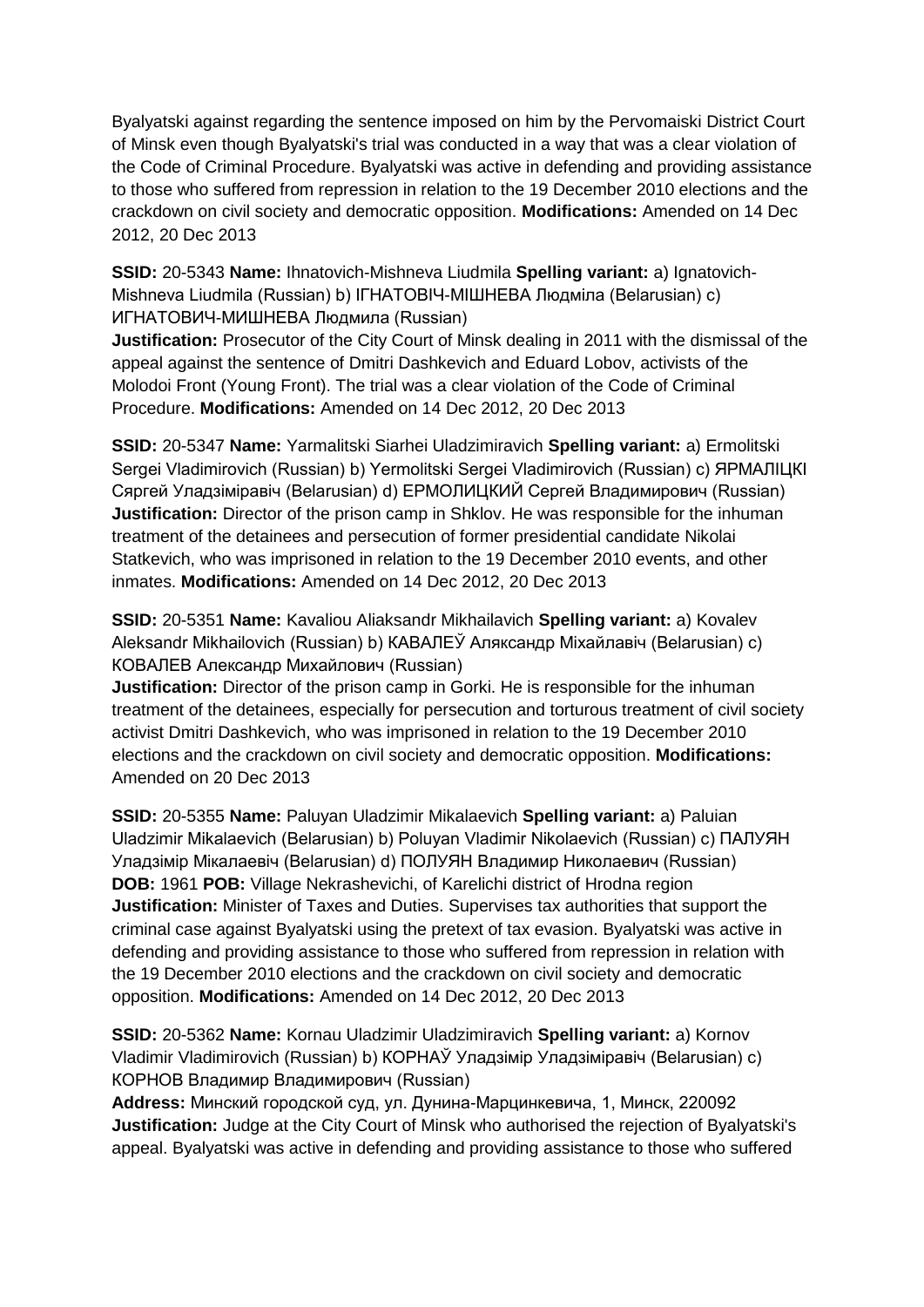Byalyatski against regarding the sentence imposed on him by the Pervomaiski District Court of Minsk even though Byalyatski's trial was conducted in a way that was a clear violation of the Code of Criminal Procedure. Byalyatski was active in defending and providing assistance to those who suffered from repression in relation to the 19 December 2010 elections and the crackdown on civil society and democratic opposition. **Modifications:** Amended on 14 Dec 2012, 20 Dec 2013

**SSID:** 20-5343 **Name:** Ihnatovich-Mishneva Liudmila **Spelling variant:** a) Ignatovich-Mishneva Liudmila (Russian) b) ІГНАТОВІЧ-МІШНЕВА Людміла (Belarusian) c) ИГНАТОВИЧ-МИШНЕВА Людмила (Russian)
**Justification:** Prosecutor of the City Court of Minsk dealing in 2011 with the dismissal of the appeal against the sentence of Dmitri Dashkevich and Eduard Lobov, activists of the Molodoi Front (Young Front). The trial was a clear violation of the Code of Criminal Procedure. **Modifications:** Amended on 14 Dec 2012, 20 Dec 2013

**SSID:** 20-5347 **Name:** Yarmalitski Siarhei Uladzimiravich **Spelling variant:** a) Ermolitski Sergei Vladimirovich (Russian) b) Yermolitski Sergei Vladimirovich (Russian) c) ЯРМАЛІЦКІ Сяргей Уладзіміравіч (Belarusian) d) ЕРМОЛИЦКИЙ Сергей Владимирович (Russian)
**Justification:** Director of the prison camp in Shklov. He was responsible for the inhuman treatment of the detainees and persecution of former presidential candidate Nikolai Statkevich, who was imprisoned in relation to the 19 December 2010 events, and other inmates. **Modifications:** Amended on 14 Dec 2012, 20 Dec 2013

**SSID:** 20-5351 **Name:** Kavaliou Aliaksandr Mikhailavich **Spelling variant:** a) Kovalev Aleksandr Mikhailovich (Russian) b) КАВАЛЕЎ Аляксандр Міхайлавіч (Belarusian) c) КОВАЛЕВ Александр Михайлович (Russian)
**Justification:** Director of the prison camp in Gorki. He is responsible for the inhuman treatment of the detainees, especially for persecution and torturous treatment of civil society activist Dmitri Dashkevich, who was imprisoned in relation to the 19 December 2010 elections and the crackdown on civil society and democratic opposition. **Modifications:** Amended on 20 Dec 2013

**SSID:** 20-5355 **Name:** Paluyan Uladzimir Mikalaevich **Spelling variant:** a) Paluian Uladzimir Mikalaevich (Belarusian) b) Poluyan Vladimir Nikolaevich (Russian) c) ПАЛУЯН Уладзімір Мікалаевіч (Belarusian) d) ПОЛУЯН Владимир Николаевич (Russian)
**DOB:** 1961 **POB:** Village Nekrashevichi, of Karelichi district of Hrodna region
**Justification:** Minister of Taxes and Duties. Supervises tax authorities that support the criminal case against Byalyatski using the pretext of tax evasion. Byalyatski was active in defending and providing assistance to those who suffered from repression in relation with the 19 December 2010 elections and the crackdown on civil society and democratic opposition. **Modifications:** Amended on 14 Dec 2012, 20 Dec 2013

**SSID:** 20-5362 **Name:** Kornau Uladzimir Uladzimiravich **Spelling variant:** a) Kornov Vladimir Vladimirovich (Russian) b) КОРНАЎ Уладзімір Уладзіміравіч (Belarusian) c) КОРНОВ Владимир Владимирович (Russian)
**Address:** Минский городской суд, ул. Дунина-Марцинкевича, 1, Минск, 220092
**Justification:** Judge at the City Court of Minsk who authorised the rejection of Byalyatski's appeal. Byalyatski was active in defending and providing assistance to those who suffered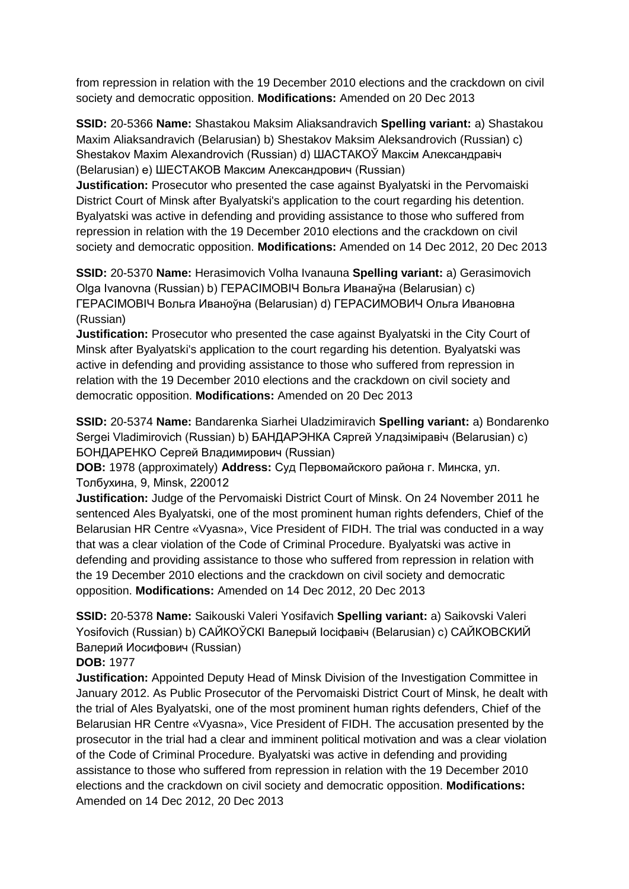from repression in relation with the 19 December 2010 elections and the crackdown on civil society and democratic opposition. **Modifications:** Amended on 20 Dec 2013

**SSID:** 20-5366 **Name:** Shastakou Maksim Aliaksandravich **Spelling variant:** a) Shastakou Maxim Aliaksandravich (Belarusian) b) Shestakov Maksim Aleksandrovich (Russian) c) Shestakov Maxim Alexandrovich (Russian) d) ШАСТАКОЎ Максім Александравіч (Belarusian) e) ШЕСТАКОВ Максим Александрович (Russian)
**Justification:** Prosecutor who presented the case against Byalyatski in the Pervomaiski District Court of Minsk after Byalyatski's application to the court regarding his detention. Byalyatski was active in defending and providing assistance to those who suffered from repression in relation with the 19 December 2010 elections and the crackdown on civil society and democratic opposition. **Modifications:** Amended on 14 Dec 2012, 20 Dec 2013

**SSID:** 20-5370 **Name:** Herasimovich Volha Ivanauna **Spelling variant:** a) Gerasimovich Olga Ivanovna (Russian) b) ГЕРАСІМОВІЧ Вольга Іванаўна (Belarusian) c) ГЕРАСІМОВІЧ Вольга Іваноўна (Belarusian) d) ГЕРАСИМОВИЧ Ольга Ивановна (Russian)
**Justification:** Prosecutor who presented the case against Byalyatski in the City Court of Minsk after Byalyatski's application to the court regarding his detention. Byalyatski was active in defending and providing assistance to those who suffered from repression in relation with the 19 December 2010 elections and the crackdown on civil society and democratic opposition. **Modifications:** Amended on 20 Dec 2013

**SSID:** 20-5374 **Name:** Bandarenka Siarhei Uladzimiravich **Spelling variant:** a) Bondarenko Sergei Vladimirovich (Russian) b) БАНДАРЭНКА Сяргей Уладзіміравіч (Belarusian) c) БОНДАРЕНКО Сергей Владимирович (Russian)
**DOB:** 1978 (approximately) **Address:** Суд Первомайского района г. Минска, ул. Толбухина, 9, Minsk, 220012
**Justification:** Judge of the Pervomaiski District Court of Minsk. On 24 November 2011 he sentenced Ales Byalyatski, one of the most prominent human rights defenders, Chief of the Belarusian HR Centre «Vyasna», Vice President of FIDH. The trial was conducted in a way that was a clear violation of the Code of Criminal Procedure. Byalyatski was active in defending and providing assistance to those who suffered from repression in relation with the 19 December 2010 elections and the crackdown on civil society and democratic opposition. **Modifications:** Amended on 14 Dec 2012, 20 Dec 2013

**SSID:** 20-5378 **Name:** Saikouski Valeri Yosifavich **Spelling variant:** a) Saikovski Valeri Yosifovich (Russian) b) САЙКОЎСКІ Валерый Іосіфавіч (Belarusian) c) САЙКОВСКИЙ Валерий Иосифович (Russian)
**DOB:** 1977
**Justification:** Appointed Deputy Head of Minsk Division of the Investigation Committee in January 2012. As Public Prosecutor of the Pervomaiski District Court of Minsk, he dealt with the trial of Ales Byalyatski, one of the most prominent human rights defenders, Chief of the Belarusian HR Centre «Vyasna», Vice President of FIDH. The accusation presented by the prosecutor in the trial had a clear and imminent political motivation and was a clear violation of the Code of Criminal Procedure. Byalyatski was active in defending and providing assistance to those who suffered from repression in relation with the 19 December 2010 elections and the crackdown on civil society and democratic opposition. **Modifications:** Amended on 14 Dec 2012, 20 Dec 2013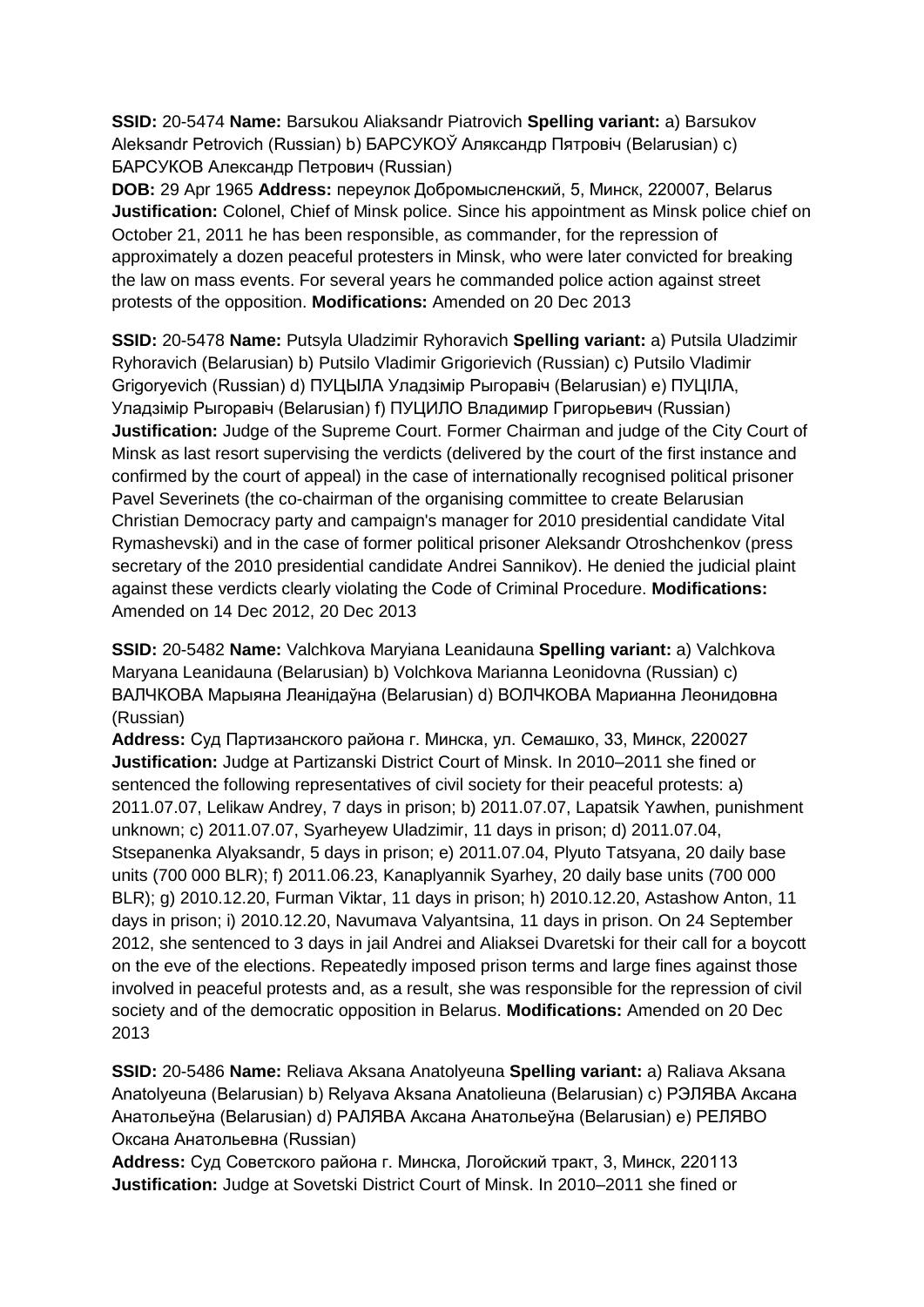**SSID:** 20-5474 **Name:** Barsukou Aliaksandr Piatrovich **Spelling variant:** a) Barsukov Aleksandr Petrovich (Russian) b) БАРСУКОЎ Аляксандр Пятровіч (Belarusian) c) БАРСУКОВ Александр Петрович (Russian)
**DOB:** 29 Apr 1965 **Address:** переулок Добромысленский, 5, Минск, 220007, Belarus
**Justification:** Colonel, Chief of Minsk police. Since his appointment as Minsk police chief on October 21, 2011 he has been responsible, as commander, for the repression of approximately a dozen peaceful protesters in Minsk, who were later convicted for breaking the law on mass events. For several years he commanded police action against street protests of the opposition. **Modifications:** Amended on 20 Dec 2013

**SSID:** 20-5478 **Name:** Putsyla Uladzimir Ryhoravich **Spelling variant:** a) Putsila Uladzimir Ryhoravich (Belarusian) b) Putsilo Vladimir Grigorievich (Russian) c) Putsilo Vladimir Grigoryevich (Russian) d) ПУЦЫЛА Уладзімір Рыгоравіч (Belarusian) e) ПУЦІЛА, Уладзімір Рыгоравіч (Belarusian) f) ПУЦИЛО Владимир Григорьевич (Russian)
**Justification:** Judge of the Supreme Court. Former Chairman and judge of the City Court of Minsk as last resort supervising the verdicts (delivered by the court of the first instance and confirmed by the court of appeal) in the case of internationally recognised political prisoner Pavel Severinets (the co-chairman of the organising committee to create Belarusian Christian Democracy party and campaign's manager for 2010 presidential candidate Vital Rymashevski) and in the case of former political prisoner Aleksandr Otroshchenkov (press secretary of the 2010 presidential candidate Andrei Sannikov). He denied the judicial plaint against these verdicts clearly violating the Code of Criminal Procedure. **Modifications:** Amended on 14 Dec 2012, 20 Dec 2013

**SSID:** 20-5482 **Name:** Valchkova Maryiana Leanidauna **Spelling variant:** a) Valchkova Maryana Leanidauna (Belarusian) b) Volchkova Marianna Leonidovna (Russian) c) ВАЛЧКОВА Марыяна Леанідаўна (Belarusian) d) ВОЛЧКОВА Марианна Леонидовна (Russian)
**Address:** Суд Партизанского района г. Минска, ул. Семашко, 33, Минск, 220027
**Justification:** Judge at Partizanski District Court of Minsk. In 2010–2011 she fined or sentenced the following representatives of civil society for their peaceful protests: a) 2011.07.07, Lelikaw Andrey, 7 days in prison; b) 2011.07.07, Lapatsik Yawhen, punishment unknown; c) 2011.07.07, Syarheyew Uladzimir, 11 days in prison; d) 2011.07.04, Stsepanenka Alyaksandr, 5 days in prison; e) 2011.07.04, Plyuto Tatsyana, 20 daily base units (700 000 BLR); f) 2011.06.23, Kanaplyannik Syarhey, 20 daily base units (700 000 BLR); g) 2010.12.20, Furman Viktar, 11 days in prison; h) 2010.12.20, Astashow Anton, 11 days in prison; i) 2010.12.20, Navumava Valyantsina, 11 days in prison. On 24 September 2012, she sentenced to 3 days in jail Andrei and Aliaksei Dvaretski for their call for a boycott on the eve of the elections. Repeatedly imposed prison terms and large fines against those involved in peaceful protests and, as a result, she was responsible for the repression of civil society and of the democratic opposition in Belarus. **Modifications:** Amended on 20 Dec 2013

**SSID:** 20-5486 **Name:** Reliava Aksana Anatolyeuna **Spelling variant:** a) Raliava Aksana Anatolyeuna (Belarusian) b) Relyava Aksana Anatolieuna (Belarusian) c) РЭЛЯВА Аксана Анатольеўна (Belarusian) d) РАЛЯВА Аксана Анатольеўна (Belarusian) e) РЕЛЯВО Оксана Анатольевна (Russian)
**Address:** Суд Советского района г. Минска, Логойский тракт, 3, Минск, 220113
**Justification:** Judge at Sovetski District Court of Minsk. In 2010–2011 she fined or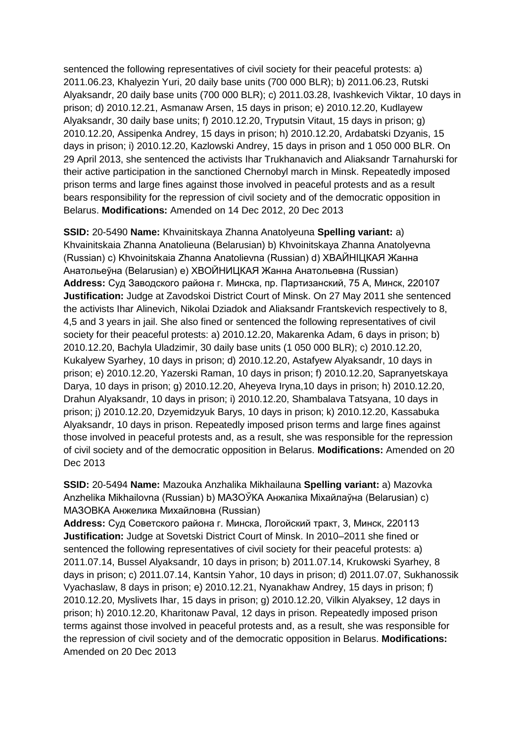sentenced the following representatives of civil society for their peaceful protests: a) 2011.06.23, Khalyezin Yuri, 20 daily base units (700 000 BLR); b) 2011.06.23, Rutski Alyaksandr, 20 daily base units (700 000 BLR); c) 2011.03.28, Ivashkevich Viktar, 10 days in prison; d) 2010.12.21, Asmanaw Arsen, 15 days in prison; e) 2010.12.20, Kudlayew Alyaksandr, 30 daily base units; f) 2010.12.20, Tryputsin Vitaut, 15 days in prison; g) 2010.12.20, Assipenka Andrey, 15 days in prison; h) 2010.12.20, Ardabatski Dzyanis, 15 days in prison; i) 2010.12.20, Kazlowski Andrey, 15 days in prison and 1 050 000 BLR. On 29 April 2013, she sentenced the activists Ihar Trukhanavich and Aliaksandr Tarnahurski for their active participation in the sanctioned Chernobyl march in Minsk. Repeatedly imposed prison terms and large fines against those involved in peaceful protests and as a result bears responsibility for the repression of civil society and of the democratic opposition in Belarus. **Modifications:** Amended on 14 Dec 2012, 20 Dec 2013

**SSID:** 20-5490 **Name:** Khvainitskaya Zhanna Anatolyeuna **Spelling variant:** a) Khvainitskaia Zhanna Anatolieuna (Belarusian) b) Khvoinitskaya Zhanna Anatolyevna (Russian) c) Khvoinitskaia Zhanna Anatolievna (Russian) d) ХВАЙНІЦКАЯ Жанна Анатольеўна (Belarusian) e) ХВОЙНИЦКАЯ Жанна Анатольевна (Russian)
**Address:** Суд Заводского района г. Минска, пр. Партизанский, 75 А, Минск, 220107
**Justification:** Judge at Zavodskoi District Court of Minsk. On 27 May 2011 she sentenced the activists Ihar Alinevich, Nikolai Dziadok and Aliaksandr Frantskevich respectively to 8, 4,5 and 3 years in jail. She also fined or sentenced the following representatives of civil society for their peaceful protests: a) 2010.12.20, Makarenka Adam, 6 days in prison; b) 2010.12.20, Bachyla Uladzimir, 30 daily base units (1 050 000 BLR); c) 2010.12.20, Kukalyew Syarhey, 10 days in prison; d) 2010.12.20, Astafyew Alyaksandr, 10 days in prison; e) 2010.12.20, Yazerski Raman, 10 days in prison; f) 2010.12.20, Sapranyetskaya Darya, 10 days in prison; g) 2010.12.20, Aheyeva Iryna,10 days in prison; h) 2010.12.20, Drahun Alyaksandr, 10 days in prison; i) 2010.12.20, Shambalava Tatsyana, 10 days in prison; j) 2010.12.20, Dzyemidzyuk Barys, 10 days in prison; k) 2010.12.20, Kassabuka Alyaksandr, 10 days in prison. Repeatedly imposed prison terms and large fines against those involved in peaceful protests and, as a result, she was responsible for the repression of civil society and of the democratic opposition in Belarus. **Modifications:** Amended on 20 Dec 2013

**SSID:** 20-5494 **Name:** Mazouka Anzhalika Mikhailauna **Spelling variant:** a) Mazovka Anzhelika Mikhailovna (Russian) b) МАЗОЎКА Анжаліка Міхайлаўна (Belarusian) c) МАЗОВКА Анжелика Михайловна (Russian)
**Address:** Суд Советского района г. Минска, Логойский тракт, 3, Минск, 220113
**Justification:** Judge at Sovetski District Court of Minsk. In 2010–2011 she fined or sentenced the following representatives of civil society for their peaceful protests: a) 2011.07.14, Bussel Alyaksandr, 10 days in prison; b) 2011.07.14, Krukowski Syarhey, 8 days in prison; c) 2011.07.14, Kantsin Yahor, 10 days in prison; d) 2011.07.07, Sukhanossik Vyachaslaw, 8 days in prison; e) 2010.12.21, Nyanakhaw Andrey, 15 days in prison; f) 2010.12.20, Myslivets Ihar, 15 days in prison; g) 2010.12.20, Vilkin Alyaksey, 12 days in prison; h) 2010.12.20, Kharitonaw Paval, 12 days in prison. Repeatedly imposed prison terms against those involved in peaceful protests and, as a result, she was responsible for the repression of civil society and of the democratic opposition in Belarus. **Modifications:** Amended on 20 Dec 2013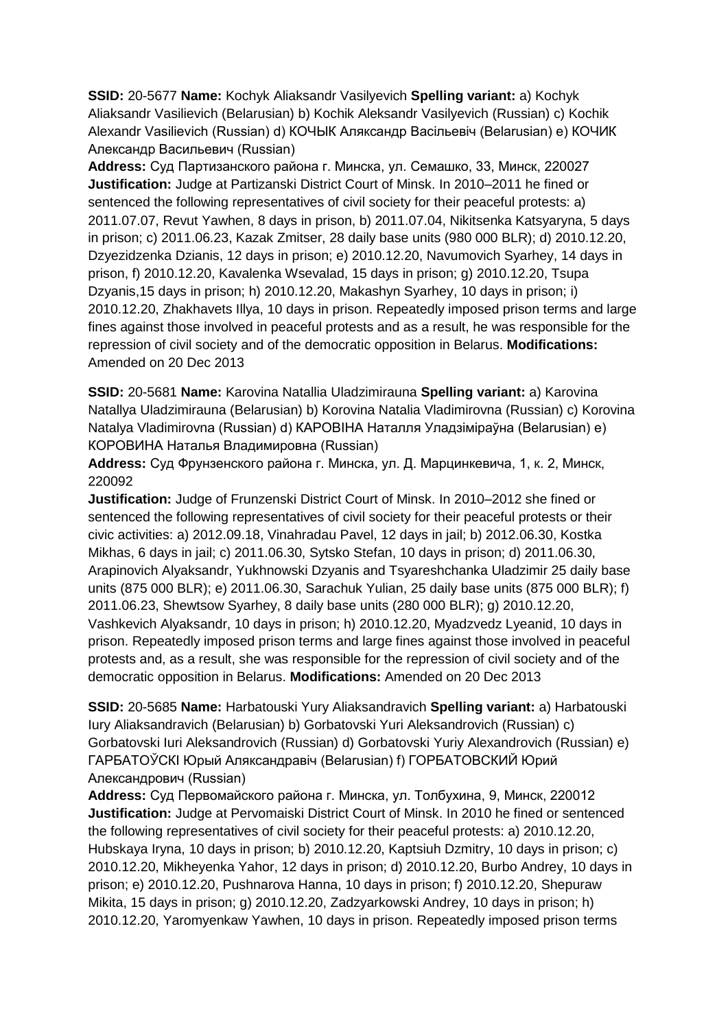**SSID:** 20-5677 **Name:** Kochyk Aliaksandr Vasilyevich **Spelling variant:** a) Kochyk Aliaksandr Vasilievich (Belarusian) b) Kochik Aleksandr Vasilyevich (Russian) c) Kochik Alexandr Vasilievich (Russian) d) КОЧЫК Аляксандр Васільевіч (Belarusian) e) КОЧИК Александр Васильевич (Russian)

**Address:** Суд Партизанского района г. Минска, ул. Семашко, 33, Минск, 220027

**Justification:** Judge at Partizanski District Court of Minsk. In 2010–2011 he fined or sentenced the following representatives of civil society for their peaceful protests: a) 2011.07.07, Revut Yawhen, 8 days in prison, b) 2011.07.04, Nikitsenka Katsyaryna, 5 days in prison; c) 2011.06.23, Kazak Zmitser, 28 daily base units (980 000 BLR); d) 2010.12.20, Dzyezidzenka Dzianis, 12 days in prison; e) 2010.12.20, Navumovich Syarhey, 14 days in prison, f) 2010.12.20, Kavalenka Wsevalad, 15 days in prison; g) 2010.12.20, Tsupa Dzyanis,15 days in prison; h) 2010.12.20, Makashyn Syarhey, 10 days in prison; i) 2010.12.20, Zhakhavets Illya, 10 days in prison. Repeatedly imposed prison terms and large fines against those involved in peaceful protests and as a result, he was responsible for the repression of civil society and of the democratic opposition in Belarus. **Modifications:** Amended on 20 Dec 2013

**SSID:** 20-5681 **Name:** Karovina Natallia Uladzimirauna **Spelling variant:** a) Karovina Natallya Uladzimirauna (Belarusian) b) Korovina Natalia Vladimirovna (Russian) c) Korovina Natalya Vladimirovna (Russian) d) КАРОВІНА Наталля Уладзіміраўна (Belarusian) e) КОРОВИНА Наталья Владимировна (Russian)

**Address:** Суд Фрунзенского района г. Минска, ул. Д. Марцинкевича, 1, к. 2, Минск, 220092

**Justification:** Judge of Frunzenski District Court of Minsk. In 2010–2012 she fined or sentenced the following representatives of civil society for their peaceful protests or their civic activities: a) 2012.09.18, Vinahradau Pavel, 12 days in jail; b) 2012.06.30, Kostka Mikhas, 6 days in jail; c) 2011.06.30, Sytsko Stefan, 10 days in prison; d) 2011.06.30, Arapinovich Alyaksandr, Yukhnowski Dzyanis and Tsyareshchanka Uladzimir 25 daily base units (875 000 BLR); e) 2011.06.30, Sarachuk Yulian, 25 daily base units (875 000 BLR); f) 2011.06.23, Shewtsow Syarhey, 8 daily base units (280 000 BLR); g) 2010.12.20, Vashkevich Alyaksandr, 10 days in prison; h) 2010.12.20, Myadzvedz Lyeanid, 10 days in prison. Repeatedly imposed prison terms and large fines against those involved in peaceful protests and, as a result, she was responsible for the repression of civil society and of the democratic opposition in Belarus. **Modifications:** Amended on 20 Dec 2013

**SSID:** 20-5685 **Name:** Harbatouski Yury Aliaksandravich **Spelling variant:** a) Harbatouski Iury Aliaksandravich (Belarusian) b) Gorbatovski Yuri Aleksandrovich (Russian) c) Gorbatovski Iuri Aleksandrovich (Russian) d) Gorbatovski Yuriy Alexandrovich (Russian) e) ГАРБАТОЎСКІ Юрый Аляксандравіч (Belarusian) f) ГОРБАТОВСКИЙ Юрий Александрович (Russian)

**Address:** Суд Первомайского района г. Минска, ул. Толбухина, 9, Минск, 220012

**Justification:** Judge at Pervomaiski District Court of Minsk. In 2010 he fined or sentenced the following representatives of civil society for their peaceful protests: a) 2010.12.20, Hubskaya Iryna, 10 days in prison; b) 2010.12.20, Kaptsiuh Dzmitry, 10 days in prison; c) 2010.12.20, Mikheyenka Yahor, 12 days in prison; d) 2010.12.20, Burbo Andrey, 10 days in prison; e) 2010.12.20, Pushnarova Hanna, 10 days in prison; f) 2010.12.20, Shepuraw Mikita, 15 days in prison; g) 2010.12.20, Zadzyarkowski Andrey, 10 days in prison; h) 2010.12.20, Yaromyenkaw Yawhen, 10 days in prison. Repeatedly imposed prison terms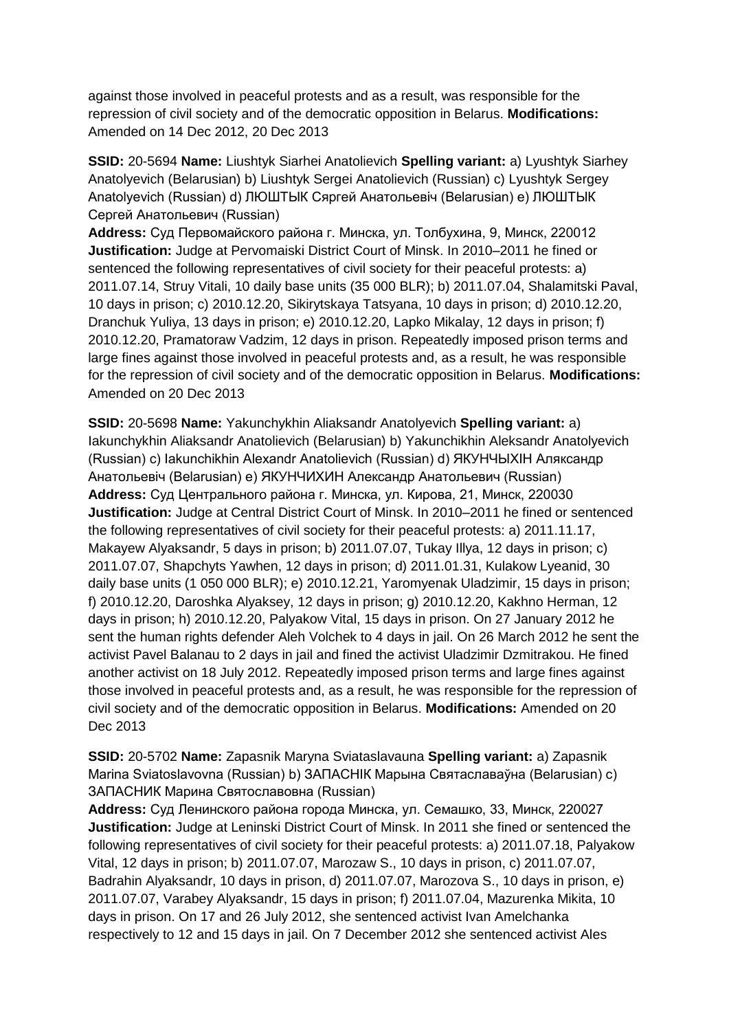against those involved in peaceful protests and as a result, was responsible for the repression of civil society and of the democratic opposition in Belarus. **Modifications:** Amended on 14 Dec 2012, 20 Dec 2013

**SSID:** 20-5694 **Name:** Liushtyk Siarhei Anatolievich **Spelling variant:** a) Lyushtyk Siarhey Anatolyevich (Belarusian) b) Liushtyk Sergei Anatolievich (Russian) c) Lyushtyk Sergey Anatolyevich (Russian) d) ЛЮШТЫК Сяргей Анатольевіч (Belarusian) e) ЛЮШТЫК Сергей Анатольевич (Russian)
**Address:** Суд Первомайского района г. Минска, ул. Толбухина, 9, Минск, 220012
**Justification:** Judge at Pervomaiski District Court of Minsk. In 2010–2011 he fined or sentenced the following representatives of civil society for their peaceful protests: a) 2011.07.14, Struy Vitali, 10 daily base units (35 000 BLR); b) 2011.07.04, Shalamitski Paval, 10 days in prison; c) 2010.12.20, Sikirytskaya Tatsyana, 10 days in prison; d) 2010.12.20, Dranchuk Yuliya, 13 days in prison; e) 2010.12.20, Lapko Mikalay, 12 days in prison; f) 2010.12.20, Pramatoraw Vadzim, 12 days in prison. Repeatedly imposed prison terms and large fines against those involved in peaceful protests and, as a result, he was responsible for the repression of civil society and of the democratic opposition in Belarus. **Modifications:** Amended on 20 Dec 2013

**SSID:** 20-5698 **Name:** Yakunchykhin Aliaksandr Anatolyevich **Spelling variant:** a) Iakunchykhin Aliaksandr Anatolievich (Belarusian) b) Yakunchikhin Aleksandr Anatolyevich (Russian) c) Iakunchikhin Alexandr Anatolievich (Russian) d) ЯКУНЧЫХІН Аляксандр Анатольевіч (Belarusian) e) ЯКУНЧИХИН Александр Анатольевич (Russian)
**Address:** Суд Центрального района г. Минска, ул. Кирова, 21, Минск, 220030
**Justification:** Judge at Central District Court of Minsk. In 2010–2011 he fined or sentenced the following representatives of civil society for their peaceful protests: a) 2011.11.17, Makayew Alyaksandr, 5 days in prison; b) 2011.07.07, Tukay Illya, 12 days in prison; c) 2011.07.07, Shapchyts Yawhen, 12 days in prison; d) 2011.01.31, Kulakow Lyeanid, 30 daily base units (1 050 000 BLR); e) 2010.12.21, Yaromyenak Uladzimir, 15 days in prison; f) 2010.12.20, Daroshka Alyaksey, 12 days in prison; g) 2010.12.20, Kakhno Herman, 12 days in prison; h) 2010.12.20, Palyakow Vital, 15 days in prison. On 27 January 2012 he sent the human rights defender Aleh Volchek to 4 days in jail. On 26 March 2012 he sent the activist Pavel Balanau to 2 days in jail and fined the activist Uladzimir Dzmitrakou. He fined another activist on 18 July 2012. Repeatedly imposed prison terms and large fines against those involved in peaceful protests and, as a result, he was responsible for the repression of civil society and of the democratic opposition in Belarus. **Modifications:** Amended on 20 Dec 2013

**SSID:** 20-5702 **Name:** Zapasnik Maryna Sviataslavauna **Spelling variant:** a) Zapasnik Marina Sviatoslavovna (Russian) b) ЗАПАСНІК Марына Святаславаўна (Belarusian) c) ЗАПАСНИК Марина Святославовна (Russian)
**Address:** Суд Ленинского района города Минска, ул. Семашко, 33, Минск, 220027
**Justification:** Judge at Leninski District Court of Minsk. In 2011 she fined or sentenced the following representatives of civil society for their peaceful protests: a) 2011.07.18, Palyakow Vital, 12 days in prison; b) 2011.07.07, Marozaw S., 10 days in prison, c) 2011.07.07, Badrahin Alyaksandr, 10 days in prison, d) 2011.07.07, Marozova S., 10 days in prison, e) 2011.07.07, Varabey Alyaksandr, 15 days in prison; f) 2011.07.04, Mazurenka Mikita, 10 days in prison. On 17 and 26 July 2012, she sentenced activist Ivan Amelchanka respectively to 12 and 15 days in jail. On 7 December 2012 she sentenced activist Ales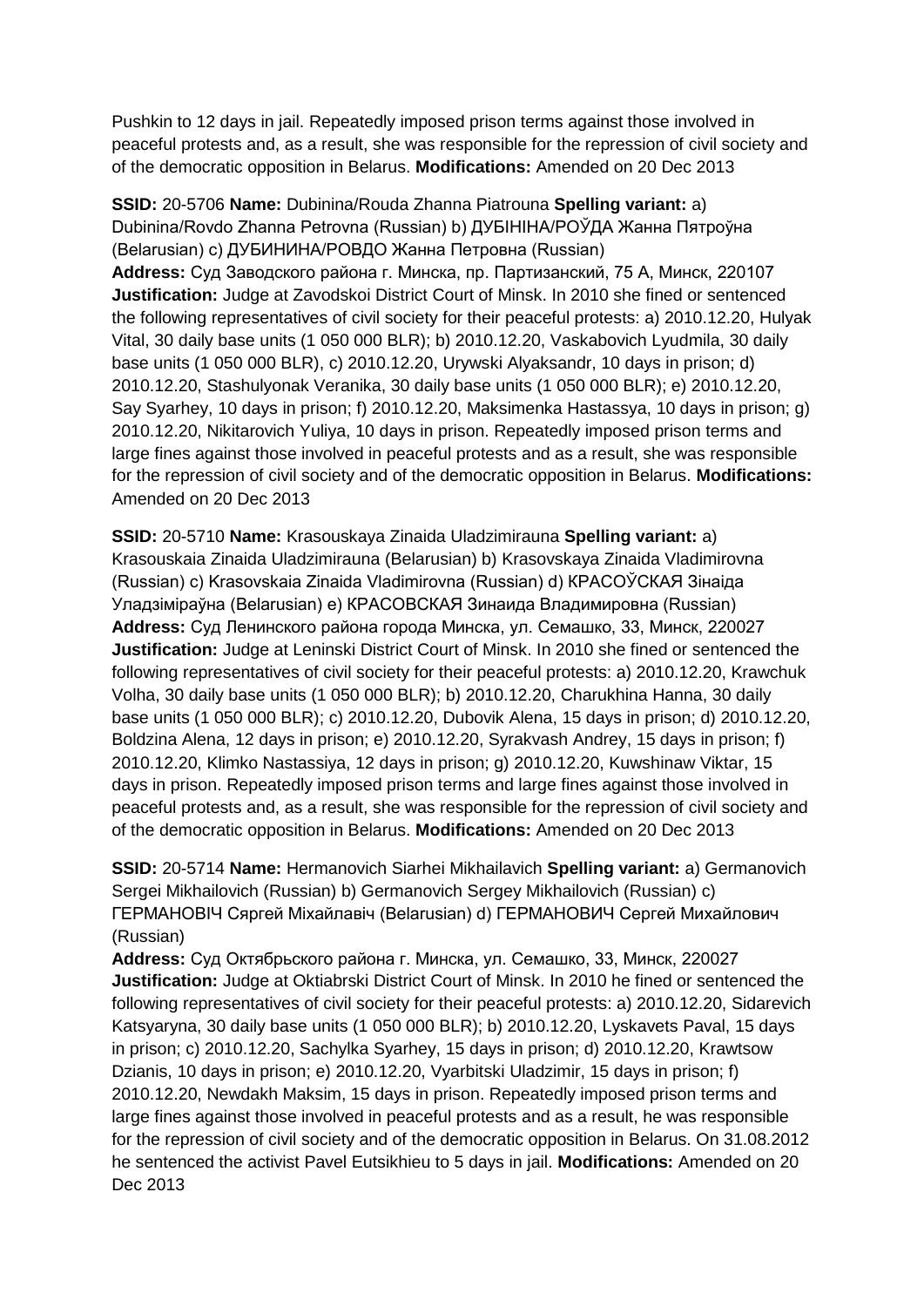Pushkin to 12 days in jail. Repeatedly imposed prison terms against those involved in peaceful protests and, as a result, she was responsible for the repression of civil society and of the democratic opposition in Belarus. **Modifications:** Amended on 20 Dec 2013

**SSID:** 20-5706 **Name:** Dubinina/Rouda Zhanna Piatrouna **Spelling variant:** a) Dubinina/Rovdo Zhanna Petrovna (Russian) b) ДУБІНІНА/РОЎДА Жанна Пятроўна (Belarusian) c) ДУБИНИНА/РОВДО Жанна Петровна (Russian)
**Address:** Суд Заводского района г. Минска, пр. Партизанский, 75 А, Минск, 220107
**Justification:** Judge at Zavodskoi District Court of Minsk. In 2010 she fined or sentenced the following representatives of civil society for their peaceful protests: a) 2010.12.20, Hulyak Vital, 30 daily base units (1 050 000 BLR); b) 2010.12.20, Vaskabovich Lyudmila, 30 daily base units (1 050 000 BLR), c) 2010.12.20, Urywski Alyaksandr, 10 days in prison; d) 2010.12.20, Stashulyonak Veranika, 30 daily base units (1 050 000 BLR); e) 2010.12.20, Say Syarhey, 10 days in prison; f) 2010.12.20, Maksimenka Hastassya, 10 days in prison; g) 2010.12.20, Nikitarovich Yuliya, 10 days in prison. Repeatedly imposed prison terms and large fines against those involved in peaceful protests and as a result, she was responsible for the repression of civil society and of the democratic opposition in Belarus. **Modifications:** Amended on 20 Dec 2013

**SSID:** 20-5710 **Name:** Krasouskaya Zinaida Uladzimirauna **Spelling variant:** a) Krasouskaia Zinaida Uladzimirauna (Belarusian) b) Krasovskaya Zinaida Vladimirovna (Russian) c) Krasovskaia Zinaida Vladimirovna (Russian) d) КРАСОЎСКАЯ Зінаіда Уладзіміраўна (Belarusian) e) КРАСОВСКАЯ Зинаида Владимировна (Russian)
**Address:** Суд Ленинского района города Минска, ул. Семашко, 33, Минск, 220027
**Justification:** Judge at Leninski District Court of Minsk. In 2010 she fined or sentenced the following representatives of civil society for their peaceful protests: a) 2010.12.20, Krawchuk Volha, 30 daily base units (1 050 000 BLR); b) 2010.12.20, Charukhina Hanna, 30 daily base units (1 050 000 BLR); c) 2010.12.20, Dubovik Alena, 15 days in prison; d) 2010.12.20, Boldzina Alena, 12 days in prison; e) 2010.12.20, Syrakvash Andrey, 15 days in prison; f) 2010.12.20, Klimko Nastassiya, 12 days in prison; g) 2010.12.20, Kuwshinaw Viktar, 15 days in prison. Repeatedly imposed prison terms and large fines against those involved in peaceful protests and, as a result, she was responsible for the repression of civil society and of the democratic opposition in Belarus. **Modifications:** Amended on 20 Dec 2013

**SSID:** 20-5714 **Name:** Hermanovich Siarhei Mikhailavich **Spelling variant:** a) Germanovich Sergei Mikhailovich (Russian) b) Germanovich Sergey Mikhailovich (Russian) c) ГЕРМАНОВІЧ Сяргей Міхайлавіч (Belarusian) d) ГЕРМАНОВИЧ Сергей Михайлович (Russian)
**Address:** Суд Октябрьского района г. Минска, ул. Семашко, 33, Минск, 220027
**Justification:** Judge at Oktiabrski District Court of Minsk. In 2010 he fined or sentenced the following representatives of civil society for their peaceful protests: a) 2010.12.20, Sidarevich Katsyaryna, 30 daily base units (1 050 000 BLR); b) 2010.12.20, Lyskavets Paval, 15 days in prison; c) 2010.12.20, Sachylka Syarhey, 15 days in prison; d) 2010.12.20, Krawtsow Dzianis, 10 days in prison; e) 2010.12.20, Vyarbitski Uladzimir, 15 days in prison; f) 2010.12.20, Newdakh Maksim, 15 days in prison. Repeatedly imposed prison terms and large fines against those involved in peaceful protests and as a result, he was responsible for the repression of civil society and of the democratic opposition in Belarus. On 31.08.2012 he sentenced the activist Pavel Eutsikhieu to 5 days in jail. **Modifications:** Amended on 20 Dec 2013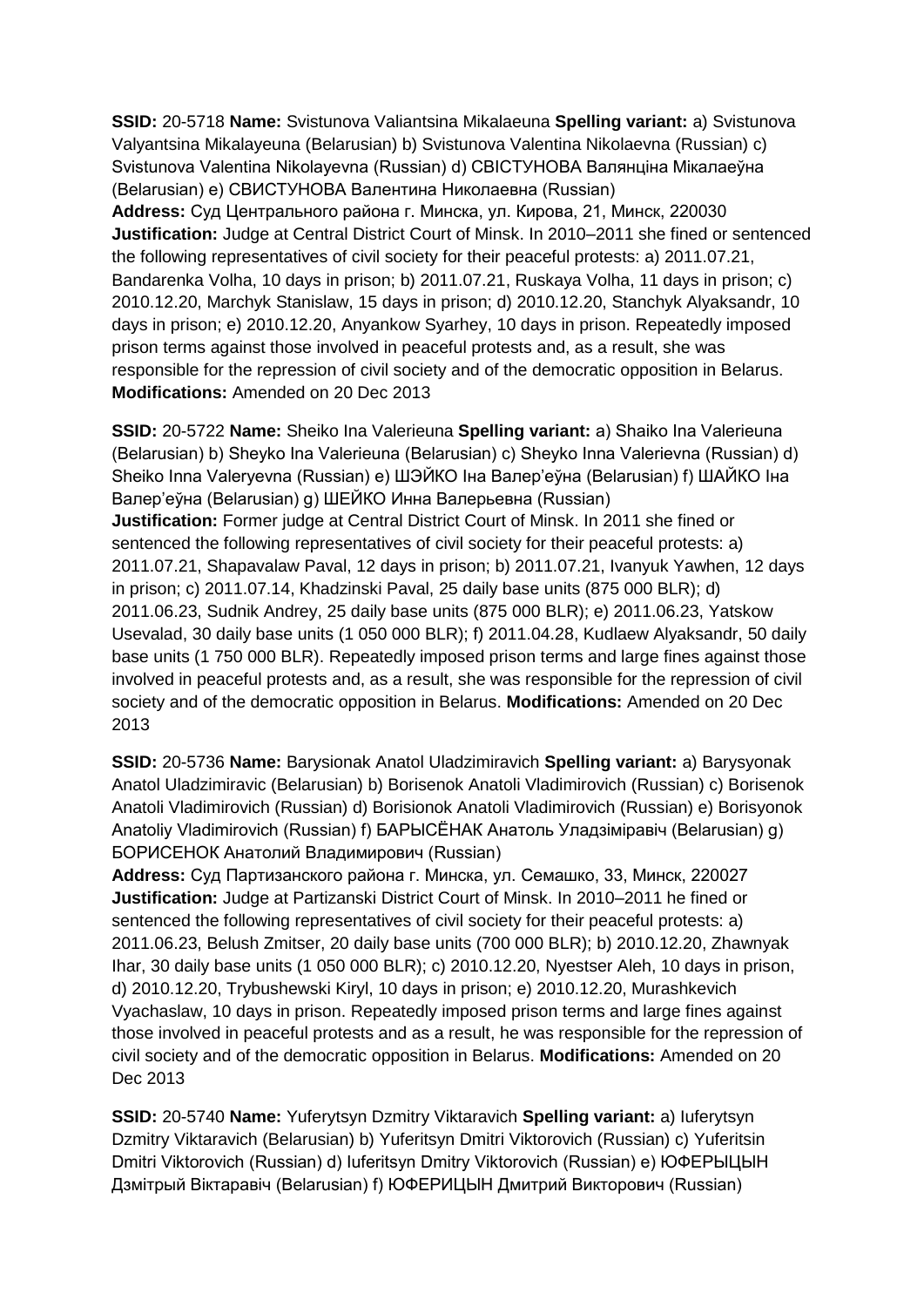**SSID:** 20-5718 **Name:** Svistunova Valiantsina Mikalaeuna **Spelling variant:** a) Svistunova Valyantsina Mikalayeuna (Belarusian) b) Svistunova Valentina Nikolaevna (Russian) c) Svistunova Valentina Nikolayevna (Russian) d) СВІСТУНОВА Валянціна Мікалаеўна (Belarusian) e) СВИСТУНОВА Валентина Николаевна (Russian)
**Address:** Суд Центрального района г. Минска, ул. Кирова, 21, Минск, 220030
**Justification:** Judge at Central District Court of Minsk. In 2010–2011 she fined or sentenced the following representatives of civil society for their peaceful protests: a) 2011.07.21, Bandarenka Volha, 10 days in prison; b) 2011.07.21, Ruskaya Volha, 11 days in prison; c) 2010.12.20, Marchyk Stanislaw, 15 days in prison; d) 2010.12.20, Stanchyk Alyaksandr, 10 days in prison; e) 2010.12.20, Anyankow Syarhey, 10 days in prison. Repeatedly imposed prison terms against those involved in peaceful protests and, as a result, she was responsible for the repression of civil society and of the democratic opposition in Belarus.
**Modifications:** Amended on 20 Dec 2013

**SSID:** 20-5722 **Name:** Sheiko Ina Valerieuna **Spelling variant:** a) Shaiko Ina Valerieuna (Belarusian) b) Sheyko Ina Valerieuna (Belarusian) c) Sheyko Inna Valerievna (Russian) d) Sheiko Inna Valeryevna (Russian) e) ШЭЙКО Іна Валер'еўна (Belarusian) f) ШАЙКО Іна Валер'еўна (Belarusian) g) ШЕЙКО Инна Валерьевна (Russian)
**Justification:** Former judge at Central District Court of Minsk. In 2011 she fined or sentenced the following representatives of civil society for their peaceful protests: a) 2011.07.21, Shapavalaw Paval, 12 days in prison; b) 2011.07.21, Ivanyuk Yawhen, 12 days in prison; c) 2011.07.14, Khadzinski Paval, 25 daily base units (875 000 BLR); d) 2011.06.23, Sudnik Andrey, 25 daily base units (875 000 BLR); e) 2011.06.23, Yatskow Usevalad, 30 daily base units (1 050 000 BLR); f) 2011.04.28, Kudlaew Alyaksandr, 50 daily base units (1 750 000 BLR). Repeatedly imposed prison terms and large fines against those involved in peaceful protests and, as a result, she was responsible for the repression of civil society and of the democratic opposition in Belarus. **Modifications:** Amended on 20 Dec 2013

**SSID:** 20-5736 **Name:** Barysionak Anatol Uladzimiravich **Spelling variant:** a) Barysyonak Anatol Uladzimiravic (Belarusian) b) Borisenok Anatoli Vladimirovich (Russian) c) Borisenok Anatoli Vladimirovich (Russian) d) Borisionok Anatoli Vladimirovich (Russian) e) Borisyonok Anatoliy Vladimirovich (Russian) f) БАРЫСЁНАК Анатоль Уладзіміравіч (Belarusian) g) БОРИСЕНОК Анатолий Владимирович (Russian)
**Address:** Суд Партизанского района г. Минска, ул. Семашко, 33, Минск, 220027
**Justification:** Judge at Partizanski District Court of Minsk. In 2010–2011 he fined or sentenced the following representatives of civil society for their peaceful protests: a) 2011.06.23, Belush Zmitser, 20 daily base units (700 000 BLR); b) 2010.12.20, Zhawnyak Ihar, 30 daily base units (1 050 000 BLR); c) 2010.12.20, Nyestser Aleh, 10 days in prison, d) 2010.12.20, Trybushewski Kiryl, 10 days in prison; e) 2010.12.20, Murashkevich Vyachaslaw, 10 days in prison. Repeatedly imposed prison terms and large fines against those involved in peaceful protests and as a result, he was responsible for the repression of civil society and of the democratic opposition in Belarus. **Modifications:** Amended on 20 Dec 2013

**SSID:** 20-5740 **Name:** Yuferytsyn Dzmitry Viktaravich **Spelling variant:** a) Iuferytsyn Dzmitry Viktaravich (Belarusian) b) Yuferitsyn Dmitri Viktorovich (Russian) c) Yuferitsin Dmitri Viktorovich (Russian) d) Iuferitsyn Dmitry Viktorovich (Russian) e) ЮФЕРЫЦЫН Дзмітрый Віктаравіч (Belarusian) f) ЮФЕРИЦЫН Дмитрий Викторович (Russian)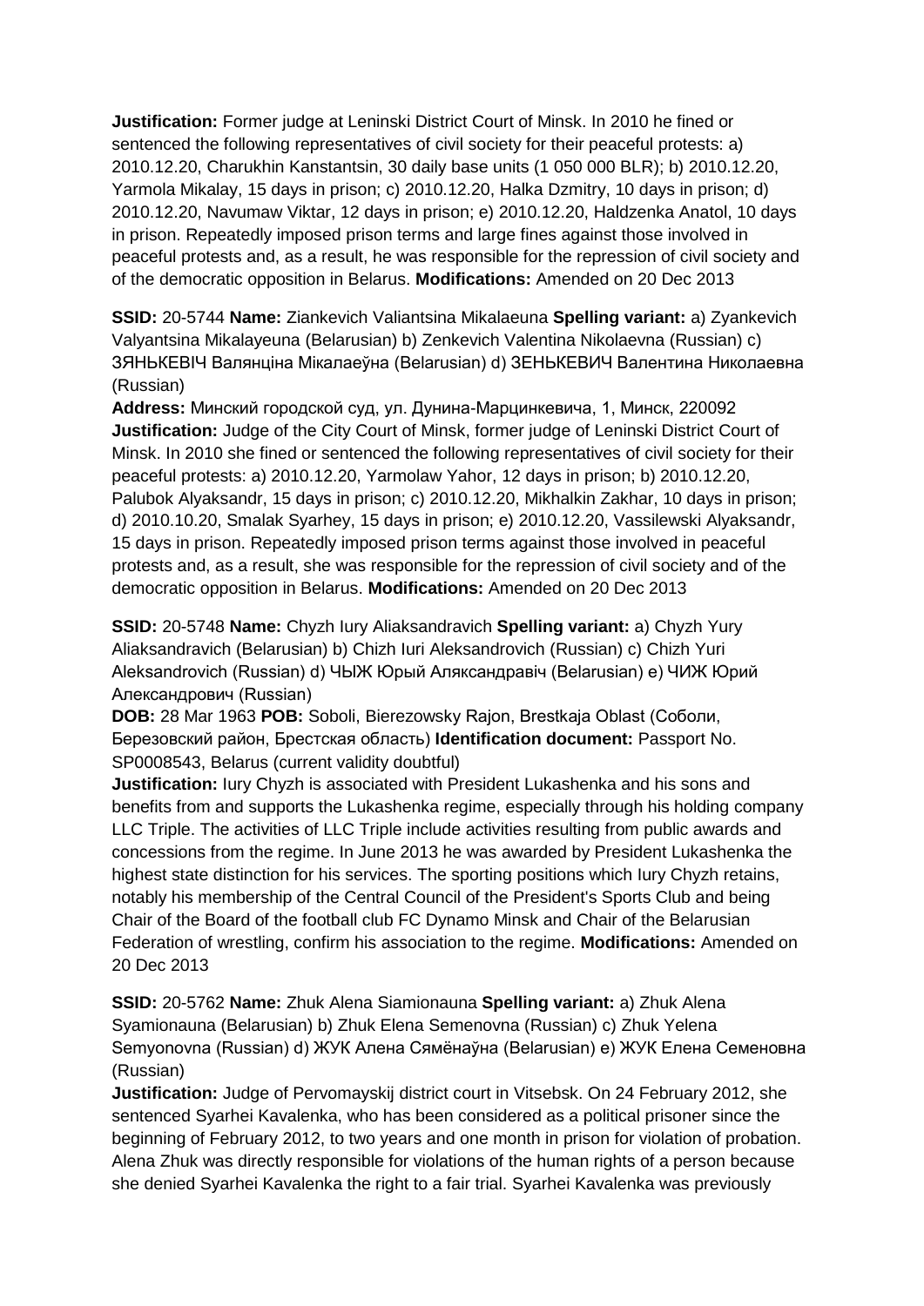**Justification:** Former judge at Leninski District Court of Minsk. In 2010 he fined or sentenced the following representatives of civil society for their peaceful protests: a) 2010.12.20, Charukhin Kanstantsin, 30 daily base units (1 050 000 BLR); b) 2010.12.20, Yarmola Mikalay, 15 days in prison; c) 2010.12.20, Halka Dzmitry, 10 days in prison; d) 2010.12.20, Navumaw Viktar, 12 days in prison; e) 2010.12.20, Haldzenka Anatol, 10 days in prison. Repeatedly imposed prison terms and large fines against those involved in peaceful protests and, as a result, he was responsible for the repression of civil society and of the democratic opposition in Belarus. **Modifications:** Amended on 20 Dec 2013

**SSID:** 20-5744 **Name:** Ziankevich Valiantsina Mikalaeuna **Spelling variant:** a) Zyankevich Valyantsina Mikalayeuna (Belarusian) b) Zenkevich Valentina Nikolaevna (Russian) c) ЗЯНЬКЕВІЧ Валянціна Мікалаеўна (Belarusian) d) ЗЕНЬКЕВИЧ Валентина Николаевна (Russian)
**Address:** Минский городской суд, ул. Дунина-Марцинкевича, 1, Минск, 220092
**Justification:** Judge of the City Court of Minsk, former judge of Leninski District Court of Minsk. In 2010 she fined or sentenced the following representatives of civil society for their peaceful protests: a) 2010.12.20, Yarmolaw Yahor, 12 days in prison; b) 2010.12.20, Palubok Alyaksandr, 15 days in prison; c) 2010.12.20, Mikhalkin Zakhar, 10 days in prison; d) 2010.10.20, Smalak Syarhey, 15 days in prison; e) 2010.12.20, Vassilewski Alyaksandr, 15 days in prison. Repeatedly imposed prison terms against those involved in peaceful protests and, as a result, she was responsible for the repression of civil society and of the democratic opposition in Belarus. **Modifications:** Amended on 20 Dec 2013

**SSID:** 20-5748 **Name:** Chyzh Iury Aliaksandravich **Spelling variant:** a) Chyzh Yury Aliaksandravich (Belarusian) b) Chizh Iuri Aleksandrovich (Russian) c) Chizh Yuri Aleksandrovich (Russian) d) ЧЫЖ Юрый Аляксандравіч (Belarusian) e) ЧИЖ Юрий Александрович (Russian)
**DOB:** 28 Mar 1963 **POB:** Soboli, Bierezowsky Rajon, Brestkaja Oblast (Соболи, Березовский район, Брестская область) **Identification document:** Passport No. SP0008543, Belarus (current validity doubtful)
**Justification:** Iury Chyzh is associated with President Lukashenka and his sons and benefits from and supports the Lukashenka regime, especially through his holding company LLC Triple. The activities of LLC Triple include activities resulting from public awards and concessions from the regime. In June 2013 he was awarded by President Lukashenka the highest state distinction for his services. The sporting positions which Iury Chyzh retains, notably his membership of the Central Council of the President's Sports Club and being Chair of the Board of the football club FC Dynamo Minsk and Chair of the Belarusian Federation of wrestling, confirm his association to the regime. **Modifications:** Amended on 20 Dec 2013

**SSID:** 20-5762 **Name:** Zhuk Alena Siamionauna **Spelling variant:** a) Zhuk Alena Syamionauna (Belarusian) b) Zhuk Elena Semenovna (Russian) c) Zhuk Yelena Semyonovna (Russian) d) ЖУК Алена Сямёнаўна (Belarusian) e) ЖУК Елена Семеновна (Russian)
**Justification:** Judge of Pervomayskij district court in Vitsebsk. On 24 February 2012, she sentenced Syarhei Kavalenka, who has been considered as a political prisoner since the beginning of February 2012, to two years and one month in prison for violation of probation. Alena Zhuk was directly responsible for violations of the human rights of a person because she denied Syarhei Kavalenka the right to a fair trial. Syarhei Kavalenka was previously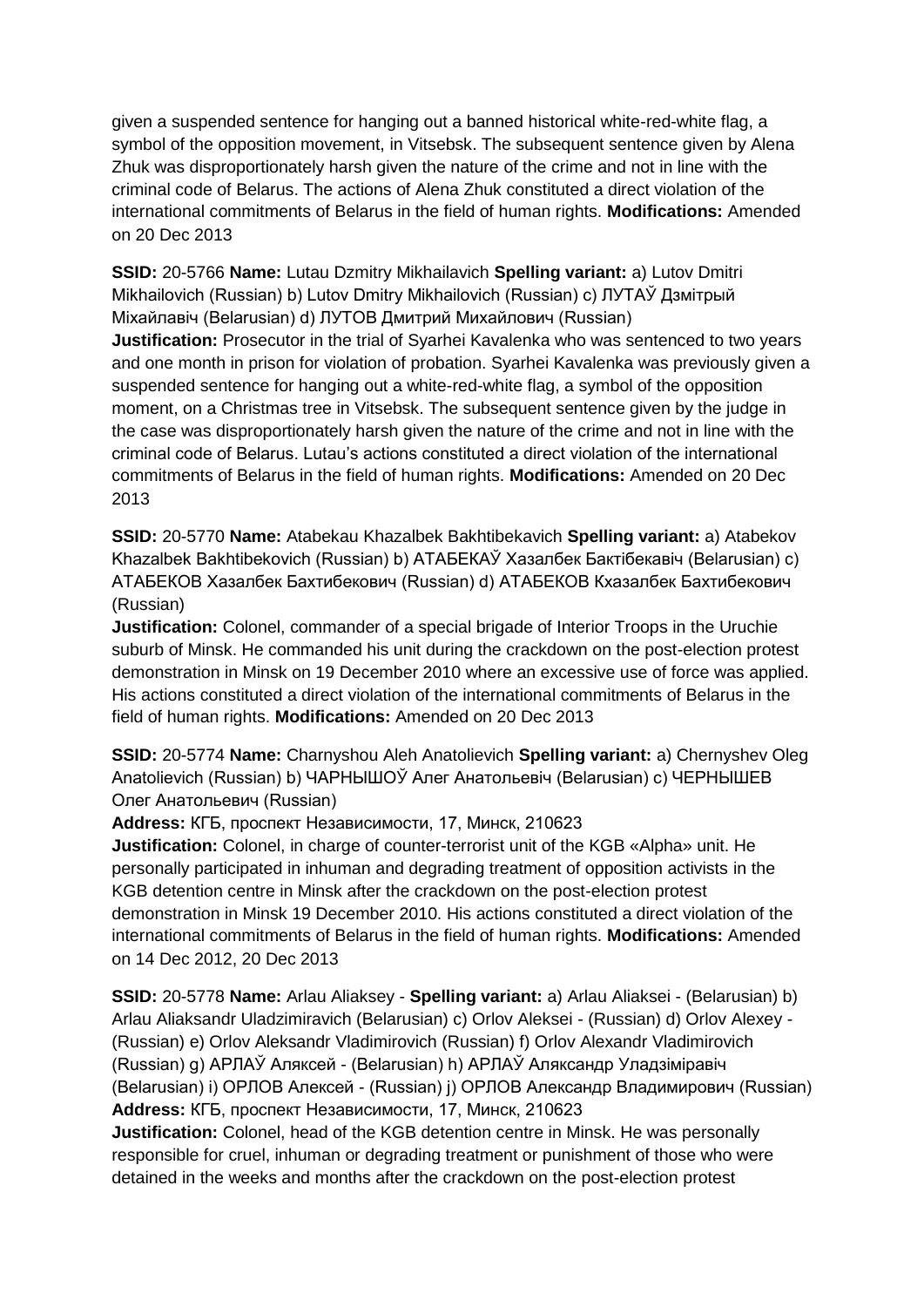given a suspended sentence for hanging out a banned historical white-red-white flag, a symbol of the opposition movement, in Vitsebsk. The subsequent sentence given by Alena Zhuk was disproportionately harsh given the nature of the crime and not in line with the criminal code of Belarus. The actions of Alena Zhuk constituted a direct violation of the international commitments of Belarus in the field of human rights. **Modifications:** Amended on 20 Dec 2013

**SSID:** 20-5766 **Name:** Lutau Dzmitry Mikhailavich **Spelling variant:** a) Lutov Dmitri Mikhailovich (Russian) b) Lutov Dmitry Mikhailovich (Russian) c) ЛУТАЎ Дзмітрый Міхайлавіч (Belarusian) d) ЛУТОВ Дмитрий Михайлович (Russian)
**Justification:** Prosecutor in the trial of Syarhei Kavalenka who was sentenced to two years and one month in prison for violation of probation. Syarhei Kavalenka was previously given a suspended sentence for hanging out a white-red-white flag, a symbol of the opposition moment, on a Christmas tree in Vitsebsk. The subsequent sentence given by the judge in the case was disproportionately harsh given the nature of the crime and not in line with the criminal code of Belarus. Lutau's actions constituted a direct violation of the international commitments of Belarus in the field of human rights. **Modifications:** Amended on 20 Dec 2013

**SSID:** 20-5770 **Name:** Atabekau Khazalbek Bakhtibekavich **Spelling variant:** a) Atabekov Khazalbek Bakhtibekovich (Russian) b) АТАБЕКАЎ Хазалбек Бактібекавіч (Belarusian) c) АТАБЕКОВ Хазалбек Бахтибекович (Russian) d) АТАБЕКОВ Кхазалбек Бахтибекович (Russian)
**Justification:** Colonel, commander of a special brigade of Interior Troops in the Uruchie suburb of Minsk. He commanded his unit during the crackdown on the post-election protest demonstration in Minsk on 19 December 2010 where an excessive use of force was applied. His actions constituted a direct violation of the international commitments of Belarus in the field of human rights. **Modifications:** Amended on 20 Dec 2013

**SSID:** 20-5774 **Name:** Charnyshou Aleh Anatolievich **Spelling variant:** a) Chernyshev Oleg Anatolievich (Russian) b) ЧАРНЫШОЎ Алег Анатольевіч (Belarusian) c) ЧЕРНЫШЕВ Олег Анатольевич (Russian)
**Address:** КГБ, проспект Независимости, 17, Минск, 210623
**Justification:** Colonel, in charge of counter-terrorist unit of the KGB «Alpha» unit. He personally participated in inhuman and degrading treatment of opposition activists in the KGB detention centre in Minsk after the crackdown on the post-election protest demonstration in Minsk 19 December 2010. His actions constituted a direct violation of the international commitments of Belarus in the field of human rights. **Modifications:** Amended on 14 Dec 2012, 20 Dec 2013

**SSID:** 20-5778 **Name:** Arlau Aliaksey - **Spelling variant:** a) Arlau Aliaksei - (Belarusian) b) Arlau Aliaksandr Uladzimiravich (Belarusian) c) Orlov Aleksei - (Russian) d) Orlov Alexey - (Russian) e) Orlov Aleksandr Vladimirovich (Russian) f) Orlov Alexandr Vladimirovich (Russian) g) АРЛАЎ Аляксей - (Belarusian) h) АРЛАЎ Аляксандр Уладзіміравіч (Belarusian) i) ОРЛОВ Алексей - (Russian) j) ОРЛОВ Александр Владимирович (Russian)
**Address:** КГБ, проспект Независимости, 17, Минск, 210623
**Justification:** Colonel, head of the KGB detention centre in Minsk. He was personally responsible for cruel, inhuman or degrading treatment or punishment of those who were detained in the weeks and months after the crackdown on the post-election protest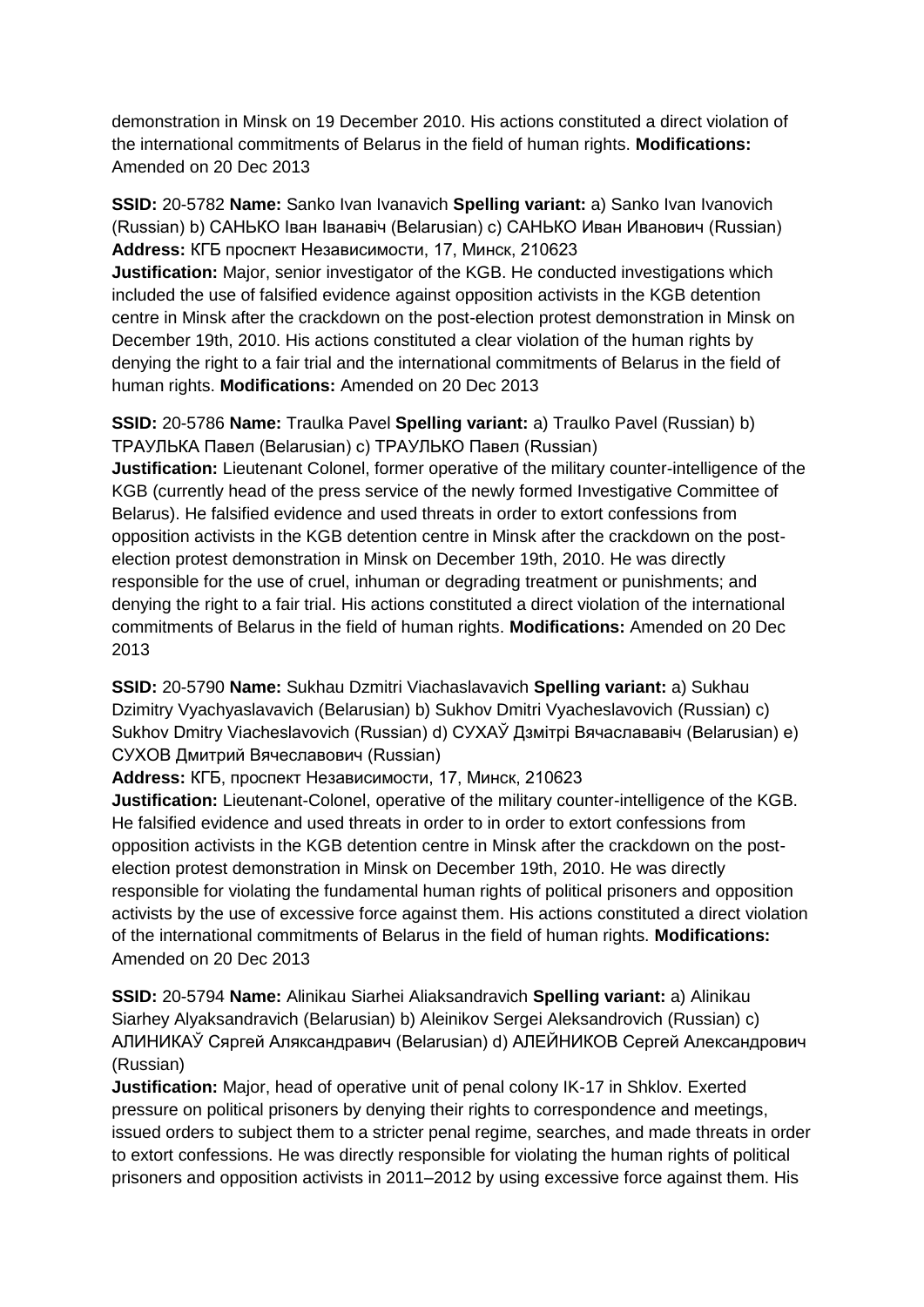demonstration in Minsk on 19 December 2010. His actions constituted a direct violation of the international commitments of Belarus in the field of human rights. **Modifications:** Amended on 20 Dec 2013

**SSID:** 20-5782 **Name:** Sanko Ivan Ivanavich **Spelling variant:** a) Sanko Ivan Ivanovich (Russian) b) САНЬКО Іван Іванавіч (Belarusian) c) САНЬКО Иван Иванович (Russian) **Address:** КГБ проспект Независимости, 17, Минск, 210623
**Justification:** Major, senior investigator of the KGB. He conducted investigations which included the use of falsified evidence against opposition activists in the KGB detention centre in Minsk after the crackdown on the post-election protest demonstration in Minsk on December 19th, 2010. His actions constituted a clear violation of the human rights by denying the right to a fair trial and the international commitments of Belarus in the field of human rights. **Modifications:** Amended on 20 Dec 2013

**SSID:** 20-5786 **Name:** Traulka Pavel **Spelling variant:** a) Traulko Pavel (Russian) b) ТРАУЛЬКА Павел (Belarusian) c) ТРАУЛЬКО Павел (Russian)
**Justification:** Lieutenant Colonel, former operative of the military counter-intelligence of the KGB (currently head of the press service of the newly formed Investigative Committee of Belarus). He falsified evidence and used threats in order to extort confessions from opposition activists in the KGB detention centre in Minsk after the crackdown on the post-election protest demonstration in Minsk on December 19th, 2010. He was directly responsible for the use of cruel, inhuman or degrading treatment or punishments; and denying the right to a fair trial. His actions constituted a direct violation of the international commitments of Belarus in the field of human rights. **Modifications:** Amended on 20 Dec 2013

**SSID:** 20-5790 **Name:** Sukhau Dzmitri Viachaslavavich **Spelling variant:** a) Sukhau Dzimitry Vyachyaslavavich (Belarusian) b) Sukhov Dmitri Vyacheslavovich (Russian) c) Sukhov Dmitry Viacheslavovich (Russian) d) СУХАЎ Дзмітрі Вячаслававіч (Belarusian) e) СУХОВ Дмитрий Вячеславович (Russian)
**Address:** КГБ, проспект Независимости, 17, Минск, 210623
**Justification:** Lieutenant-Colonel, operative of the military counter-intelligence of the KGB. He falsified evidence and used threats in order to in order to extort confessions from opposition activists in the KGB detention centre in Minsk after the crackdown on the post-election protest demonstration in Minsk on December 19th, 2010. He was directly responsible for violating the fundamental human rights of political prisoners and opposition activists by the use of excessive force against them. His actions constituted a direct violation of the international commitments of Belarus in the field of human rights. **Modifications:** Amended on 20 Dec 2013

**SSID:** 20-5794 **Name:** Alinikau Siarhei Aliaksandravich **Spelling variant:** a) Alinikau Siarhey Alyaksandravich (Belarusian) b) Aleinikov Sergei Aleksandrovich (Russian) c) АЛИНИКАЎ Сяргей Аляксандравич (Belarusian) d) АЛЕЙНИКОВ Сергей Александрович (Russian)
**Justification:** Major, head of operative unit of penal colony IK-17 in Shklov. Exerted pressure on political prisoners by denying their rights to correspondence and meetings, issued orders to subject them to a stricter penal regime, searches, and made threats in order to extort confessions. He was directly responsible for violating the human rights of political prisoners and opposition activists in 2011–2012 by using excessive force against them. His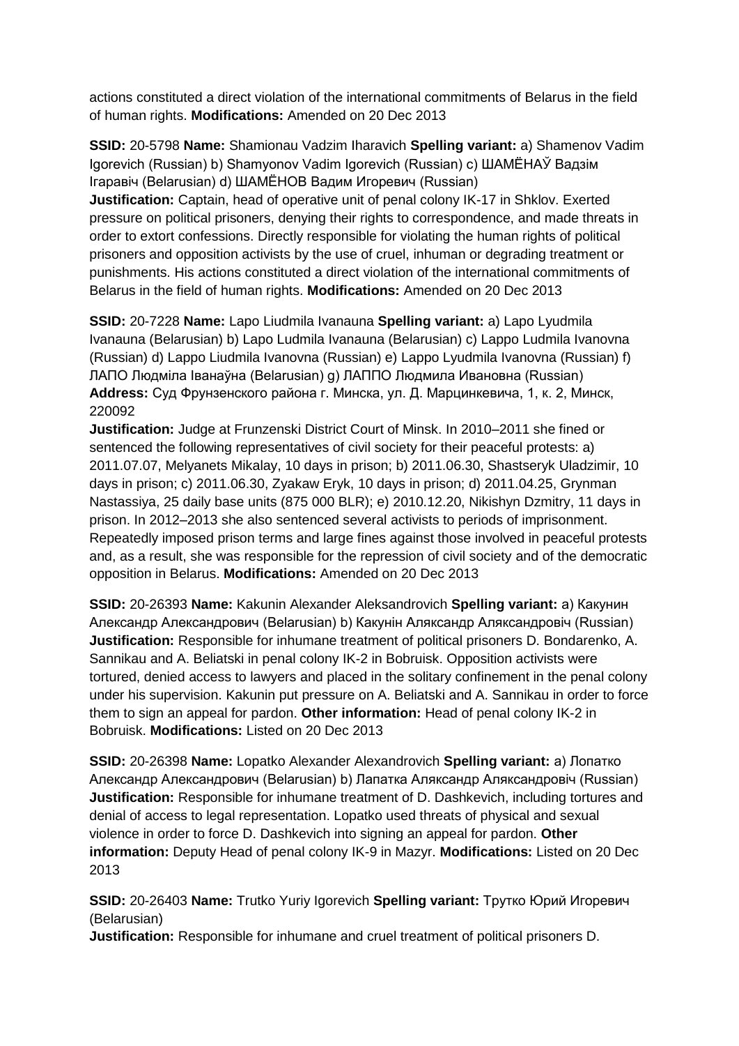actions constituted a direct violation of the international commitments of Belarus in the field of human rights. **Modifications:** Amended on 20 Dec 2013

**SSID:** 20-5798 **Name:** Shamionau Vadzim Iharavich **Spelling variant:** a) Shamenov Vadim Igorevich (Russian) b) Shamyonov Vadim Igorevich (Russian) c) ШАМЁНАЎ Вадзім Ігаравіч (Belarusian) d) ШАМЁНОВ Вадим Игоревич (Russian)
**Justification:** Captain, head of operative unit of penal colony IK-17 in Shklov. Exerted pressure on political prisoners, denying their rights to correspondence, and made threats in order to extort confessions. Directly responsible for violating the human rights of political prisoners and opposition activists by the use of cruel, inhuman or degrading treatment or punishments. His actions constituted a direct violation of the international commitments of Belarus in the field of human rights. **Modifications:** Amended on 20 Dec 2013

**SSID:** 20-7228 **Name:** Lapo Liudmila Ivanauna **Spelling variant:** a) Lapo Lyudmila Ivanauna (Belarusian) b) Lapo Ludmila Ivanauna (Belarusian) c) Lappo Ludmila Ivanovna (Russian) d) Lappo Liudmila Ivanovna (Russian) e) Lappo Lyudmila Ivanovna (Russian) f) ЛАПО Людміла Іванаўна (Belarusian) g) ЛАППО Людмила Ивановна (Russian)
**Address:** Суд Фрунзенского района г. Минска, ул. Д. Марцинкевича, 1, к. 2, Минск, 220092
**Justification:** Judge at Frunzenski District Court of Minsk. In 2010–2011 she fined or sentenced the following representatives of civil society for their peaceful protests: a) 2011.07.07, Melyanets Mikalay, 10 days in prison; b) 2011.06.30, Shastseryk Uladzimir, 10 days in prison; c) 2011.06.30, Zyakaw Eryk, 10 days in prison; d) 2011.04.25, Grynman Nastassiya, 25 daily base units (875 000 BLR); e) 2010.12.20, Nikishyn Dzmitry, 11 days in prison. In 2012–2013 she also sentenced several activists to periods of imprisonment. Repeatedly imposed prison terms and large fines against those involved in peaceful protests and, as a result, she was responsible for the repression of civil society and of the democratic opposition in Belarus. **Modifications:** Amended on 20 Dec 2013

**SSID:** 20-26393 **Name:** Kakunin Alexander Aleksandrovich **Spelling variant:** a) Какунин Александр Александрович (Belarusian) b) Какунін Аляксандр Аляксандровіч (Russian)
**Justification:** Responsible for inhumane treatment of political prisoners D. Bondarenko, A. Sannikau and A. Beliatski in penal colony IK-2 in Bobruisk. Opposition activists were tortured, denied access to lawyers and placed in the solitary confinement in the penal colony under his supervision. Kakunin put pressure on A. Beliatski and A. Sannikau in order to force them to sign an appeal for pardon. **Other information:** Head of penal colony IK-2 in Bobruisk. **Modifications:** Listed on 20 Dec 2013

**SSID:** 20-26398 **Name:** Lopatko Alexander Alexandrovich **Spelling variant:** a) Лопатко Александр Александрович (Belarusian) b) Лапатка Аляксандр Аляксандровіч (Russian)
**Justification:** Responsible for inhumane treatment of D. Dashkevich, including tortures and denial of access to legal representation. Lopatko used threats of physical and sexual violence in order to force D. Dashkevich into signing an appeal for pardon. **Other information:** Deputy Head of penal colony IK-9 in Mazyr. **Modifications:** Listed on 20 Dec 2013

**SSID:** 20-26403 **Name:** Trutko Yuriy Igorevich **Spelling variant:** Трутко Юрий Игоревич (Belarusian)
**Justification:** Responsible for inhumane and cruel treatment of political prisoners D.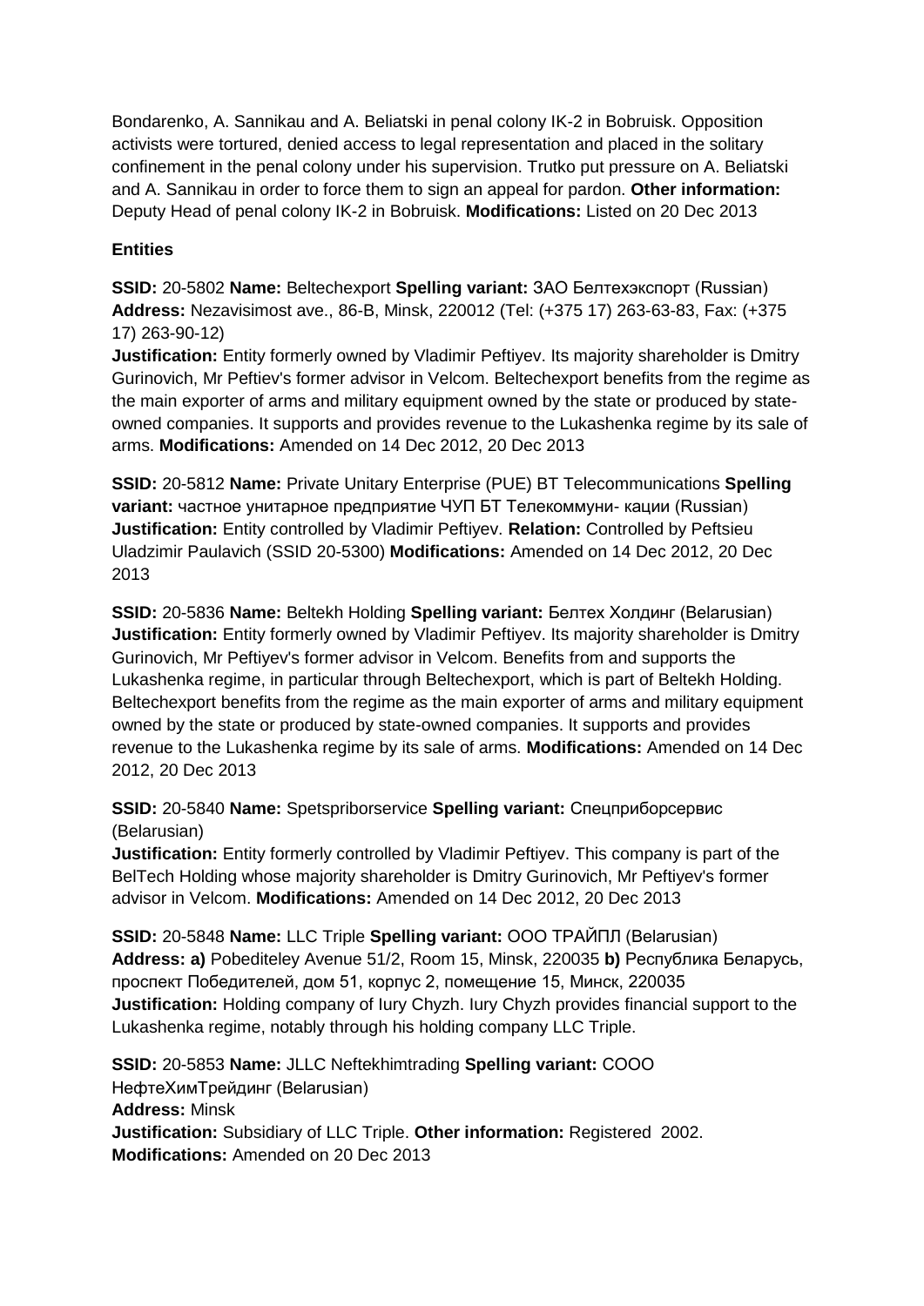Bondarenko, A. Sannikau and A. Beliatski in penal colony IK-2 in Bobruisk. Opposition activists were tortured, denied access to legal representation and placed in the solitary confinement in the penal colony under his supervision. Trutko put pressure on A. Beliatski and A. Sannikau in order to force them to sign an appeal for pardon. **Other information:** Deputy Head of penal colony IK-2 in Bobruisk. **Modifications:** Listed on 20 Dec 2013

**Entities**

**SSID:** 20-5802 **Name:** Beltechexport **Spelling variant:** ЗАО Белтехэкспорт (Russian) **Address:** Nezavisimost ave., 86-B, Minsk, 220012 (Tel: (+375 17) 263-63-83, Fax: (+375 17) 263-90-12)
**Justification:** Entity formerly owned by Vladimir Peftiyev. Its majority shareholder is Dmitry Gurinovich, Mr Peftiev's former advisor in Velcom. Beltechexport benefits from the regime as the main exporter of arms and military equipment owned by the state or produced by state-owned companies. It supports and provides revenue to the Lukashenka regime by its sale of arms. **Modifications:** Amended on 14 Dec 2012, 20 Dec 2013

**SSID:** 20-5812 **Name:** Private Unitary Enterprise (PUE) BT Telecommunications **Spelling variant:** частное унитарное предприятие ЧУП БТ Телекоммуни- кации (Russian) **Justification:** Entity controlled by Vladimir Peftiyev. **Relation:** Controlled by Peftsieu Uladzimir Paulavich (SSID 20-5300) **Modifications:** Amended on 14 Dec 2012, 20 Dec 2013

**SSID:** 20-5836 **Name:** Beltekh Holding **Spelling variant:** Белтех Холдинг (Belarusian) **Justification:** Entity formerly owned by Vladimir Peftiyev. Its majority shareholder is Dmitry Gurinovich, Mr Peftiyev's former advisor in Velcom. Benefits from and supports the Lukashenka regime, in particular through Beltechexport, which is part of Beltekh Holding. Beltechexport benefits from the regime as the main exporter of arms and military equipment owned by the state or produced by state-owned companies. It supports and provides revenue to the Lukashenka regime by its sale of arms. **Modifications:** Amended on 14 Dec 2012, 20 Dec 2013

**SSID:** 20-5840 **Name:** Spetspriborservice **Spelling variant:** Спецприборсервис (Belarusian)
**Justification:** Entity formerly controlled by Vladimir Peftiyev. This company is part of the BelTech Holding whose majority shareholder is Dmitry Gurinovich, Mr Peftiyev's former advisor in Velcom. **Modifications:** Amended on 14 Dec 2012, 20 Dec 2013

**SSID:** 20-5848 **Name:** LLC Triple **Spelling variant:** ООО ТРАЙПЛ (Belarusian) **Address: a)** Pobediteley Avenue 51/2, Room 15, Minsk, 220035 **b)** Республика Беларусь, проспект Победителей, дом 51, корпус 2, помещение 15, Минск, 220035
**Justification:** Holding company of Iury Chyzh. Iury Chyzh provides financial support to the Lukashenka regime, notably through his holding company LLC Triple.

**SSID:** 20-5853 **Name:** JLLC Neftekhimtrading **Spelling variant:** СООО НефтеХимТрейдинг (Belarusian)
**Address:** Minsk
**Justification:** Subsidiary of LLC Triple. **Other information:** Registered 2002.
**Modifications:** Amended on 20 Dec 2013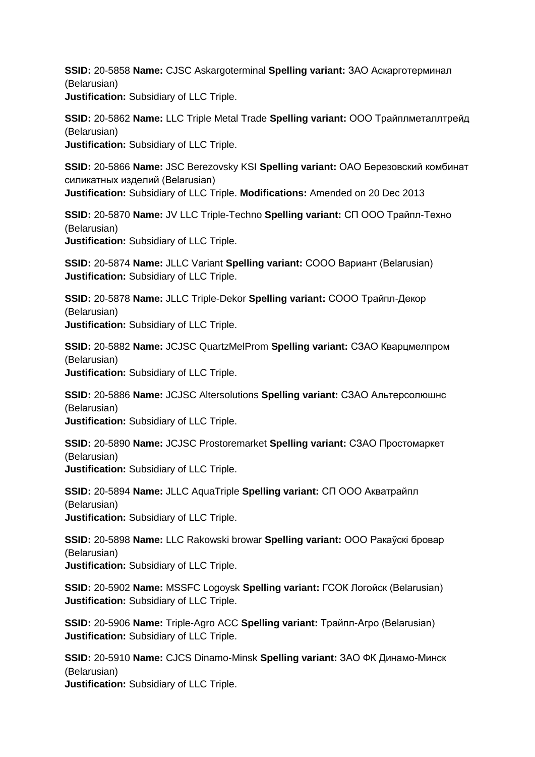**SSID:** 20-5858 **Name:** CJSC Askargoterminal **Spelling variant:** ЗАО Аскарготерминал (Belarusian)
**Justification:** Subsidiary of LLC Triple.

**SSID:** 20-5862 **Name:** LLC Triple Metal Trade **Spelling variant:** ООО Трайплметаллтрейд (Belarusian)
**Justification:** Subsidiary of LLC Triple.

**SSID:** 20-5866 **Name:** JSC Berezovsky KSI **Spelling variant:** ОАО Березовский комбинат силикатных изделий (Belarusian)
**Justification:** Subsidiary of LLC Triple. **Modifications:** Amended on 20 Dec 2013

**SSID:** 20-5870 **Name:** JV LLC Triple-Techno **Spelling variant:** СП ООО Трайпл-Техно (Belarusian)
**Justification:** Subsidiary of LLC Triple.

**SSID:** 20-5874 **Name:** JLLC Variant **Spelling variant:** СООО Вариант (Belarusian)
**Justification:** Subsidiary of LLC Triple.

**SSID:** 20-5878 **Name:** JLLC Triple-Dekor **Spelling variant:** СООО Трайпл-Декор (Belarusian)
**Justification:** Subsidiary of LLC Triple.

**SSID:** 20-5882 **Name:** JCJSC QuartzMelProm **Spelling variant:** СЗАО Кварцмелпром (Belarusian)
**Justification:** Subsidiary of LLC Triple.

**SSID:** 20-5886 **Name:** JCJSC Altersolutions **Spelling variant:** СЗАО Альтерсолюшнс (Belarusian)
**Justification:** Subsidiary of LLC Triple.

**SSID:** 20-5890 **Name:** JCJSC Prostoremarket **Spelling variant:** СЗАО Простомаркет (Belarusian)
**Justification:** Subsidiary of LLC Triple.

**SSID:** 20-5894 **Name:** JLLC AquaTriple **Spelling variant:** СП ООО Акватрайпл (Belarusian)
**Justification:** Subsidiary of LLC Triple.

**SSID:** 20-5898 **Name:** LLC Rakowski browar **Spelling variant:** ООО Ракаўскі бровар (Belarusian)
**Justification:** Subsidiary of LLC Triple.

**SSID:** 20-5902 **Name:** MSSFC Logoysk **Spelling variant:** ГСОК Логойск (Belarusian)
**Justification:** Subsidiary of LLC Triple.

**SSID:** 20-5906 **Name:** Triple-Agro ACC **Spelling variant:** Трайпл-Агро (Belarusian)
**Justification:** Subsidiary of LLC Triple.

**SSID:** 20-5910 **Name:** CJCS Dinamo-Minsk **Spelling variant:** ЗАО ФК Динамо-Минск (Belarusian)
**Justification:** Subsidiary of LLC Triple.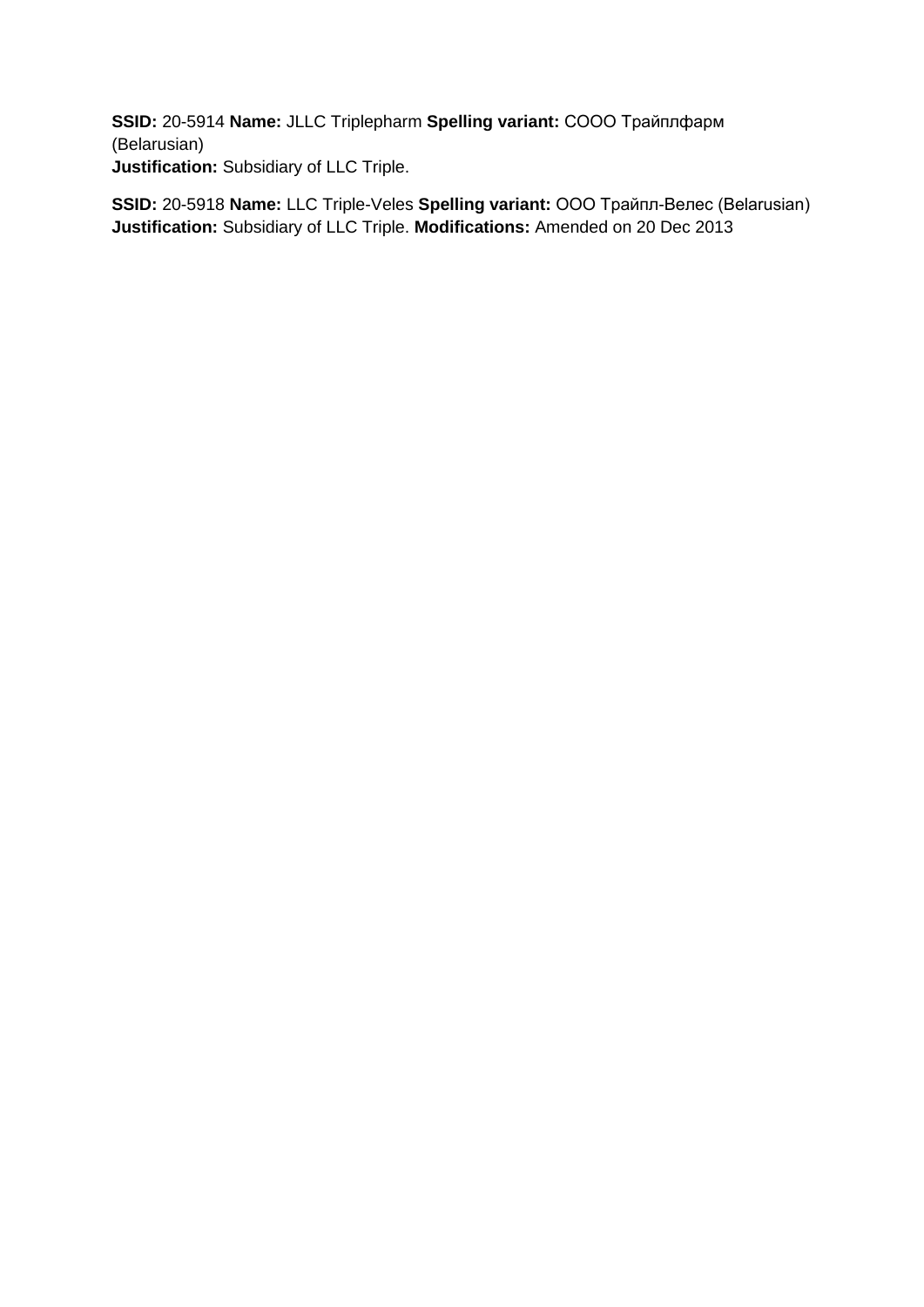**SSID:** 20-5914 **Name:** JLLC Triplepharm **Spelling variant:** СООО Трайплфарм (Belarusian)
**Justification:** Subsidiary of LLC Triple.

**SSID:** 20-5918 **Name:** LLC Triple-Veles **Spelling variant:** ООО Трайпл-Велес (Belarusian)
**Justification:** Subsidiary of LLC Triple. **Modifications:** Amended on 20 Dec 2013